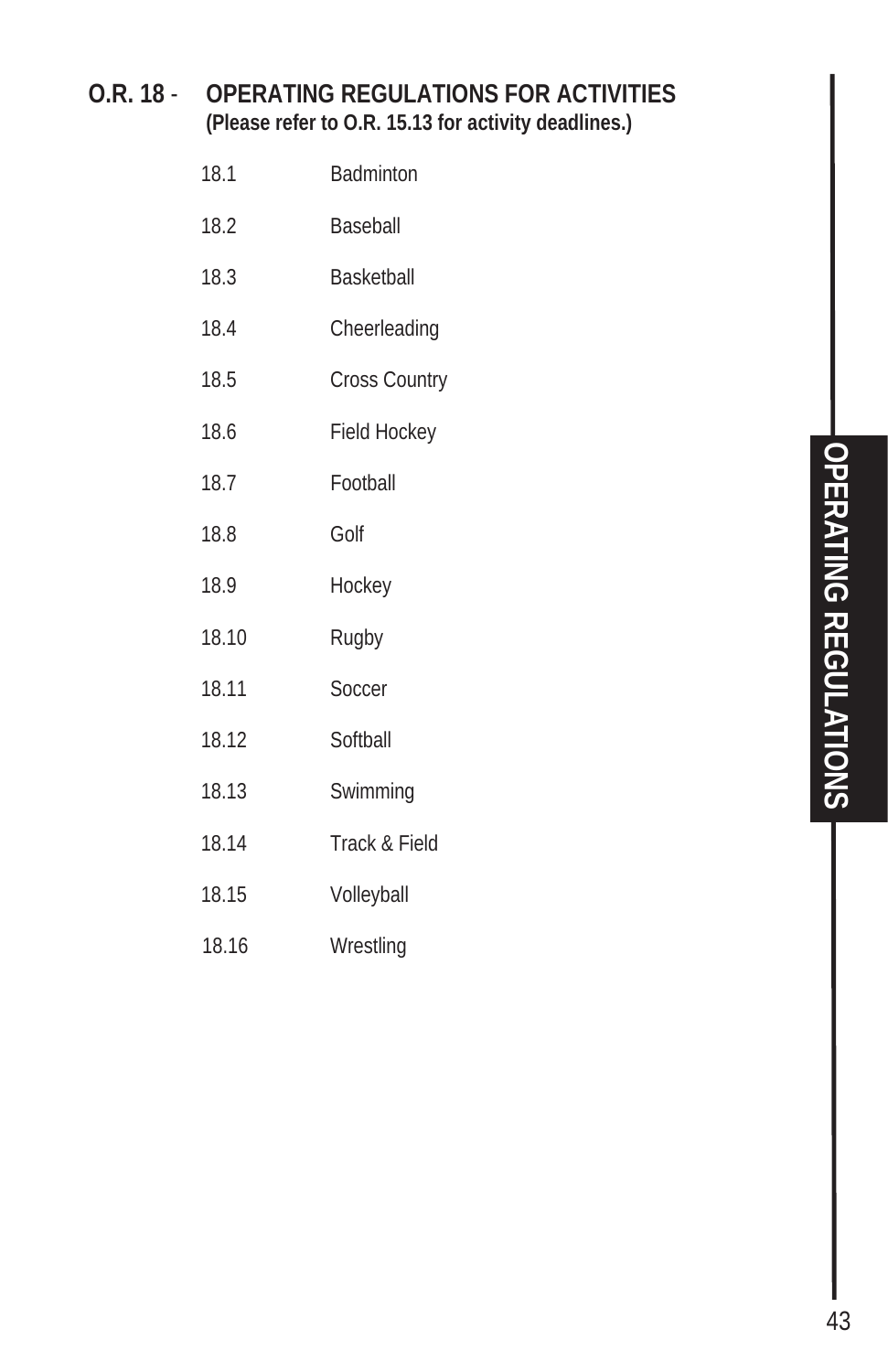# O.R. 18 - OPERATING REGULATIONS FOR ACTIVITIES

**(Please refer to O.R. 15.13 for activity deadlines.)**

| | |
|---|---|
| 18.1 | Badminton |
| 18.2 | Baseball |
| 18.3 | Basketball |
| 18.4 | Cheerleading |
| 18.5 | Cross Country |
| 18.6 | Field Hockey |
| 18.7 | Football |
| 18.8 | Golf |
| 18.9 | Hockey |
| 18.10 | Rugby |
| 18.11 | Soccer |
| 18.12 | Softball |
| 18.13 | Swimming |
| 18.14 | Track & Field |
| 18.15 | Volleyball |
| 18.16 | Wrestling |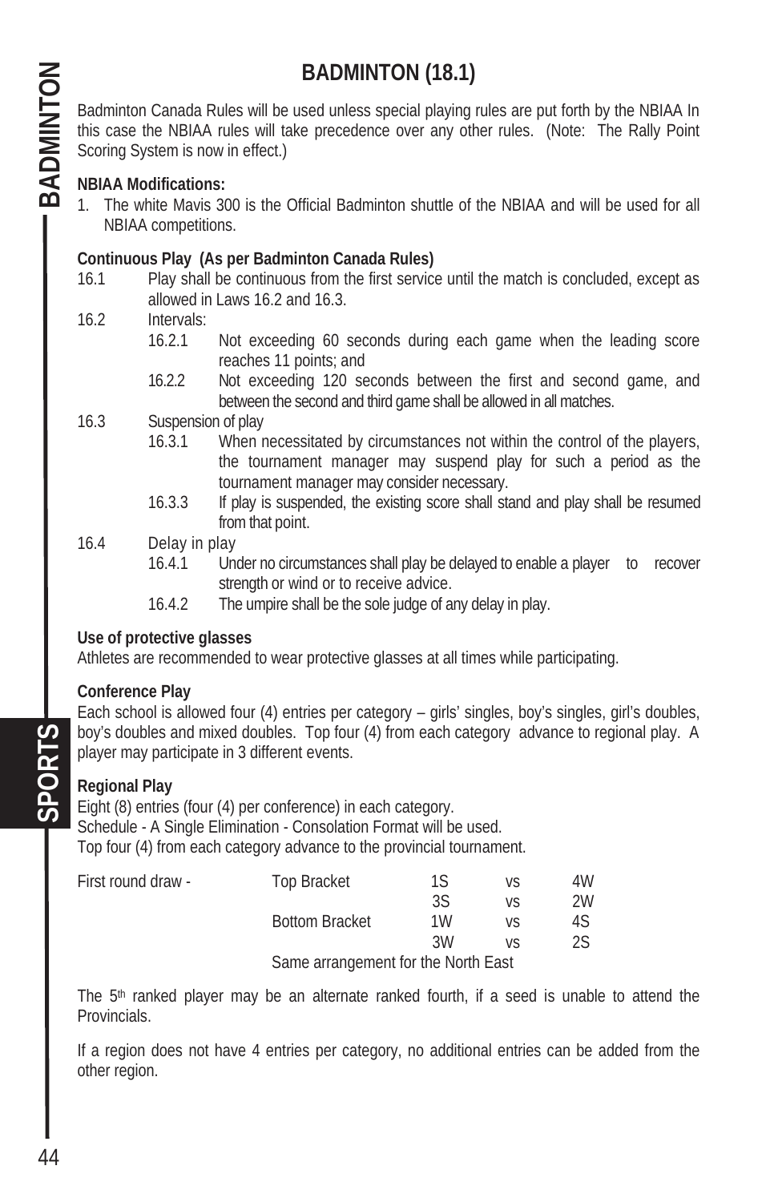# BADMINTON (18.1)

Badminton Canada Rules will be used unless special playing rules are put forth by the NBIAA In this case the NBIAA rules will take precedence over any other rules. (Note: The Rally Point Scoring System is now in effect.)

**NBIAA Modifications:**

1. The white Mavis 300 is the Official Badminton shuttle of the NBIAA and will be used for all NBIAA competitions.

**Continuous Play (As per Badminton Canada Rules)**

16.1 Play shall be continuous from the first service until the match is concluded, except as allowed in Laws 16.2 and 16.3.

16.2 Intervals:

- 16.2.1 Not exceeding 60 seconds during each game when the leading score reaches 11 points; and
- 16.2.2 Not exceeding 120 seconds between the first and second game, and between the second and third game shall be allowed in all matches.

16.3 Suspension of play

- 16.3.1 When necessitated by circumstances not within the control of the players, the tournament manager may suspend play for such a period as the tournament manager may consider necessary.
- 16.3.3 If play is suspended, the existing score shall stand and play shall be resumed from that point.

16.4 Delay in play

- 16.4.1 Under no circumstances shall play be delayed to enable a player to recover strength or wind or to receive advice.
- 16.4.2 The umpire shall be the sole judge of any delay in play.

**Use of protective glasses**

Athletes are recommended to wear protective glasses at all times while participating.

**Conference Play**

Each school is allowed four (4) entries per category – girls' singles, boy's singles, girl's doubles, boy's doubles and mixed doubles. Top four (4) from each category advance to regional play. A player may participate in 3 different events.

**Regional Play**

Eight (8) entries (four (4) per conference) in each category.
Schedule - A Single Elimination - Consolation Format will be used.
Top four (4) from each category advance to the provincial tournament.

| First round draw - | Top Bracket | 1S | vs | 4W |
|---|---|---|---|---|
| | | 3S | vs | 2W |
| | Bottom Bracket | 1W | vs | 4S |
| | | 3W | vs | 2S |
| | Same arrangement for the North East | | | |

The 5th ranked player may be an alternate ranked fourth, if a seed is unable to attend the Provincials.

If a region does not have 4 entries per category, no additional entries can be added from the other region.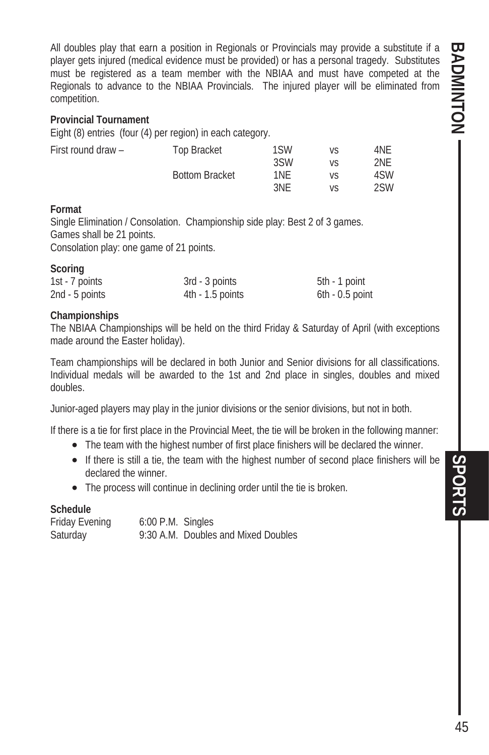All doubles play that earn a position in Regionals or Provincials may provide a substitute if a player gets injured (medical evidence must be provided) or has a personal tragedy. Substitutes must be registered as a team member with the NBIAA and must have competed at the Regionals to advance to the NBIAA Provincials. The injured player will be eliminated from competition.

**Provincial Tournament**

Eight (8) entries (four (4) per region) in each category.

| First round draw – | Top Bracket | 1SW | vs | 4NE |
|---|---|---|---|---|
| | | 3SW | vs | 2NE |
| | Bottom Bracket | 1NE | vs | 4SW |
| | | 3NE | vs | 2SW |

**Format**

Single Elimination / Consolation. Championship side play: Best 2 of 3 games.
Games shall be 21 points.
Consolation play: one game of 21 points.

**Scoring**

| | | |
|---|---|---|
| 1st - 7 points | 3rd - 3 points | 5th - 1 point |
| 2nd - 5 points | 4th - 1.5 points | 6th - 0.5 point |

**Championships**

The NBIAA Championships will be held on the third Friday & Saturday of April (with exceptions made around the Easter holiday).

Team championships will be declared in both Junior and Senior divisions for all classifications. Individual medals will be awarded to the 1st and 2nd place in singles, doubles and mixed doubles.

Junior-aged players may play in the junior divisions or the senior divisions, but not in both.

If there is a tie for first place in the Provincial Meet, the tie will be broken in the following manner:

- The team with the highest number of first place finishers will be declared the winner.
- If there is still a tie, the team with the highest number of second place finishers will be declared the winner.
- The process will continue in declining order until the tie is broken.

**Schedule**

| | | |
|---|---|---|
| Friday Evening | 6:00 P.M. | Singles |
| Saturday | 9:30 A.M. | Doubles and Mixed Doubles |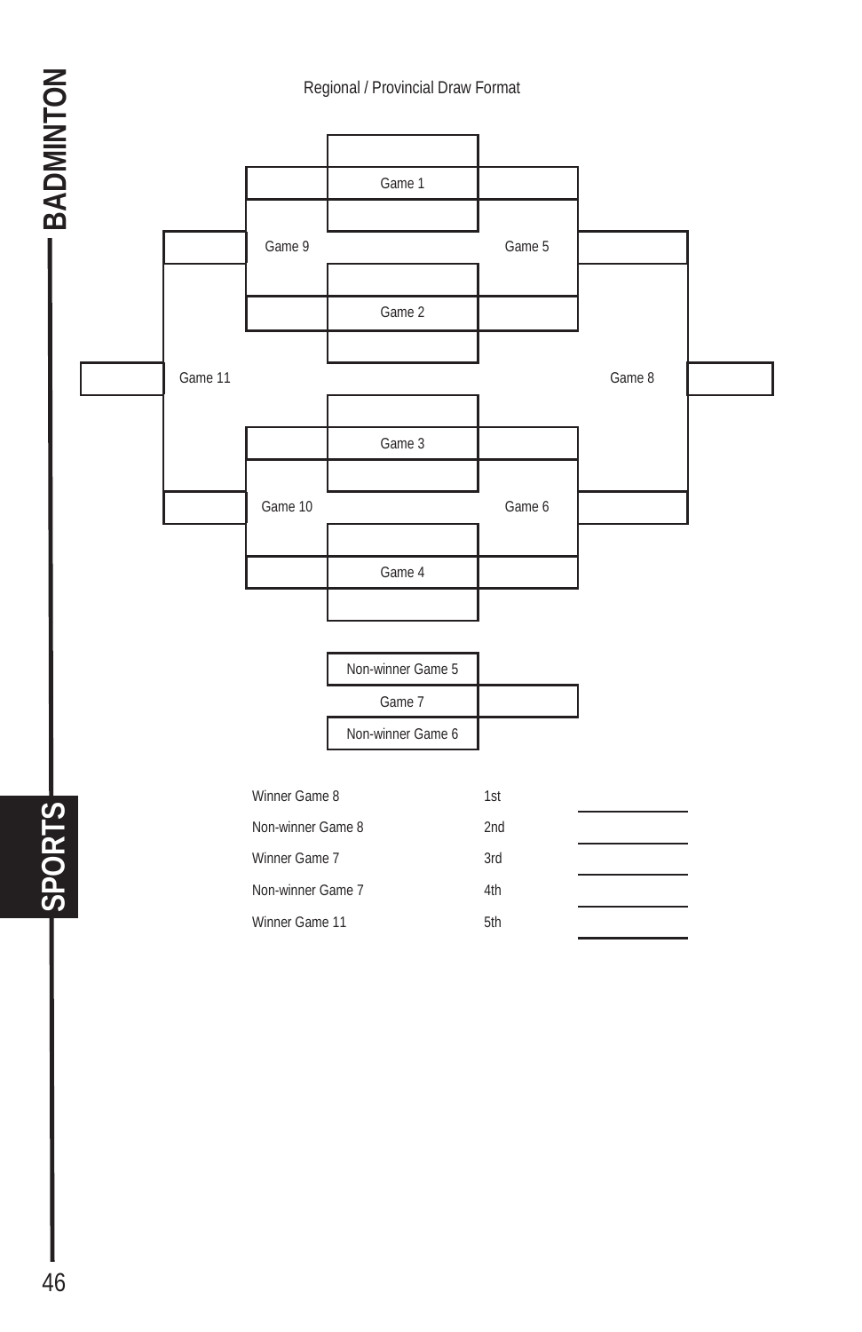Regional / Provincial Draw Format

Game 1

Game 9

Game 5

Game 2

Game 11

Game 8

Game 3

Game 10

Game 6

Game 4

Non-winner Game 5

Game 7

Non-winner Game 6

| | | |
|---|---|---|
| Winner Game 8 | 1st | ________ |
| Non-winner Game 8 | 2nd | ________ |
| Winner Game 7 | 3rd | ________ |
| Non-winner Game 7 | 4th | ________ |
| Winner Game 11 | 5th | ________ |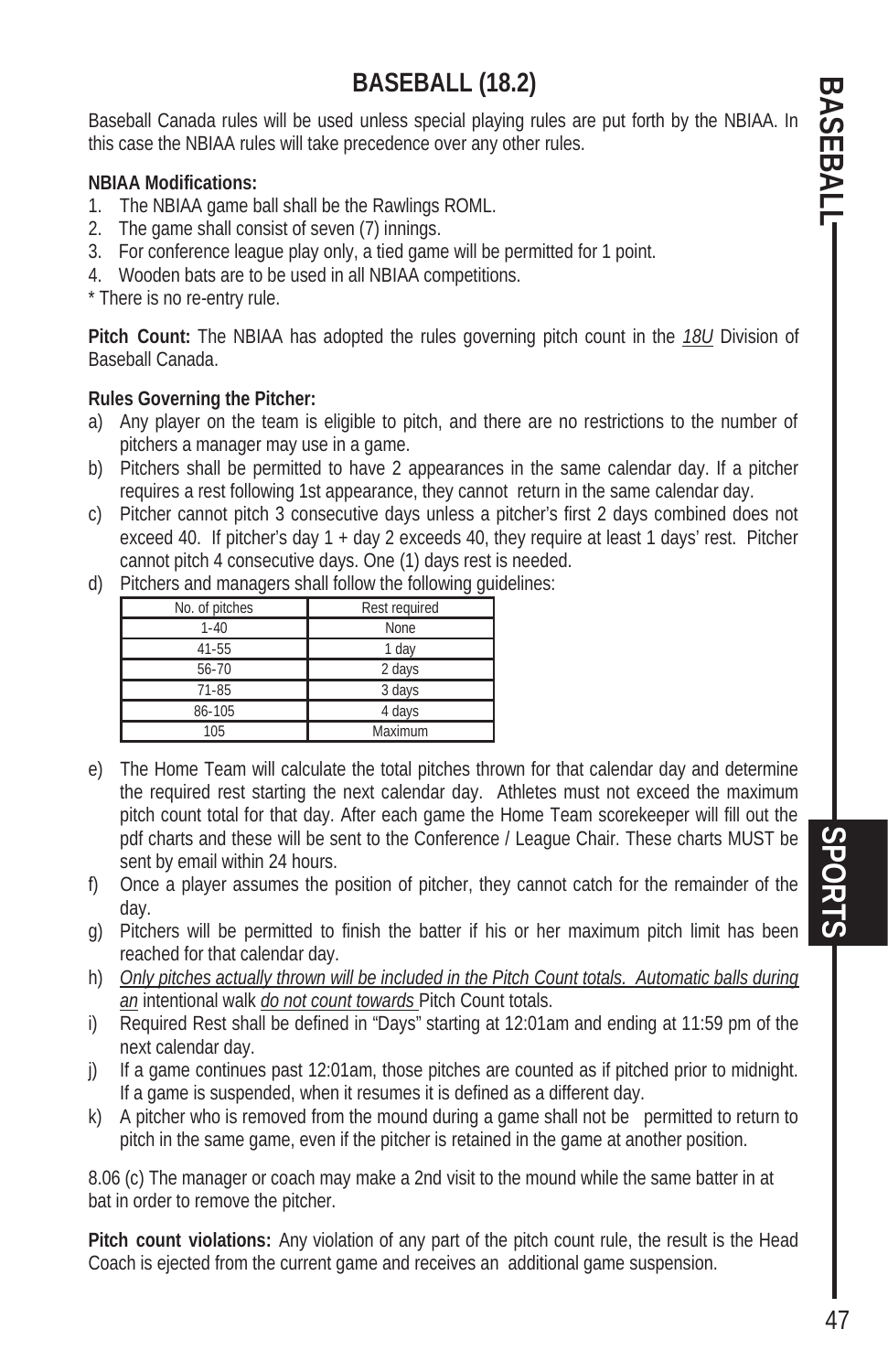# BASEBALL (18.2)

Baseball Canada rules will be used unless special playing rules are put forth by the NBIAA. In this case the NBIAA rules will take precedence over any other rules.

**NBIAA Modifications:**

1. The NBIAA game ball shall be the Rawlings ROML.
2. The game shall consist of seven (7) innings.
3. For conference league play only, a tied game will be permitted for 1 point.
4. Wooden bats are to be used in all NBIAA competitions.

* There is no re-entry rule.

**Pitch Count:** The NBIAA has adopted the rules governing pitch count in the _18U_ Division of Baseball Canada.

**Rules Governing the Pitcher:**

a) Any player on the team is eligible to pitch, and there are no restrictions to the number of pitchers a manager may use in a game.

b) Pitchers shall be permitted to have 2 appearances in the same calendar day. If a pitcher requires a rest following 1st appearance, they cannot return in the same calendar day.

c) Pitcher cannot pitch 3 consecutive days unless a pitcher's first 2 days combined does not exceed 40. If pitcher's day 1 + day 2 exceeds 40, they require at least 1 days' rest. Pitcher cannot pitch 4 consecutive days. One (1) days rest is needed.

d) Pitchers and managers shall follow the following guidelines:

| No. of pitches | Rest required |
|---|---|
| 1-40 | None |
| 41-55 | 1 day |
| 56-70 | 2 days |
| 71-85 | 3 days |
| 86-105 | 4 days |
| 105 | Maximum |

e) The Home Team will calculate the total pitches thrown for that calendar day and determine the required rest starting the next calendar day. Athletes must not exceed the maximum pitch count total for that day. After each game the Home Team scorekeeper will fill out the pdf charts and these will be sent to the Conference / League Chair. These charts MUST be sent by email within 24 hours.

f) Once a player assumes the position of pitcher, they cannot catch for the remainder of the day.

g) Pitchers will be permitted to finish the batter if his or her maximum pitch limit has been reached for that calendar day.

h) _Only pitches actually thrown will be included in the Pitch Count totals. Automatic balls during an_ intentional walk _do not count towards_ Pitch Count totals.

i) Required Rest shall be defined in "Days" starting at 12:01am and ending at 11:59 pm of the next calendar day.

j) If a game continues past 12:01am, those pitches are counted as if pitched prior to midnight. If a game is suspended, when it resumes it is defined as a different day.

k) A pitcher who is removed from the mound during a game shall not be permitted to return to pitch in the same game, even if the pitcher is retained in the game at another position.

8.06 (c) The manager or coach may make a 2nd visit to the mound while the same batter in at bat in order to remove the pitcher.

**Pitch count violations:** Any violation of any part of the pitch count rule, the result is the Head Coach is ejected from the current game and receives an additional game suspension.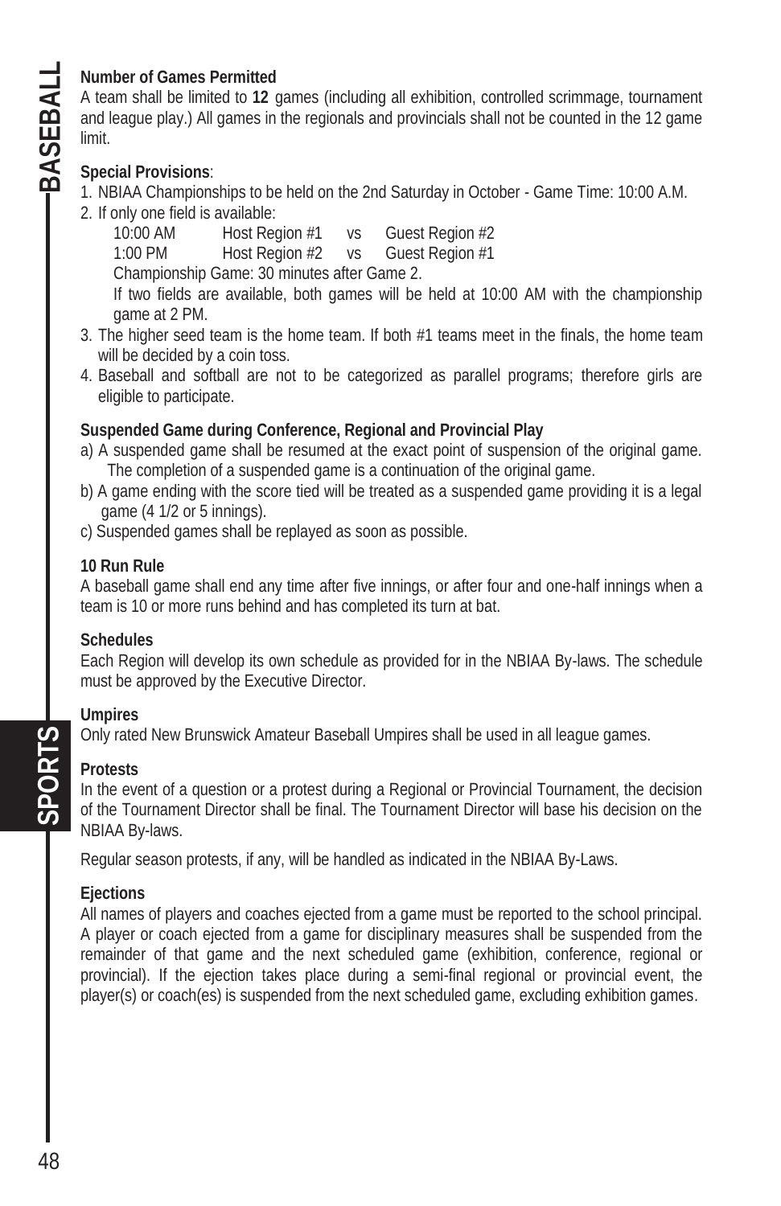**Number of Games Permitted**

A team shall be limited to **12** games (including all exhibition, controlled scrimmage, tournament and league play.) All games in the regionals and provincials shall not be counted in the 12 game limit.

**Special Provisions**:

1. NBIAA Championships to be held on the 2nd Saturday in October - Game Time: 10:00 A.M.
2. If only one field is available:

   | | | | |
   |---|---|---|---|
   | 10:00 AM | Host Region #1 | vs | Guest Region #2 |
   | 1:00 PM | Host Region #2 | vs | Guest Region #1 |

   Championship Game: 30 minutes after Game 2.

   If two fields are available, both games will be held at 10:00 AM with the championship game at 2 PM.
3. The higher seed team is the home team. If both #1 teams meet in the finals, the home team will be decided by a coin toss.
4. Baseball and softball are not to be categorized as parallel programs; therefore girls are eligible to participate.

**Suspended Game during Conference, Regional and Provincial Play**

a) A suspended game shall be resumed at the exact point of suspension of the original game. The completion of a suspended game is a continuation of the original game.

b) A game ending with the score tied will be treated as a suspended game providing it is a legal game (4 1/2 or 5 innings).

c) Suspended games shall be replayed as soon as possible.

**10 Run Rule**

A baseball game shall end any time after five innings, or after four and one-half innings when a team is 10 or more runs behind and has completed its turn at bat.

**Schedules**

Each Region will develop its own schedule as provided for in the NBIAA By-laws. The schedule must be approved by the Executive Director.

**Umpires**

Only rated New Brunswick Amateur Baseball Umpires shall be used in all league games.

**Protests**

In the event of a question or a protest during a Regional or Provincial Tournament, the decision of the Tournament Director shall be final. The Tournament Director will base his decision on the NBIAA By-laws.

Regular season protests, if any, will be handled as indicated in the NBIAA By-Laws.

**Ejections**

All names of players and coaches ejected from a game must be reported to the school principal. A player or coach ejected from a game for disciplinary measures shall be suspended from the remainder of that game and the next scheduled game (exhibition, conference, regional or provincial). If the ejection takes place during a semi-final regional or provincial event, the player(s) or coach(es) is suspended from the next scheduled game, excluding exhibition games.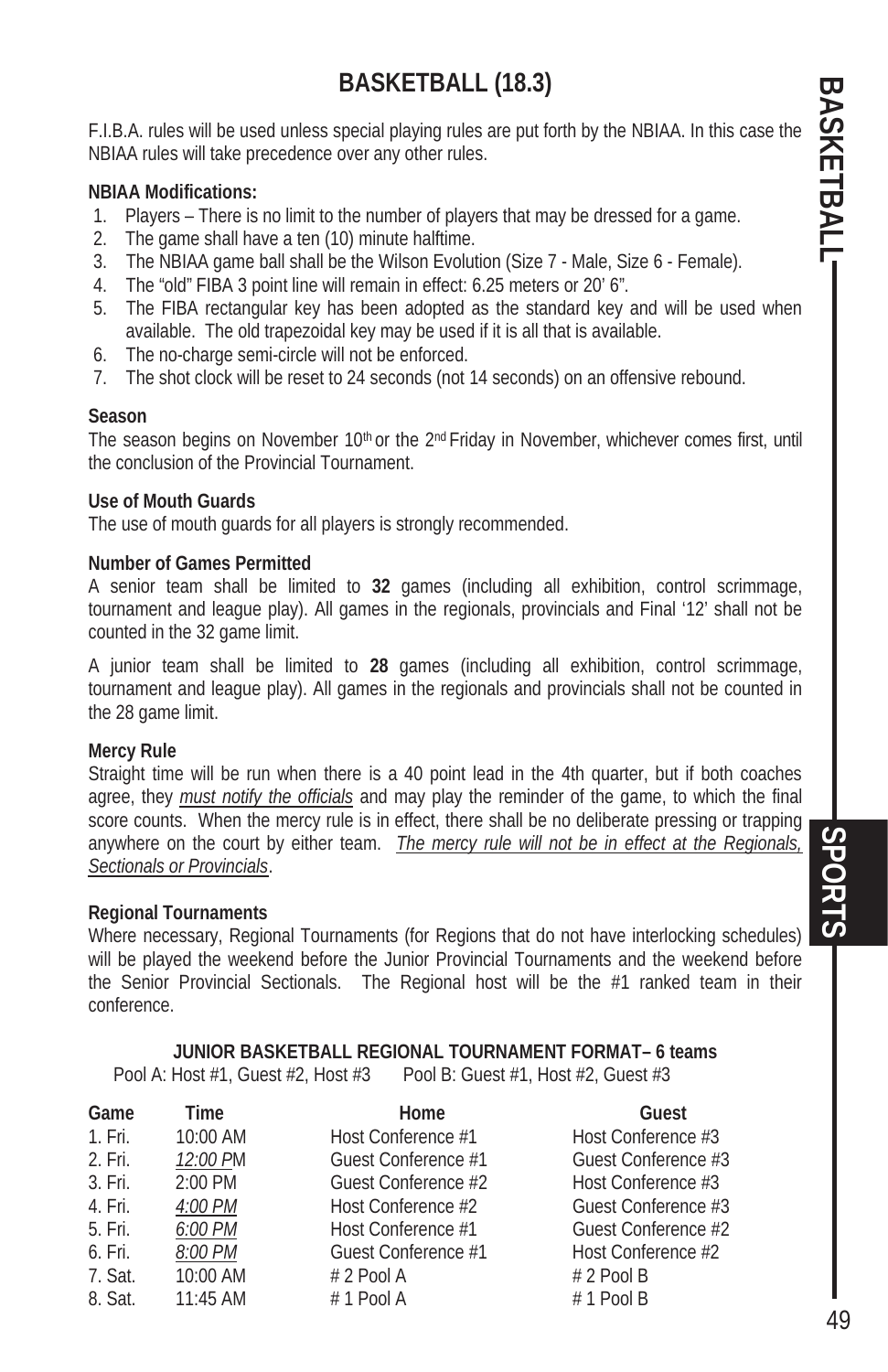# BASKETBALL (18.3)

F.I.B.A. rules will be used unless special playing rules are put forth by the NBIAA. In this case the NBIAA rules will take precedence over any other rules.

**NBIAA Modifications:**

1. Players – There is no limit to the number of players that may be dressed for a game.
2. The game shall have a ten (10) minute halftime.
3. The NBIAA game ball shall be the Wilson Evolution (Size 7 - Male, Size 6 - Female).
4. The "old" FIBA 3 point line will remain in effect: 6.25 meters or 20' 6".
5. The FIBA rectangular key has been adopted as the standard key and will be used when available. The old trapezoidal key may be used if it is all that is available.
6. The no-charge semi-circle will not be enforced.
7. The shot clock will be reset to 24 seconds (not 14 seconds) on an offensive rebound.

**Season**

The season begins on November 10th or the 2nd Friday in November, whichever comes first, until the conclusion of the Provincial Tournament.

**Use of Mouth Guards**

The use of mouth guards for all players is strongly recommended.

**Number of Games Permitted**

A senior team shall be limited to **32** games (including all exhibition, control scrimmage, tournament and league play). All games in the regionals, provincials and Final '12' shall not be counted in the 32 game limit.

A junior team shall be limited to **28** games (including all exhibition, control scrimmage, tournament and league play). All games in the regionals and provincials shall not be counted in the 28 game limit.

**Mercy Rule**

Straight time will be run when there is a 40 point lead in the 4th quarter, but if both coaches agree, they *must notify the officials* and may play the reminder of the game, to which the final score counts. When the mercy rule is in effect, there shall be no deliberate pressing or trapping anywhere on the court by either team. *The mercy rule will not be in effect at the Regionals, Sectionals or Provincials*.

**Regional Tournaments**

Where necessary, Regional Tournaments (for Regions that do not have interlocking schedules) will be played the weekend before the Junior Provincial Tournaments and the weekend before the Senior Provincial Sectionals. The Regional host will be the #1 ranked team in their conference.

**JUNIOR BASKETBALL REGIONAL TOURNAMENT FORMAT– 6 teams**

Pool A: Host #1, Guest #2, Host #3 Pool B: Guest #1, Host #2, Guest #3

| Game | Time | Home | Guest |
|---|---|---|---|
| 1. Fri. | 10:00 AM | Host Conference #1 | Host Conference #3 |
| 2. Fri. | *12:00 P*M | Guest Conference #1 | Guest Conference #3 |
| 3. Fri. | 2:00 PM | Guest Conference #2 | Host Conference #3 |
| 4. Fri. | *4:00 PM* | Host Conference #2 | Guest Conference #3 |
| 5. Fri. | *6:00 PM* | Host Conference #1 | Guest Conference #2 |
| 6. Fri. | *8:00 PM* | Guest Conference #1 | Host Conference #2 |
| 7. Sat. | 10:00 AM | # 2 Pool A | # 2 Pool B |
| 8. Sat. | 11:45 AM | # 1 Pool A | # 1 Pool B |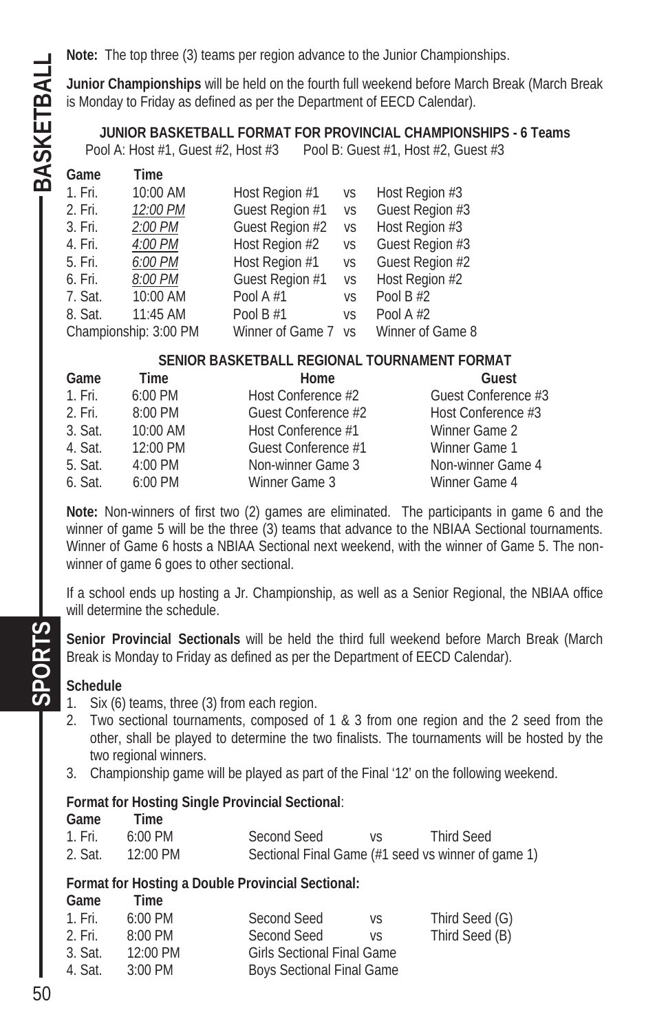**Note:** The top three (3) teams per region advance to the Junior Championships.

**Junior Championships** will be held on the fourth full weekend before March Break (March Break is Monday to Friday as defined as per the Department of EECD Calendar).

**JUNIOR BASKETBALL FORMAT FOR PROVINCIAL CHAMPIONSHIPS - 6 Teams**

Pool A: Host #1, Guest #2, Host #3 Pool B: Guest #1, Host #2, Guest #3

| Game | Time | | | |
|---|---|---|---|---|
| 1. Fri. | 10:00 AM | Host Region #1 | vs | Host Region #3 |
| 2. Fri. | *12:00 PM* | Guest Region #1 | vs | Guest Region #3 |
| 3. Fri. | *2:00 PM* | Guest Region #2 | vs | Host Region #3 |
| 4. Fri. | *4:00 PM* | Host Region #2 | vs | Guest Region #3 |
| 5. Fri. | *6:00 PM* | Host Region #1 | vs | Guest Region #2 |
| 6. Fri. | *8:00 PM* | Guest Region #1 | vs | Host Region #2 |
| 7. Sat. | 10:00 AM | Pool A #1 | vs | Pool B #2 |
| 8. Sat. | 11:45 AM | Pool B #1 | vs | Pool A #2 |
| Championship: 3:00 PM | | Winner of Game 7 | vs | Winner of Game 8 |

**SENIOR BASKETBALL REGIONAL TOURNAMENT FORMAT**

| Game | Time | Home | Guest |
|---|---|---|---|
| 1. Fri. | 6:00 PM | Host Conference #2 | Guest Conference #3 |
| 2. Fri. | 8:00 PM | Guest Conference #2 | Host Conference #3 |
| 3. Sat. | 10:00 AM | Host Conference #1 | Winner Game 2 |
| 4. Sat. | 12:00 PM | Guest Conference #1 | Winner Game 1 |
| 5. Sat. | 4:00 PM | Non-winner Game 3 | Non-winner Game 4 |
| 6. Sat. | 6:00 PM | Winner Game 3 | Winner Game 4 |

**Note:** Non-winners of first two (2) games are eliminated. The participants in game 6 and the winner of game 5 will be the three (3) teams that advance to the NBIAA Sectional tournaments. Winner of Game 6 hosts a NBIAA Sectional next weekend, with the winner of Game 5. The non-winner of game 6 goes to other sectional.

If a school ends up hosting a Jr. Championship, as well as a Senior Regional, the NBIAA office will determine the schedule.

**Senior Provincial Sectionals** will be held the third full weekend before March Break (March Break is Monday to Friday as defined as per the Department of EECD Calendar).

**Schedule**

1. Six (6) teams, three (3) from each region.
2. Two sectional tournaments, composed of 1 & 3 from one region and the 2 seed from the other, shall be played to determine the two finalists. The tournaments will be hosted by the two regional winners.
3. Championship game will be played as part of the Final '12' on the following weekend.

**Format for Hosting Single Provincial Sectional**:

| Game | Time | | | |
|---|---|---|---|---|
| 1. Fri. | 6:00 PM | Second Seed | vs | Third Seed |
| 2. Sat. | 12:00 PM | Sectional Final Game (#1 seed vs winner of game 1) | | |

**Format for Hosting a Double Provincial Sectional:**

| Game | Time | | | |
|---|---|---|---|---|
| 1. Fri. | 6:00 PM | Second Seed | vs | Third Seed (G) |
| 2. Fri. | 8:00 PM | Second Seed | vs | Third Seed (B) |
| 3. Sat. | 12:00 PM | Girls Sectional Final Game | | |
| 4. Sat. | 3:00 PM | Boys Sectional Final Game | | |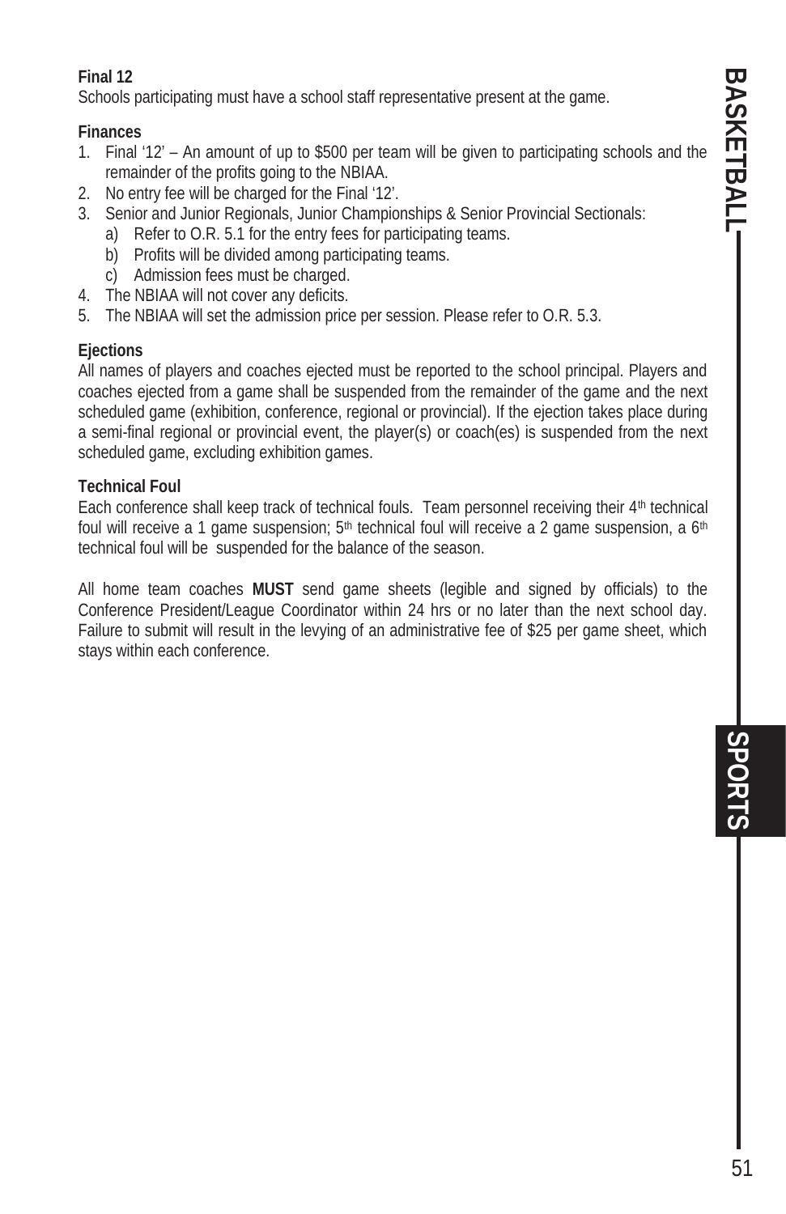**Final 12**

Schools participating must have a school staff representative present at the game.

**Finances**

1. Final '12' – An amount of up to $500 per team will be given to participating schools and the remainder of the profits going to the NBIAA.
2. No entry fee will be charged for the Final '12'.
3. Senior and Junior Regionals, Junior Championships & Senior Provincial Sectionals:
   a) Refer to O.R. 5.1 for the entry fees for participating teams.
   b) Profits will be divided among participating teams.
   c) Admission fees must be charged.
4. The NBIAA will not cover any deficits.
5. The NBIAA will set the admission price per session. Please refer to O.R. 5.3.

**Ejections**

All names of players and coaches ejected must be reported to the school principal. Players and coaches ejected from a game shall be suspended from the remainder of the game and the next scheduled game (exhibition, conference, regional or provincial). If the ejection takes place during a semi-final regional or provincial event, the player(s) or coach(es) is suspended from the next scheduled game, excluding exhibition games.

**Technical Foul**

Each conference shall keep track of technical fouls. Team personnel receiving their 4th technical foul will receive a 1 game suspension; 5th technical foul will receive a 2 game suspension, a 6th technical foul will be suspended for the balance of the season.

All home team coaches **MUST** send game sheets (legible and signed by officials) to the Conference President/League Coordinator within 24 hrs or no later than the next school day. Failure to submit will result in the levying of an administrative fee of $25 per game sheet, which stays within each conference.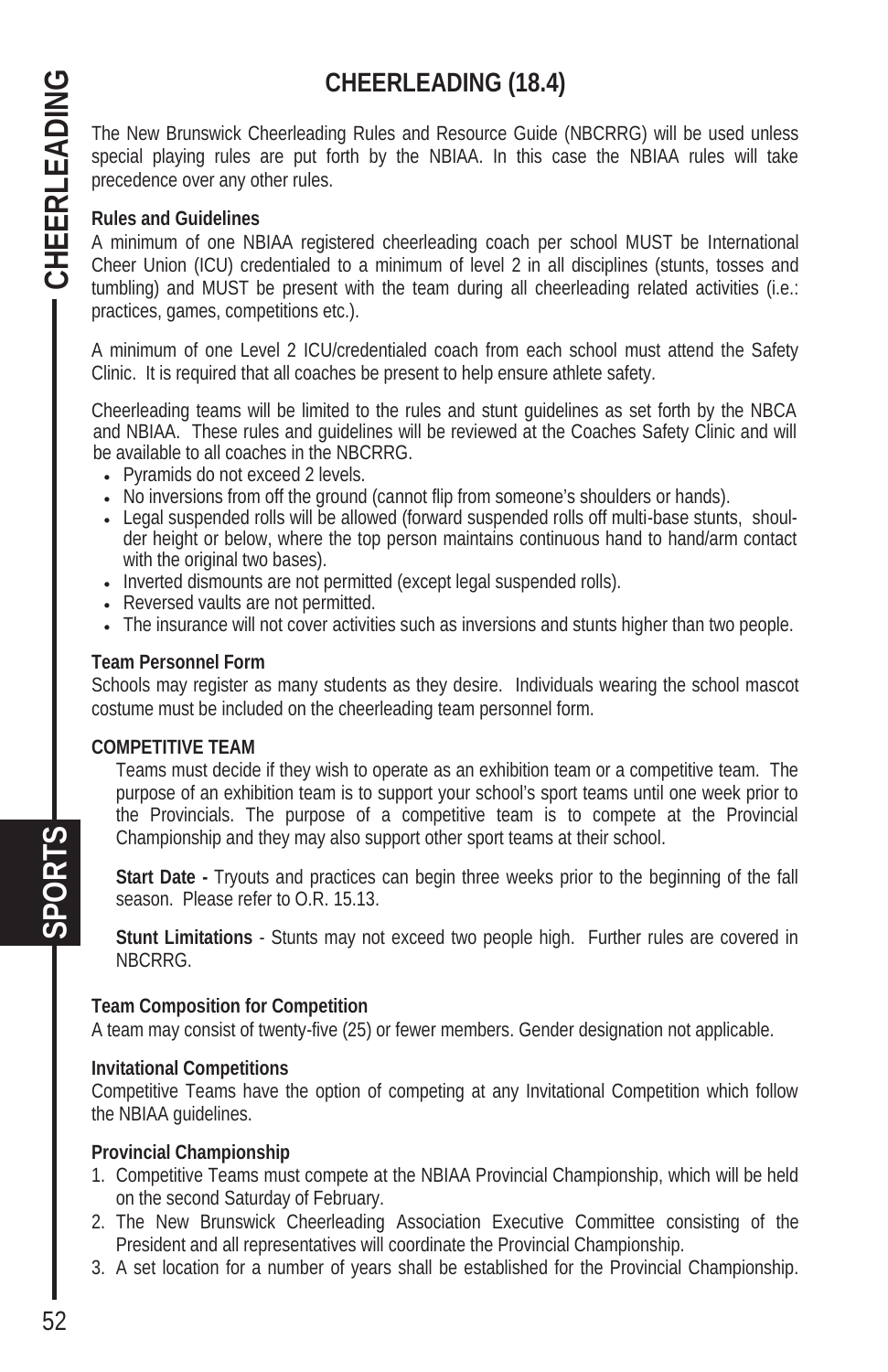# CHEERLEADING (18.4)

The New Brunswick Cheerleading Rules and Resource Guide (NBCRRG) will be used unless special playing rules are put forth by the NBIAA. In this case the NBIAA rules will take precedence over any other rules.

**Rules and Guidelines**

A minimum of one NBIAA registered cheerleading coach per school MUST be International Cheer Union (ICU) credentialed to a minimum of level 2 in all disciplines (stunts, tosses and tumbling) and MUST be present with the team during all cheerleading related activities (i.e.: practices, games, competitions etc.).

A minimum of one Level 2 ICU/credentialed coach from each school must attend the Safety Clinic. It is required that all coaches be present to help ensure athlete safety.

Cheerleading teams will be limited to the rules and stunt guidelines as set forth by the NBCA and NBIAA. These rules and guidelines will be reviewed at the Coaches Safety Clinic and will be available to all coaches in the NBCRRG.

- Pyramids do not exceed 2 levels.
- No inversions from off the ground (cannot flip from someone's shoulders or hands).
- Legal suspended rolls will be allowed (forward suspended rolls off multi-base stunts, shoulder height or below, where the top person maintains continuous hand to hand/arm contact with the original two bases).
- Inverted dismounts are not permitted (except legal suspended rolls).
- Reversed vaults are not permitted.
- The insurance will not cover activities such as inversions and stunts higher than two people.

**Team Personnel Form**

Schools may register as many students as they desire. Individuals wearing the school mascot costume must be included on the cheerleading team personnel form.

**COMPETITIVE TEAM**

Teams must decide if they wish to operate as an exhibition team or a competitive team. The purpose of an exhibition team is to support your school's sport teams until one week prior to the Provincials. The purpose of a competitive team is to compete at the Provincial Championship and they may also support other sport teams at their school.

**Start Date -** Tryouts and practices can begin three weeks prior to the beginning of the fall season. Please refer to O.R. 15.13.

**Stunt Limitations** - Stunts may not exceed two people high. Further rules are covered in NBCRRG.

**Team Composition for Competition**

A team may consist of twenty-five (25) or fewer members. Gender designation not applicable.

**Invitational Competitions**

Competitive Teams have the option of competing at any Invitational Competition which follow the NBIAA guidelines.

**Provincial Championship**

1. Competitive Teams must compete at the NBIAA Provincial Championship, which will be held on the second Saturday of February.
2. The New Brunswick Cheerleading Association Executive Committee consisting of the President and all representatives will coordinate the Provincial Championship.
3. A set location for a number of years shall be established for the Provincial Championship.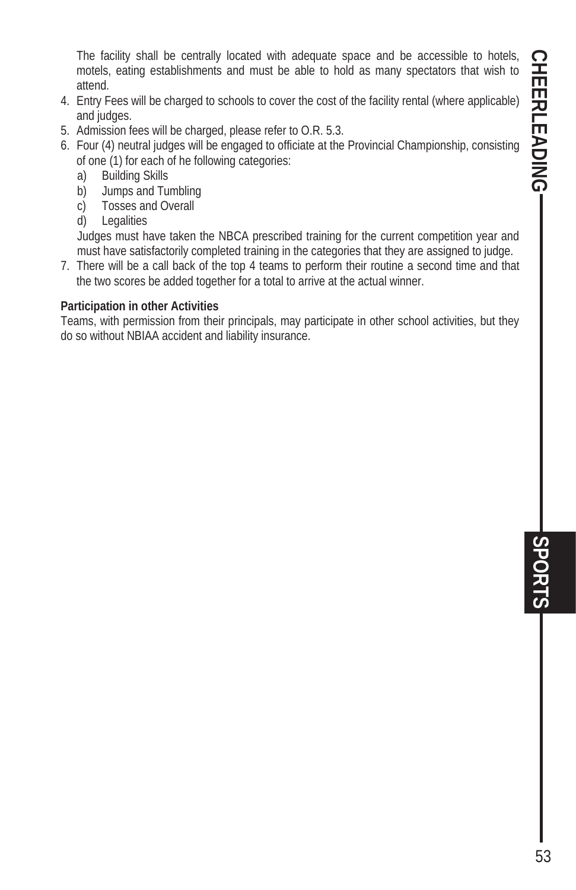The facility shall be centrally located with adequate space and be accessible to hotels, motels, eating establishments and must be able to hold as many spectators that wish to attend.

4. Entry Fees will be charged to schools to cover the cost of the facility rental (where applicable) and judges.
5. Admission fees will be charged, please refer to O.R. 5.3.
6. Four (4) neutral judges will be engaged to officiate at the Provincial Championship, consisting of one (1) for each of he following categories:
   a) Building Skills
   b) Jumps and Tumbling
   c) Tosses and Overall
   d) Legalities

   Judges must have taken the NBCA prescribed training for the current competition year and must have satisfactorily completed training in the categories that they are assigned to judge.
7. There will be a call back of the top 4 teams to perform their routine a second time and that the two scores be added together for a total to arrive at the actual winner.

**Participation in other Activities**

Teams, with permission from their principals, may participate in other school activities, but they do so without NBIAA accident and liability insurance.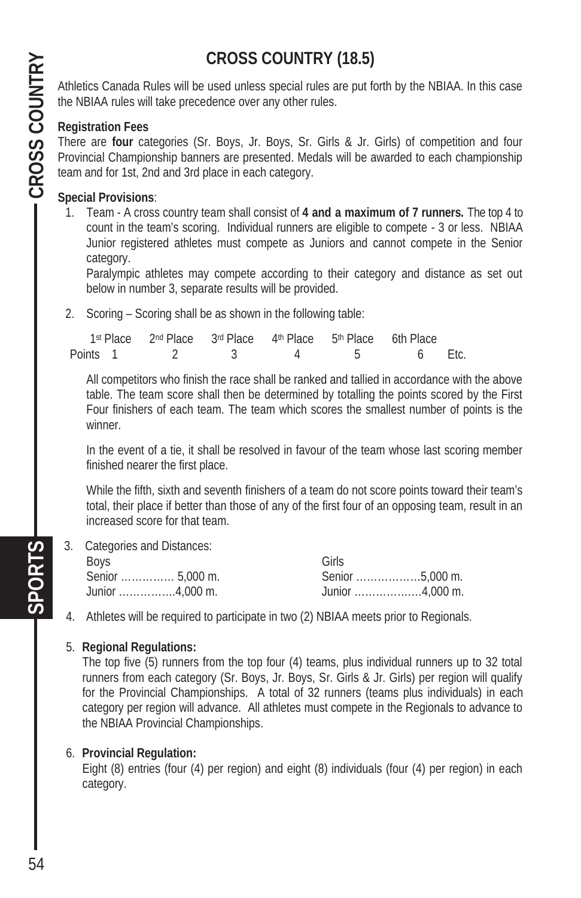# CROSS COUNTRY (18.5)

Athletics Canada Rules will be used unless special rules are put forth by the NBIAA. In this case the NBIAA rules will take precedence over any other rules.

**Registration Fees**

There are **four** categories (Sr. Boys, Jr. Boys, Sr. Girls & Jr. Girls) of competition and four Provincial Championship banners are presented. Medals will be awarded to each championship team and for 1st, 2nd and 3rd place in each category.

**Special Provisions**:

1. Team - A cross country team shall consist of **4 and a maximum of 7 runners.** The top 4 to count in the team's scoring. Individual runners are eligible to compete - 3 or less. NBIAA Junior registered athletes must compete as Juniors and cannot compete in the Senior category.

   Paralympic athletes may compete according to their category and distance as set out below in number 3, separate results will be provided.

2. Scoring – Scoring shall be as shown in the following table:

   | | 1st Place | 2nd Place | 3rd Place | 4th Place | 5th Place | 6th Place | |
   |---|---|---|---|---|---|---|---|
   | Points | 1 | 2 | 3 | 4 | 5 | 6 | Etc. |

   All competitors who finish the race shall be ranked and tallied in accordance with the above table. The team score shall then be determined by totalling the points scored by the First Four finishers of each team. The team which scores the smallest number of points is the winner.

   In the event of a tie, it shall be resolved in favour of the team whose last scoring member finished nearer the first place.

   While the fifth, sixth and seventh finishers of a team do not score points toward their team's total, their place if better than those of any of the first four of an opposing team, result in an increased score for that team.

3. Categories and Distances:

   | Boys | Girls |
   |---|---|
   | Senior …………… 5,000 m. | Senior ………………5,000 m. |
   | Junior …………….4,000 m. | Junior ………………4,000 m. |

4. Athletes will be required to participate in two (2) NBIAA meets prior to Regionals.

5. **Regional Regulations:**

   The top five (5) runners from the top four (4) teams, plus individual runners up to 32 total runners from each category (Sr. Boys, Jr. Boys, Sr. Girls & Jr. Girls) per region will qualify for the Provincial Championships. A total of 32 runners (teams plus individuals) in each category per region will advance. All athletes must compete in the Regionals to advance to the NBIAA Provincial Championships.

6. **Provincial Regulation:**

   Eight (8) entries (four (4) per region) and eight (8) individuals (four (4) per region) in each category.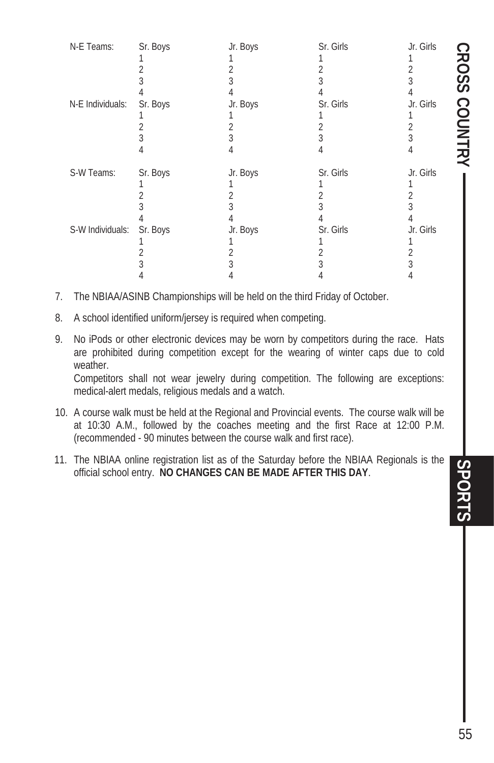| | Sr. Boys | Jr. Boys | Sr. Girls | Jr. Girls |
|---|---|---|---|---|
| N-E Teams: | Sr. Boys | Jr. Boys | Sr. Girls | Jr. Girls |
| | 1 | 1 | 1 | 1 |
| | 2 | 2 | 2 | 2 |
| | 3 | 3 | 3 | 3 |
| | 4 | 4 | 4 | 4 |
| N-E Individuals: | Sr. Boys | Jr. Boys | Sr. Girls | Jr. Girls |
| | 1 | 1 | 1 | 1 |
| | 2 | 2 | 2 | 2 |
| | 3 | 3 | 3 | 3 |
| | 4 | 4 | 4 | 4 |
| S-W Teams: | Sr. Boys | Jr. Boys | Sr. Girls | Jr. Girls |
| | 1 | 1 | 1 | 1 |
| | 2 | 2 | 2 | 2 |
| | 3 | 3 | 3 | 3 |
| | 4 | 4 | 4 | 4 |
| S-W Individuals: | Sr. Boys | Jr. Boys | Sr. Girls | Jr. Girls |
| | 1 | 1 | 1 | 1 |
| | 2 | 2 | 2 | 2 |
| | 3 | 3 | 3 | 3 |
| | 4 | 4 | 4 | 4 |

7. The NBIAA/ASINB Championships will be held on the third Friday of October.

8. A school identified uniform/jersey is required when competing.

9. No iPods or other electronic devices may be worn by competitors during the race. Hats are prohibited during competition except for the wearing of winter caps due to cold weather.
   Competitors shall not wear jewelry during competition. The following are exceptions: medical-alert medals, religious medals and a watch.

10. A course walk must be held at the Regional and Provincial events. The course walk will be at 10:30 A.M., followed by the coaches meeting and the first Race at 12:00 P.M. (recommended - 90 minutes between the course walk and first race).

11. The NBIAA online registration list as of the Saturday before the NBIAA Regionals is the official school entry. **NO CHANGES CAN BE MADE AFTER THIS DAY**.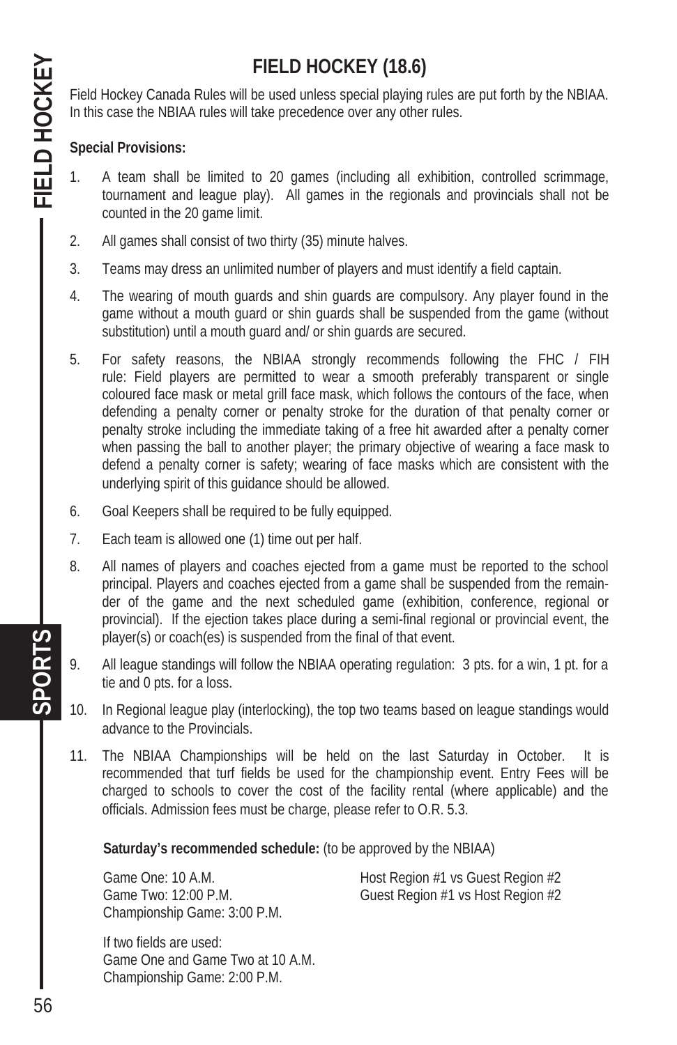# FIELD HOCKEY (18.6)

Field Hockey Canada Rules will be used unless special playing rules are put forth by the NBIAA. In this case the NBIAA rules will take precedence over any other rules.

**Special Provisions:**

1. A team shall be limited to 20 games (including all exhibition, controlled scrimmage, tournament and league play). All games in the regionals and provincials shall not be counted in the 20 game limit.
2. All games shall consist of two thirty (35) minute halves.
3. Teams may dress an unlimited number of players and must identify a field captain.
4. The wearing of mouth guards and shin guards are compulsory. Any player found in the game without a mouth guard or shin guards shall be suspended from the game (without substitution) until a mouth guard and/ or shin guards are secured.
5. For safety reasons, the NBIAA strongly recommends following the FHC / FIH rule: Field players are permitted to wear a smooth preferably transparent or single coloured face mask or metal grill face mask, which follows the contours of the face, when defending a penalty corner or penalty stroke for the duration of that penalty corner or penalty stroke including the immediate taking of a free hit awarded after a penalty corner when passing the ball to another player; the primary objective of wearing a face mask to defend a penalty corner is safety; wearing of face masks which are consistent with the underlying spirit of this guidance should be allowed.
6. Goal Keepers shall be required to be fully equipped.
7. Each team is allowed one (1) time out per half.
8. All names of players and coaches ejected from a game must be reported to the school principal. Players and coaches ejected from a game shall be suspended from the remainder of the game and the next scheduled game (exhibition, conference, regional or provincial). If the ejection takes place during a semi-final regional or provincial event, the player(s) or coach(es) is suspended from the final of that event.
9. All league standings will follow the NBIAA operating regulation: 3 pts. for a win, 1 pt. for a tie and 0 pts. for a loss.
10. In Regional league play (interlocking), the top two teams based on league standings would advance to the Provincials.
11. The NBIAA Championships will be held on the last Saturday in October. It is recommended that turf fields be used for the championship event. Entry Fees will be charged to schools to cover the cost of the facility rental (where applicable) and the officials. Admission fees must be charge, please refer to O.R. 5.3.

**Saturday's recommended schedule:** (to be approved by the NBIAA)

Game One: 10 A.M. — Host Region #1 vs Guest Region #2
Game Two: 12:00 P.M. — Guest Region #1 vs Host Region #2
Championship Game: 3:00 P.M.

If two fields are used:
Game One and Game Two at 10 A.M.
Championship Game: 2:00 P.M.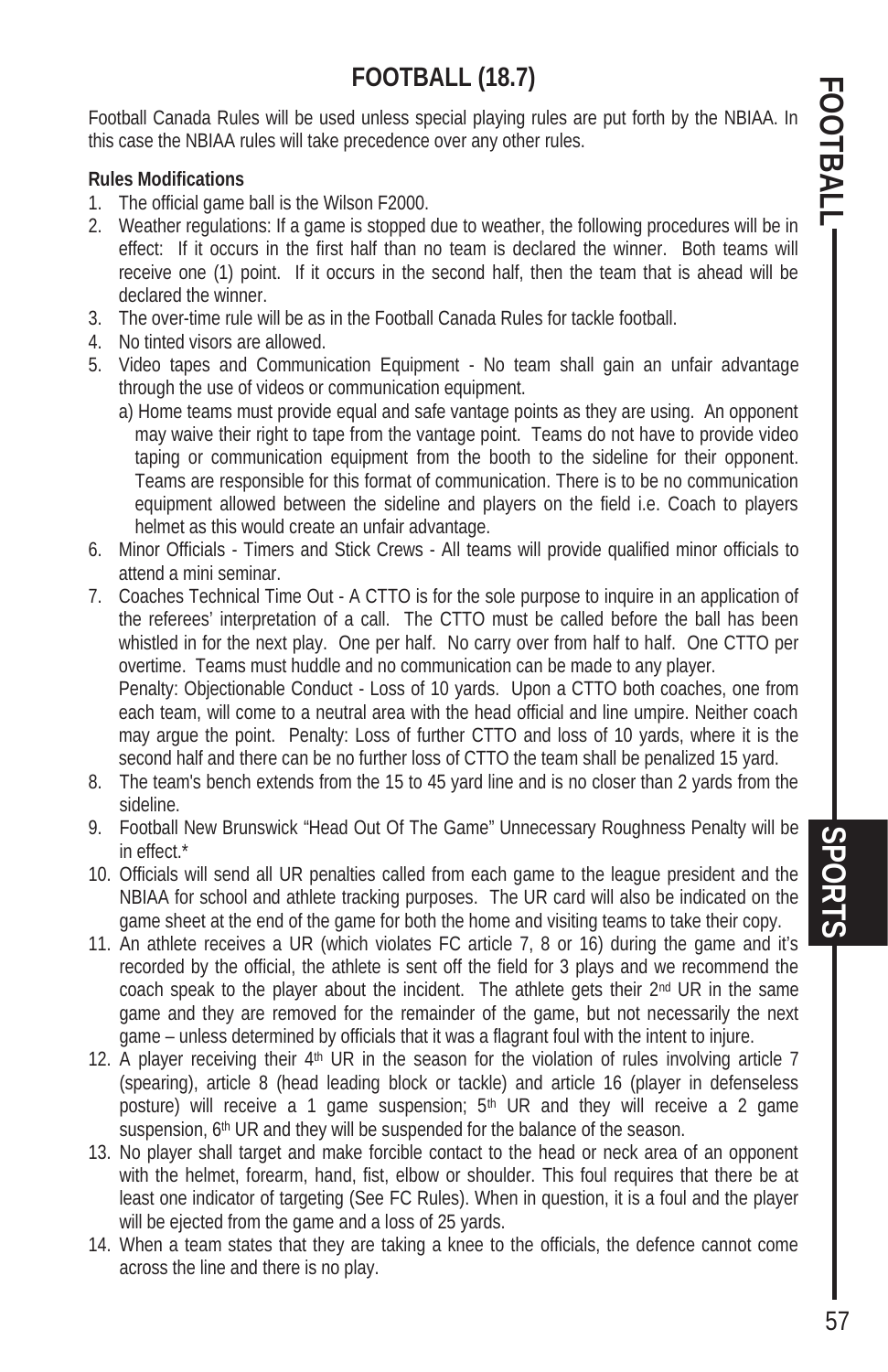# FOOTBALL (18.7)

Football Canada Rules will be used unless special playing rules are put forth by the NBIAA. In this case the NBIAA rules will take precedence over any other rules.

**Rules Modifications**

1. The official game ball is the Wilson F2000.
2. Weather regulations: If a game is stopped due to weather, the following procedures will be in effect: If it occurs in the first half than no team is declared the winner. Both teams will receive one (1) point. If it occurs in the second half, then the team that is ahead will be declared the winner.
3. The over-time rule will be as in the Football Canada Rules for tackle football.
4. No tinted visors are allowed.
5. Video tapes and Communication Equipment - No team shall gain an unfair advantage through the use of videos or communication equipment.
   a) Home teams must provide equal and safe vantage points as they are using. An opponent may waive their right to tape from the vantage point. Teams do not have to provide video taping or communication equipment from the booth to the sideline for their opponent. Teams are responsible for this format of communication. There is to be no communication equipment allowed between the sideline and players on the field i.e. Coach to players helmet as this would create an unfair advantage.
6. Minor Officials - Timers and Stick Crews - All teams will provide qualified minor officials to attend a mini seminar.
7. Coaches Technical Time Out - A CTTO is for the sole purpose to inquire in an application of the referees' interpretation of a call. The CTTO must be called before the ball has been whistled in for the next play. One per half. No carry over from half to half. One CTTO per overtime. Teams must huddle and no communication can be made to any player.
   Penalty: Objectionable Conduct - Loss of 10 yards. Upon a CTTO both coaches, one from each team, will come to a neutral area with the head official and line umpire. Neither coach may argue the point. Penalty: Loss of further CTTO and loss of 10 yards, where it is the second half and there can be no further loss of CTTO the team shall be penalized 15 yard.
8. The team's bench extends from the 15 to 45 yard line and is no closer than 2 yards from the sideline.
9. Football New Brunswick "Head Out Of The Game" Unnecessary Roughness Penalty will be in effect.*
10. Officials will send all UR penalties called from each game to the league president and the NBIAA for school and athlete tracking purposes. The UR card will also be indicated on the game sheet at the end of the game for both the home and visiting teams to take their copy.
11. An athlete receives a UR (which violates FC article 7, 8 or 16) during the game and it's recorded by the official, the athlete is sent off the field for 3 plays and we recommend the coach speak to the player about the incident. The athlete gets their 2nd UR in the same game and they are removed for the remainder of the game, but not necessarily the next game – unless determined by officials that it was a flagrant foul with the intent to injure.
12. A player receiving their 4th UR in the season for the violation of rules involving article 7 (spearing), article 8 (head leading block or tackle) and article 16 (player in defenseless posture) will receive a 1 game suspension; 5th UR and they will receive a 2 game suspension, 6th UR and they will be suspended for the balance of the season.
13. No player shall target and make forcible contact to the head or neck area of an opponent with the helmet, forearm, hand, fist, elbow or shoulder. This foul requires that there be at least one indicator of targeting (See FC Rules). When in question, it is a foul and the player will be ejected from the game and a loss of 25 yards.
14. When a team states that they are taking a knee to the officials, the defence cannot come across the line and there is no play.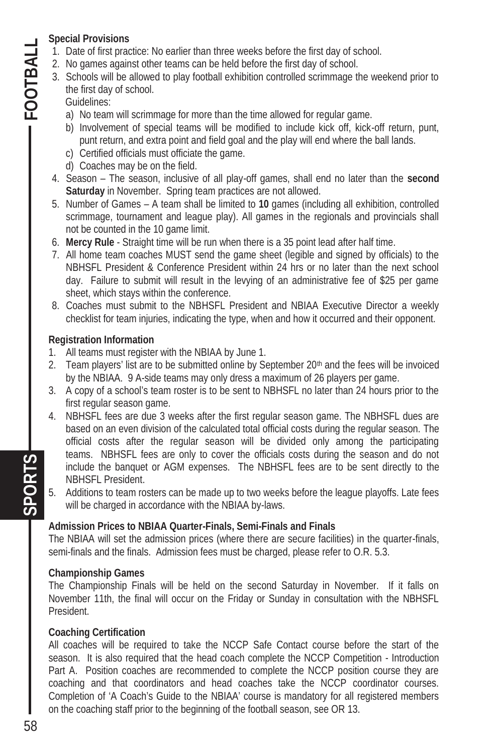**Special Provisions**

1. Date of first practice: No earlier than three weeks before the first day of school.
2. No games against other teams can be held before the first day of school.
3. Schools will be allowed to play football exhibition controlled scrimmage the weekend prior to the first day of school.
   Guidelines:
   a) No team will scrimmage for more than the time allowed for regular game.
   b) Involvement of special teams will be modified to include kick off, kick-off return, punt, punt return, and extra point and field goal and the play will end where the ball lands.
   c) Certified officials must officiate the game.
   d) Coaches may be on the field.
4. Season – The season, inclusive of all play-off games, shall end no later than the **second Saturday** in November. Spring team practices are not allowed.
5. Number of Games – A team shall be limited to **10** games (including all exhibition, controlled scrimmage, tournament and league play). All games in the regionals and provincials shall not be counted in the 10 game limit.
6. **Mercy Rule** - Straight time will be run when there is a 35 point lead after half time.
7. All home team coaches MUST send the game sheet (legible and signed by officials) to the NBHSFL President & Conference President within 24 hrs or no later than the next school day. Failure to submit will result in the levying of an administrative fee of $25 per game sheet, which stays within the conference.
8. Coaches must submit to the NBHSFL President and NBIAA Executive Director a weekly checklist for team injuries, indicating the type, when and how it occurred and their opponent.

**Registration Information**

1. All teams must register with the NBIAA by June 1.
2. Team players' list are to be submitted online by September 20th and the fees will be invoiced by the NBIAA. 9 A-side teams may only dress a maximum of 26 players per game.
3. A copy of a school's team roster is to be sent to NBHSFL no later than 24 hours prior to the first regular season game.
4. NBHSFL fees are due 3 weeks after the first regular season game. The NBHSFL dues are based on an even division of the calculated total official costs during the regular season. The official costs after the regular season will be divided only among the participating teams. NBHSFL fees are only to cover the officials costs during the season and do not include the banquet or AGM expenses. The NBHSFL fees are to be sent directly to the NBHSFL President.
5. Additions to team rosters can be made up to two weeks before the league playoffs. Late fees will be charged in accordance with the NBIAA by-laws.

**Admission Prices to NBIAA Quarter-Finals, Semi-Finals and Finals**

The NBIAA will set the admission prices (where there are secure facilities) in the quarter-finals, semi-finals and the finals. Admission fees must be charged, please refer to O.R. 5.3.

**Championship Games**

The Championship Finals will be held on the second Saturday in November. If it falls on November 11th, the final will occur on the Friday or Sunday in consultation with the NBHSFL President.

**Coaching Certification**

All coaches will be required to take the NCCP Safe Contact course before the start of the season. It is also required that the head coach complete the NCCP Competition - Introduction Part A. Position coaches are recommended to complete the NCCP position course they are coaching and that coordinators and head coaches take the NCCP coordinator courses. Completion of 'A Coach's Guide to the NBIAA' course is mandatory for all registered members on the coaching staff prior to the beginning of the football season, see OR 13.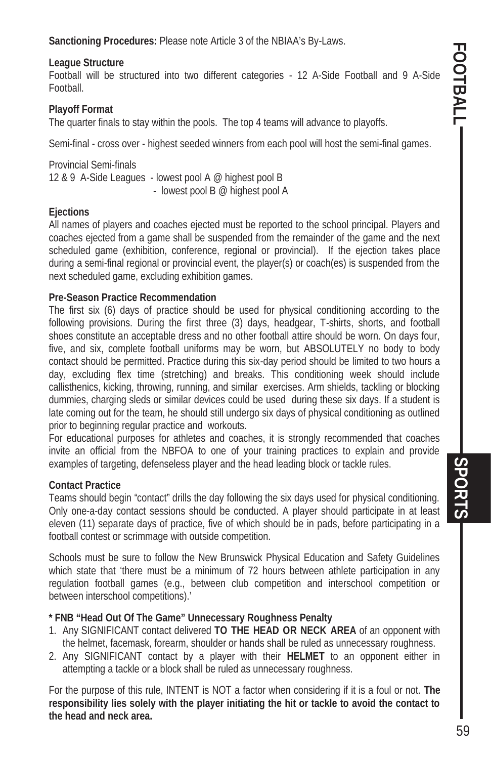**Sanctioning Procedures:** Please note Article 3 of the NBIAA's By-Laws.

**League Structure**

Football will be structured into two different categories - 12 A-Side Football and 9 A-Side Football.

**Playoff Format**

The quarter finals to stay within the pools. The top 4 teams will advance to playoffs.

Semi-final - cross over - highest seeded winners from each pool will host the semi-final games.

Provincial Semi-finals
12 & 9 A-Side Leagues - lowest pool A @ highest pool B
- lowest pool B @ highest pool A

**Ejections**

All names of players and coaches ejected must be reported to the school principal. Players and coaches ejected from a game shall be suspended from the remainder of the game and the next scheduled game (exhibition, conference, regional or provincial). If the ejection takes place during a semi-final regional or provincial event, the player(s) or coach(es) is suspended from the next scheduled game, excluding exhibition games.

**Pre-Season Practice Recommendation**

The first six (6) days of practice should be used for physical conditioning according to the following provisions. During the first three (3) days, headgear, T-shirts, shorts, and football shoes constitute an acceptable dress and no other football attire should be worn. On days four, five, and six, complete football uniforms may be worn, but ABSOLUTELY no body to body contact should be permitted. Practice during this six-day period should be limited to two hours a day, excluding flex time (stretching) and breaks. This conditioning week should include callisthenics, kicking, throwing, running, and similar exercises. Arm shields, tackling or blocking dummies, charging sleds or similar devices could be used during these six days. If a student is late coming out for the team, he should still undergo six days of physical conditioning as outlined prior to beginning regular practice and workouts.

For educational purposes for athletes and coaches, it is strongly recommended that coaches invite an official from the NBFOA to one of your training practices to explain and provide examples of targeting, defenseless player and the head leading block or tackle rules.

**Contact Practice**

Teams should begin "contact" drills the day following the six days used for physical conditioning. Only one-a-day contact sessions should be conducted. A player should participate in at least eleven (11) separate days of practice, five of which should be in pads, before participating in a football contest or scrimmage with outside competition.

Schools must be sure to follow the New Brunswick Physical Education and Safety Guidelines which state that 'there must be a minimum of 72 hours between athlete participation in any regulation football games (e.g., between club competition and interschool competition or between interschool competitions).'

**\* FNB "Head Out Of The Game" Unnecessary Roughness Penalty**

1. Any SIGNIFICANT contact delivered **TO THE HEAD OR NECK AREA** of an opponent with the helmet, facemask, forearm, shoulder or hands shall be ruled as unnecessary roughness.
2. Any SIGNIFICANT contact by a player with their **HELMET** to an opponent either in attempting a tackle or a block shall be ruled as unnecessary roughness.

For the purpose of this rule, INTENT is NOT a factor when considering if it is a foul or not. **The responsibility lies solely with the player initiating the hit or tackle to avoid the contact to the head and neck area.**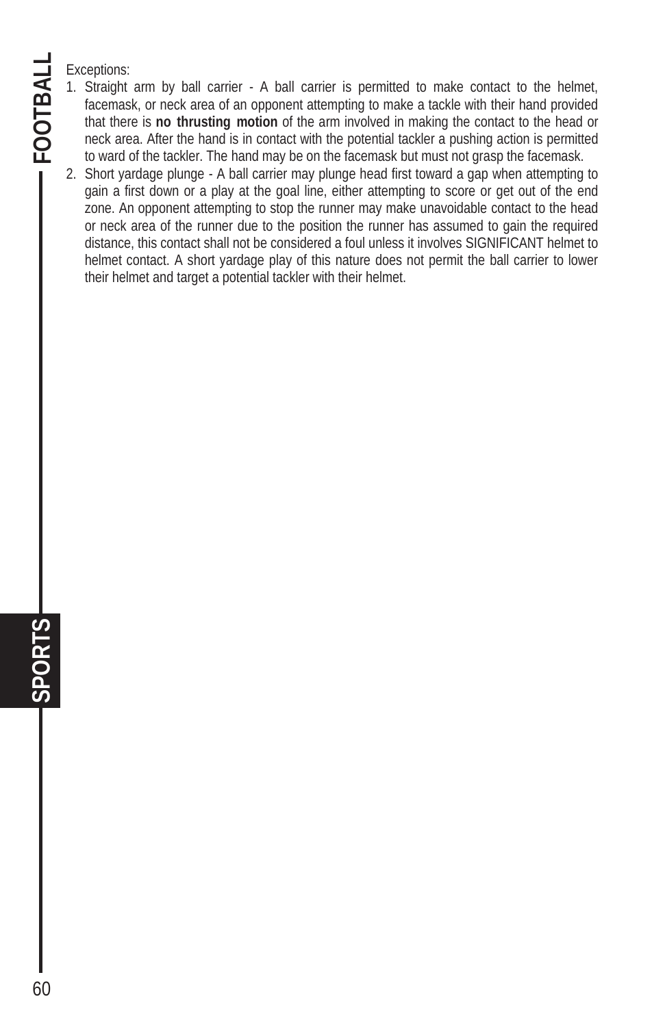Exceptions:

1. Straight arm by ball carrier - A ball carrier is permitted to make contact to the helmet, facemask, or neck area of an opponent attempting to make a tackle with their hand provided that there is **no thrusting motion** of the arm involved in making the contact to the head or neck area. After the hand is in contact with the potential tackler a pushing action is permitted to ward of the tackler. The hand may be on the facemask but must not grasp the facemask.
2. Short yardage plunge - A ball carrier may plunge head first toward a gap when attempting to gain a first down or a play at the goal line, either attempting to score or get out of the end zone. An opponent attempting to stop the runner may make unavoidable contact to the head or neck area of the runner due to the position the runner has assumed to gain the required distance, this contact shall not be considered a foul unless it involves SIGNIFICANT helmet to helmet contact. A short yardage play of this nature does not permit the ball carrier to lower their helmet and target a potential tackler with their helmet.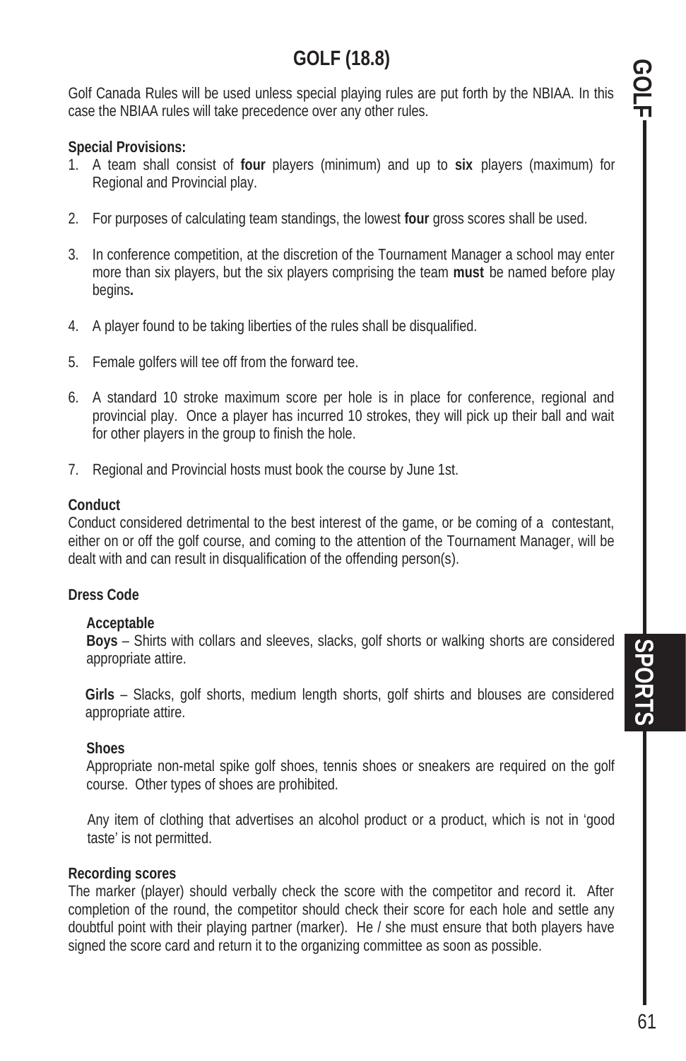# GOLF (18.8)

Golf Canada Rules will be used unless special playing rules are put forth by the NBIAA. In this case the NBIAA rules will take precedence over any other rules.

**Special Provisions:**

1. A team shall consist of **four** players (minimum) and up to **six** players (maximum) for Regional and Provincial play.
2. For purposes of calculating team standings, the lowest **four** gross scores shall be used.
3. In conference competition, at the discretion of the Tournament Manager a school may enter more than six players, but the six players comprising the team **must** be named before play begins**.**
4. A player found to be taking liberties of the rules shall be disqualified.
5. Female golfers will tee off from the forward tee.
6. A standard 10 stroke maximum score per hole is in place for conference, regional and provincial play. Once a player has incurred 10 strokes, they will pick up their ball and wait for other players in the group to finish the hole.
7. Regional and Provincial hosts must book the course by June 1st.

**Conduct**

Conduct considered detrimental to the best interest of the game, or be coming of a contestant, either on or off the golf course, and coming to the attention of the Tournament Manager, will be dealt with and can result in disqualification of the offending person(s).

**Dress Code**

**Acceptable**

**Boys** – Shirts with collars and sleeves, slacks, golf shorts or walking shorts are considered appropriate attire.

**Girls** – Slacks, golf shorts, medium length shorts, golf shirts and blouses are considered appropriate attire.

**Shoes**

Appropriate non-metal spike golf shoes, tennis shoes or sneakers are required on the golf course. Other types of shoes are prohibited.

Any item of clothing that advertises an alcohol product or a product, which is not in 'good taste' is not permitted.

**Recording scores**

The marker (player) should verbally check the score with the competitor and record it. After completion of the round, the competitor should check their score for each hole and settle any doubtful point with their playing partner (marker). He / she must ensure that both players have signed the score card and return it to the organizing committee as soon as possible.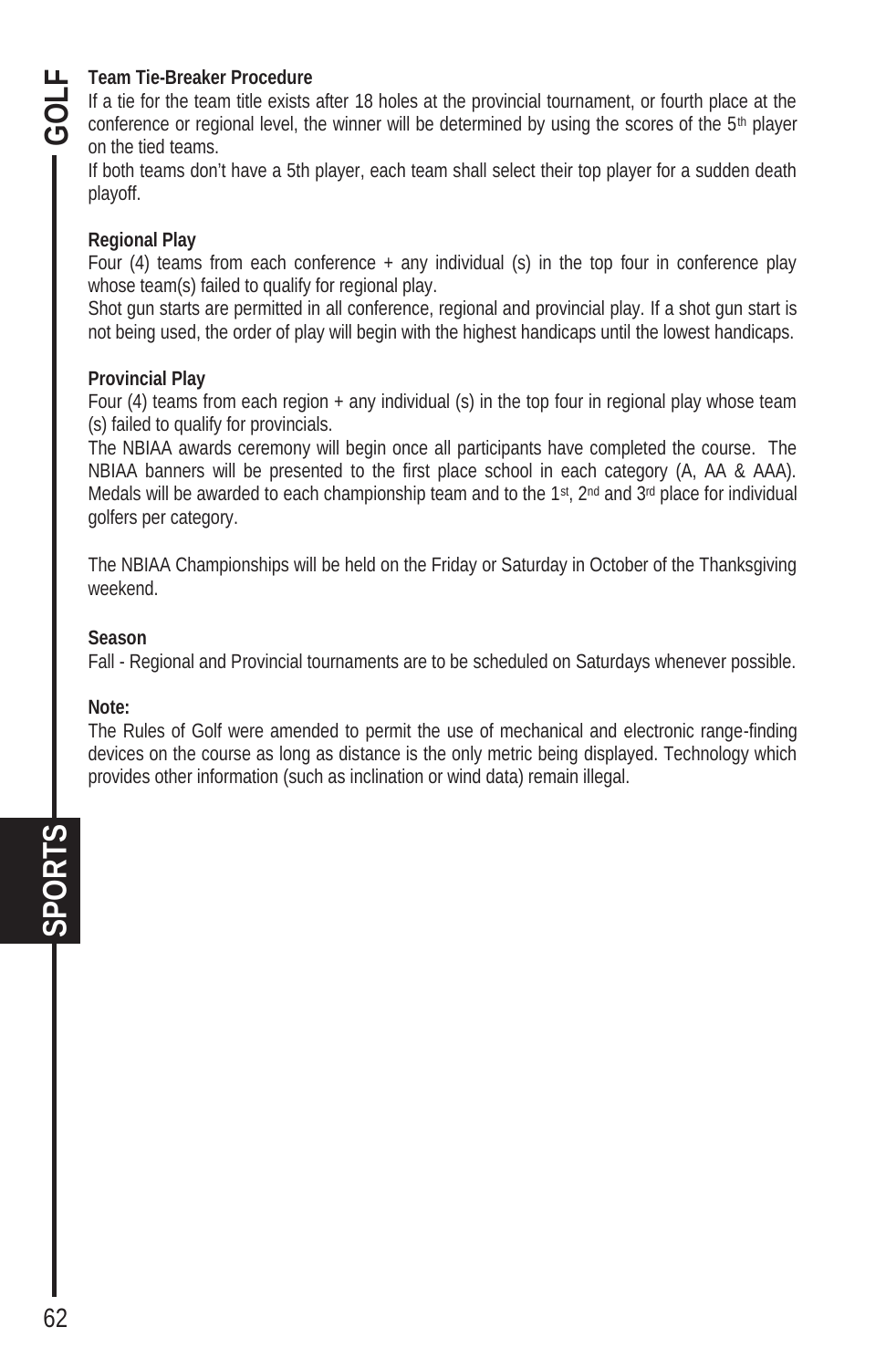**Team Tie-Breaker Procedure**

If a tie for the team title exists after 18 holes at the provincial tournament, or fourth place at the conference or regional level, the winner will be determined by using the scores of the 5th player on the tied teams.

If both teams don't have a 5th player, each team shall select their top player for a sudden death playoff.

**Regional Play**

Four (4) teams from each conference + any individual (s) in the top four in conference play whose team(s) failed to qualify for regional play.

Shot gun starts are permitted in all conference, regional and provincial play. If a shot gun start is not being used, the order of play will begin with the highest handicaps until the lowest handicaps.

**Provincial Play**

Four (4) teams from each region + any individual (s) in the top four in regional play whose team (s) failed to qualify for provincials.

The NBIAA awards ceremony will begin once all participants have completed the course. The NBIAA banners will be presented to the first place school in each category (A, AA & AAA). Medals will be awarded to each championship team and to the 1st, 2nd and 3rd place for individual golfers per category.

The NBIAA Championships will be held on the Friday or Saturday in October of the Thanksgiving weekend.

**Season**

Fall - Regional and Provincial tournaments are to be scheduled on Saturdays whenever possible.

**Note:**

The Rules of Golf were amended to permit the use of mechanical and electronic range-finding devices on the course as long as distance is the only metric being displayed. Technology which provides other information (such as inclination or wind data) remain illegal.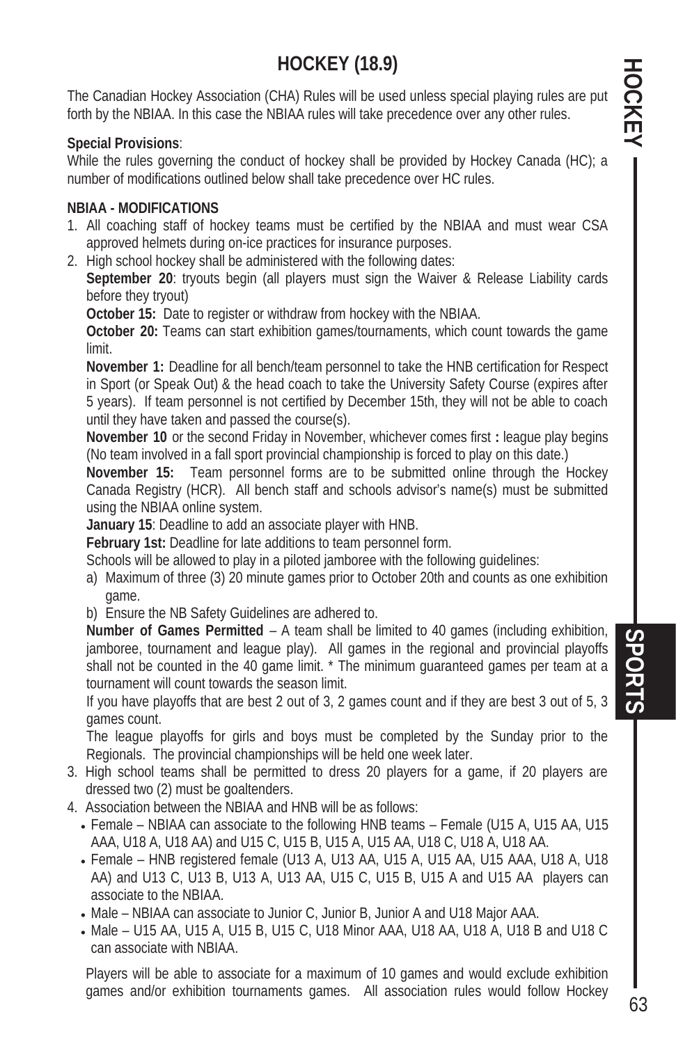# HOCKEY (18.9)

The Canadian Hockey Association (CHA) Rules will be used unless special playing rules are put forth by the NBIAA. In this case the NBIAA rules will take precedence over any other rules.

**Special Provisions**:
While the rules governing the conduct of hockey shall be provided by Hockey Canada (HC); a number of modifications outlined below shall take precedence over HC rules.

**NBIAA - MODIFICATIONS**

1. All coaching staff of hockey teams must be certified by the NBIAA and must wear CSA approved helmets during on-ice practices for insurance purposes.
2. High school hockey shall be administered with the following dates:
   **September 20**: tryouts begin (all players must sign the Waiver & Release Liability cards before they tryout)
   **October 15:** Date to register or withdraw from hockey with the NBIAA.
   **October 20:** Teams can start exhibition games/tournaments, which count towards the game limit.
   **November 1:** Deadline for all bench/team personnel to take the HNB certification for Respect in Sport (or Speak Out) & the head coach to take the University Safety Course (expires after 5 years). If team personnel is not certified by December 15th, they will not be able to coach until they have taken and passed the course(s).
   **November 10** or the second Friday in November, whichever comes first **:** league play begins (No team involved in a fall sport provincial championship is forced to play on this date.)
   **November 15:** Team personnel forms are to be submitted online through the Hockey Canada Registry (HCR). All bench staff and schools advisor's name(s) must be submitted using the NBIAA online system.
   **January 15**: Deadline to add an associate player with HNB.
   **February 1st:** Deadline for late additions to team personnel form.
   Schools will be allowed to play in a piloted jamboree with the following guidelines:
   a) Maximum of three (3) 20 minute games prior to October 20th and counts as one exhibition game.
   b) Ensure the NB Safety Guidelines are adhered to.

   **Number of Games Permitted** – A team shall be limited to 40 games (including exhibition, jamboree, tournament and league play). All games in the regional and provincial playoffs shall not be counted in the 40 game limit. * The minimum guaranteed games per team at a tournament will count towards the season limit.
   If you have playoffs that are best 2 out of 3, 2 games count and if they are best 3 out of 5, 3 games count.
   The league playoffs for girls and boys must be completed by the Sunday prior to the Regionals. The provincial championships will be held one week later.
3. High school teams shall be permitted to dress 20 players for a game, if 20 players are dressed two (2) must be goaltenders.
4. Association between the NBIAA and HNB will be as follows:
   - Female – NBIAA can associate to the following HNB teams – Female (U15 A, U15 AA, U15 AAA, U18 A, U18 AA) and U15 C, U15 B, U15 A, U15 AA, U18 C, U18 A, U18 AA.
   - Female – HNB registered female (U13 A, U13 AA, U15 A, U15 AA, U15 AAA, U18 A, U18 AA) and U13 C, U13 B, U13 A, U13 AA, U15 C, U15 B, U15 A and U15 AA players can associate to the NBIAA.
   - Male – NBIAA can associate to Junior C, Junior B, Junior A and U18 Major AAA.
   - Male – U15 AA, U15 A, U15 B, U15 C, U18 Minor AAA, U18 AA, U18 A, U18 B and U18 C can associate with NBIAA.

   Players will be able to associate for a maximum of 10 games and would exclude exhibition games and/or exhibition tournaments games. All association rules would follow Hockey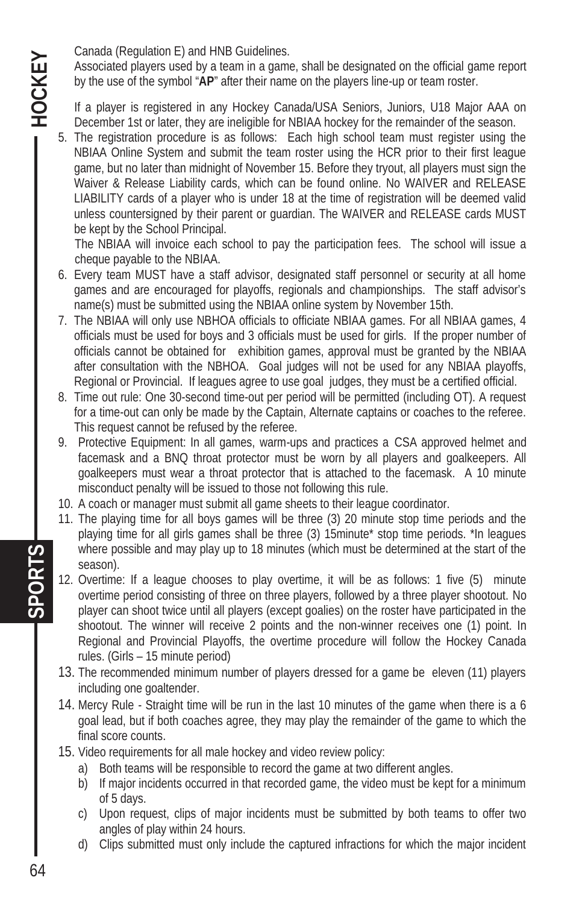Canada (Regulation E) and HNB Guidelines.

Associated players used by a team in a game, shall be designated on the official game report by the use of the symbol "**AP**" after their name on the players line-up or team roster.

If a player is registered in any Hockey Canada/USA Seniors, Juniors, U18 Major AAA on December 1st or later, they are ineligible for NBIAA hockey for the remainder of the season.

5. The registration procedure is as follows: Each high school team must register using the NBIAA Online System and submit the team roster using the HCR prior to their first league game, but no later than midnight of November 15. Before they tryout, all players must sign the Waiver & Release Liability cards, which can be found online. No WAIVER and RELEASE LIABILITY cards of a player who is under 18 at the time of registration will be deemed valid unless countersigned by their parent or guardian. The WAIVER and RELEASE cards MUST be kept by the School Principal.

   The NBIAA will invoice each school to pay the participation fees. The school will issue a cheque payable to the NBIAA.
6. Every team MUST have a staff advisor, designated staff personnel or security at all home games and are encouraged for playoffs, regionals and championships. The staff advisor's name(s) must be submitted using the NBIAA online system by November 15th.
7. The NBIAA will only use NBHOA officials to officiate NBIAA games. For all NBIAA games, 4 officials must be used for boys and 3 officials must be used for girls. If the proper number of officials cannot be obtained for exhibition games, approval must be granted by the NBIAA after consultation with the NBHOA. Goal judges will not be used for any NBIAA playoffs, Regional or Provincial. If leagues agree to use goal judges, they must be a certified official.
8. Time out rule: One 30-second time-out per period will be permitted (including OT). A request for a time-out can only be made by the Captain, Alternate captains or coaches to the referee. This request cannot be refused by the referee.
9. Protective Equipment: In all games, warm-ups and practices a CSA approved helmet and facemask and a BNQ throat protector must be worn by all players and goalkeepers. All goalkeepers must wear a throat protector that is attached to the facemask. A 10 minute misconduct penalty will be issued to those not following this rule.
10. A coach or manager must submit all game sheets to their league coordinator.
11. The playing time for all boys games will be three (3) 20 minute stop time periods and the playing time for all girls games shall be three (3) 15minute* stop time periods. *In leagues where possible and may play up to 18 minutes (which must be determined at the start of the season).
12. Overtime: If a league chooses to play overtime, it will be as follows: 1 five (5) minute overtime period consisting of three on three players, followed by a three player shootout. No player can shoot twice until all players (except goalies) on the roster have participated in the shootout. The winner will receive 2 points and the non-winner receives one (1) point. In Regional and Provincial Playoffs, the overtime procedure will follow the Hockey Canada rules. (Girls – 15 minute period)
13. The recommended minimum number of players dressed for a game be eleven (11) players including one goaltender.
14. Mercy Rule - Straight time will be run in the last 10 minutes of the game when there is a 6 goal lead, but if both coaches agree, they may play the remainder of the game to which the final score counts.
15. Video requirements for all male hockey and video review policy:
    a) Both teams will be responsible to record the game at two different angles.
    b) If major incidents occurred in that recorded game, the video must be kept for a minimum of 5 days.
    c) Upon request, clips of major incidents must be submitted by both teams to offer two angles of play within 24 hours.
    d) Clips submitted must only include the captured infractions for which the major incident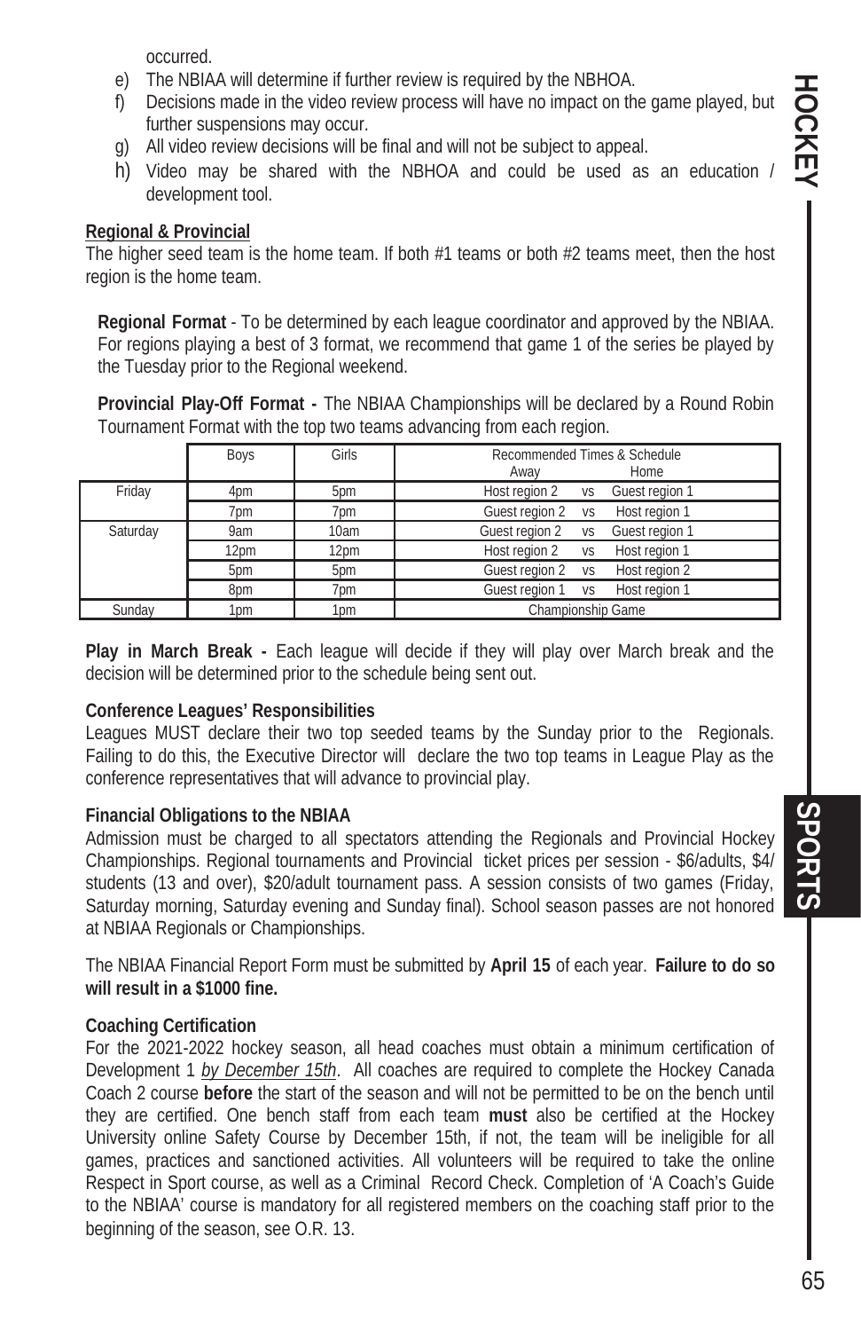occurred.

e) The NBIAA will determine if further review is required by the NBHOA.
f) Decisions made in the video review process will have no impact on the game played, but further suspensions may occur.
g) All video review decisions will be final and will not be subject to appeal.
h) Video may be shared with the NBHOA and could be used as an education / development tool.

**Regional & Provincial**

The higher seed team is the home team. If both #1 teams or both #2 teams meet, then the host region is the home team.

**Regional Format** - To be determined by each league coordinator and approved by the NBIAA. For regions playing a best of 3 format, we recommend that game 1 of the series be played by the Tuesday prior to the Regional weekend.

**Provincial Play-Off Format -** The NBIAA Championships will be declared by a Round Robin Tournament Format with the top two teams advancing from each region.

| | Boys | Girls | Recommended Times & Schedule Away | | Home |
|---|---|---|---|---|---|
| Friday | 4pm | 5pm | Host region 2 | vs | Guest region 1 |
| | 7pm | 7pm | Guest region 2 | vs | Host region 1 |
| Saturday | 9am | 10am | Guest region 2 | vs | Guest region 1 |
| | 12pm | 12pm | Host region 2 | vs | Host region 1 |
| | 5pm | 5pm | Guest region 2 | vs | Host region 2 |
| | 8pm | 7pm | Guest region 1 | vs | Host region 1 |
| Sunday | 1pm | 1pm | Championship Game | | |

**Play in March Break -** Each league will decide if they will play over March break and the decision will be determined prior to the schedule being sent out.

**Conference Leagues' Responsibilities**

Leagues MUST declare their two top seeded teams by the Sunday prior to the Regionals. Failing to do this, the Executive Director will declare the two top teams in League Play as the conference representatives that will advance to provincial play.

**Financial Obligations to the NBIAA**

Admission must be charged to all spectators attending the Regionals and Provincial Hockey Championships. Regional tournaments and Provincial ticket prices per session - $6/adults, $4/ students (13 and over), $20/adult tournament pass. A session consists of two games (Friday, Saturday morning, Saturday evening and Sunday final). School season passes are not honored at NBIAA Regionals or Championships.

The NBIAA Financial Report Form must be submitted by **April 15** of each year. **Failure to do so will result in a $1000 fine.**

**Coaching Certification**

For the 2021-2022 hockey season, all head coaches must obtain a minimum certification of Development 1 *by December 15th*. All coaches are required to complete the Hockey Canada Coach 2 course **before** the start of the season and will not be permitted to be on the bench until they are certified. One bench staff from each team **must** also be certified at the Hockey University online Safety Course by December 15th, if not, the team will be ineligible for all games, practices and sanctioned activities. All volunteers will be required to take the online Respect in Sport course, as well as a Criminal Record Check. Completion of 'A Coach's Guide to the NBIAA' course is mandatory for all registered members on the coaching staff prior to the beginning of the season, see O.R. 13.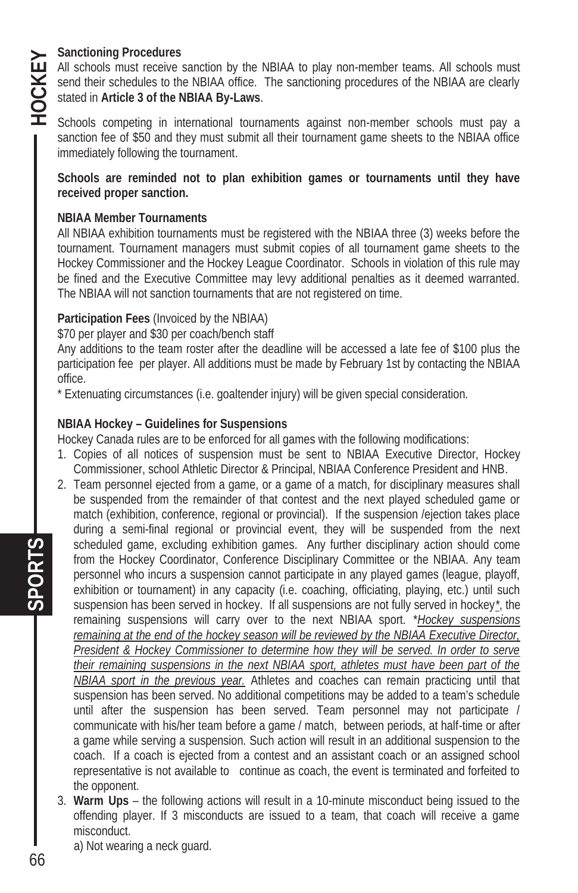**Sanctioning Procedures**

All schools must receive sanction by the NBIAA to play non-member teams. All schools must send their schedules to the NBIAA office. The sanctioning procedures of the NBIAA are clearly stated in **Article 3 of the NBIAA By-Laws**.

Schools competing in international tournaments against non-member schools must pay a sanction fee of $50 and they must submit all their tournament game sheets to the NBIAA office immediately following the tournament.

**Schools are reminded not to plan exhibition games or tournaments until they have received proper sanction.**

**NBIAA Member Tournaments**

All NBIAA exhibition tournaments must be registered with the NBIAA three (3) weeks before the tournament. Tournament managers must submit copies of all tournament game sheets to the Hockey Commissioner and the Hockey League Coordinator. Schools in violation of this rule may be fined and the Executive Committee may levy additional penalties as it deemed warranted. The NBIAA will not sanction tournaments that are not registered on time.

**Participation Fees** (Invoiced by the NBIAA)

$70 per player and $30 per coach/bench staff

Any additions to the team roster after the deadline will be accessed a late fee of $100 plus the participation fee per player. All additions must be made by February 1st by contacting the NBIAA office.

* Extenuating circumstances (i.e. goaltender injury) will be given special consideration.

**NBIAA Hockey – Guidelines for Suspensions**

Hockey Canada rules are to be enforced for all games with the following modifications:

1. Copies of all notices of suspension must be sent to NBIAA Executive Director, Hockey Commissioner, school Athletic Director & Principal, NBIAA Conference President and HNB.
2. Team personnel ejected from a game, or a game of a match, for disciplinary measures shall be suspended from the remainder of that contest and the next played scheduled game or match (exhibition, conference, regional or provincial). If the suspension /ejection takes place during a semi-final regional or provincial event, they will be suspended from the next scheduled game, excluding exhibition games. Any further disciplinary action should come from the Hockey Coordinator, Conference Disciplinary Committee or the NBIAA. Any team personnel who incurs a suspension cannot participate in any played games (league, playoff, exhibition or tournament) in any capacity (i.e. coaching, officiating, playing, etc.) until such suspension has been served in hockey. If all suspensions are not fully served in hockey*, the remaining suspensions will carry over to the next NBIAA sport. **Hockey suspensions remaining at the end of the hockey season will be reviewed by the NBIAA Executive Director, President & Hockey Commissioner to determine how they will be served. In order to serve their remaining suspensions in the next NBIAA sport, athletes must have been part of the NBIAA sport in the previous year.* Athletes and coaches can remain practicing until that suspension has been served. No additional competitions may be added to a team's schedule until after the suspension has been served. Team personnel may not participate / communicate with his/her team before a game / match, between periods, at half-time or after a game while serving a suspension. Such action will result in an additional suspension to the coach. If a coach is ejected from a contest and an assistant coach or an assigned school representative is not available to continue as coach, the event is terminated and forfeited to the opponent.
3. **Warm Ups** – the following actions will result in a 10-minute misconduct being issued to the offending player. If 3 misconducts are issued to a team, that coach will receive a game misconduct.

   a) Not wearing a neck guard.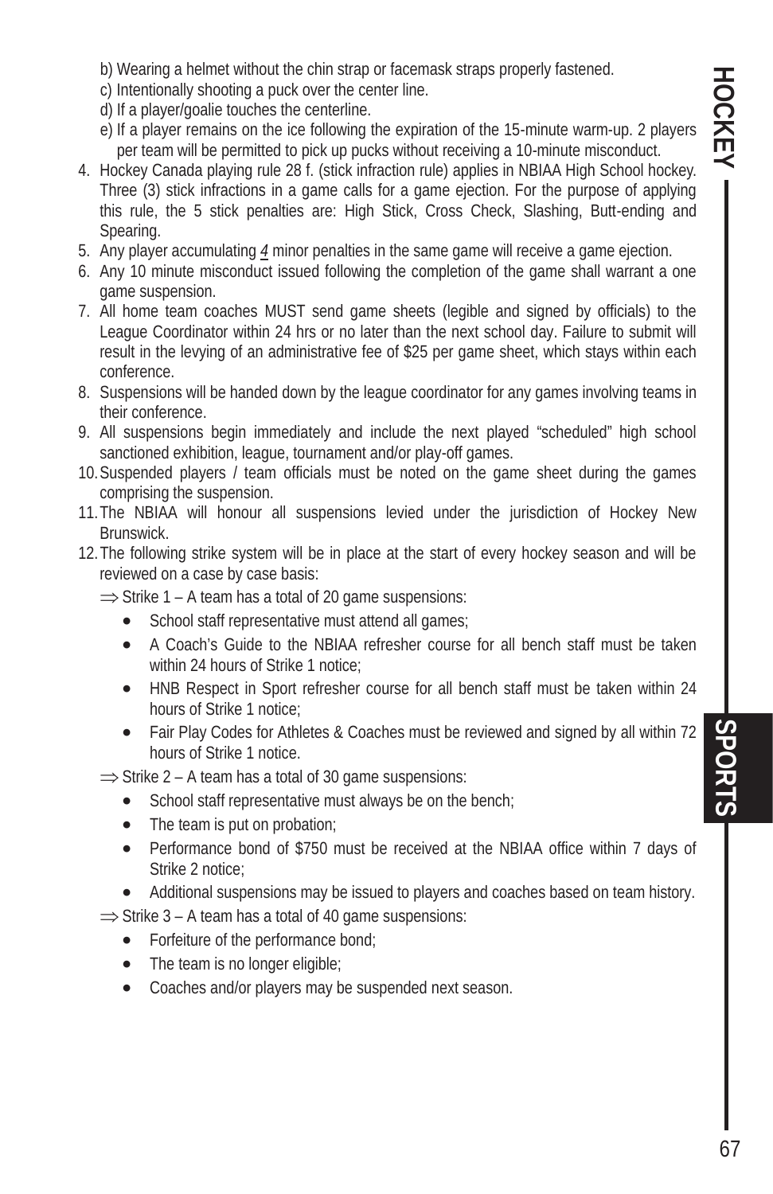b) Wearing a helmet without the chin strap or facemask straps properly fastened.

c) Intentionally shooting a puck over the center line.

d) If a player/goalie touches the centerline.

e) If a player remains on the ice following the expiration of the 15-minute warm-up. 2 players per team will be permitted to pick up pucks without receiving a 10-minute misconduct.

4. Hockey Canada playing rule 28 f. (stick infraction rule) applies in NBIAA High School hockey. Three (3) stick infractions in a game calls for a game ejection. For the purpose of applying this rule, the 5 stick penalties are: High Stick, Cross Check, Slashing, Butt-ending and Spearing.
5. Any player accumulating ***4*** minor penalties in the same game will receive a game ejection.
6. Any 10 minute misconduct issued following the completion of the game shall warrant a one game suspension.
7. All home team coaches MUST send game sheets (legible and signed by officials) to the League Coordinator within 24 hrs or no later than the next school day. Failure to submit will result in the levying of an administrative fee of $25 per game sheet, which stays within each conference.
8. Suspensions will be handed down by the league coordinator for any games involving teams in their conference.
9. All suspensions begin immediately and include the next played "scheduled" high school sanctioned exhibition, league, tournament and/or play-off games.
10. Suspended players / team officials must be noted on the game sheet during the games comprising the suspension.
11. The NBIAA will honour all suspensions levied under the jurisdiction of Hockey New Brunswick.
12. The following strike system will be in place at the start of every hockey season and will be reviewed on a case by case basis:

⇒ Strike 1 – A team has a total of 20 game suspensions:

- School staff representative must attend all games;
- A Coach's Guide to the NBIAA refresher course for all bench staff must be taken within 24 hours of Strike 1 notice;
- HNB Respect in Sport refresher course for all bench staff must be taken within 24 hours of Strike 1 notice;
- Fair Play Codes for Athletes & Coaches must be reviewed and signed by all within 72 hours of Strike 1 notice.

⇒ Strike 2 – A team has a total of 30 game suspensions:

- School staff representative must always be on the bench;
- The team is put on probation;
- Performance bond of $750 must be received at the NBIAA office within 7 days of Strike 2 notice;
- Additional suspensions may be issued to players and coaches based on team history.

⇒ Strike 3 – A team has a total of 40 game suspensions:

- Forfeiture of the performance bond;
- The team is no longer eligible;
- Coaches and/or players may be suspended next season.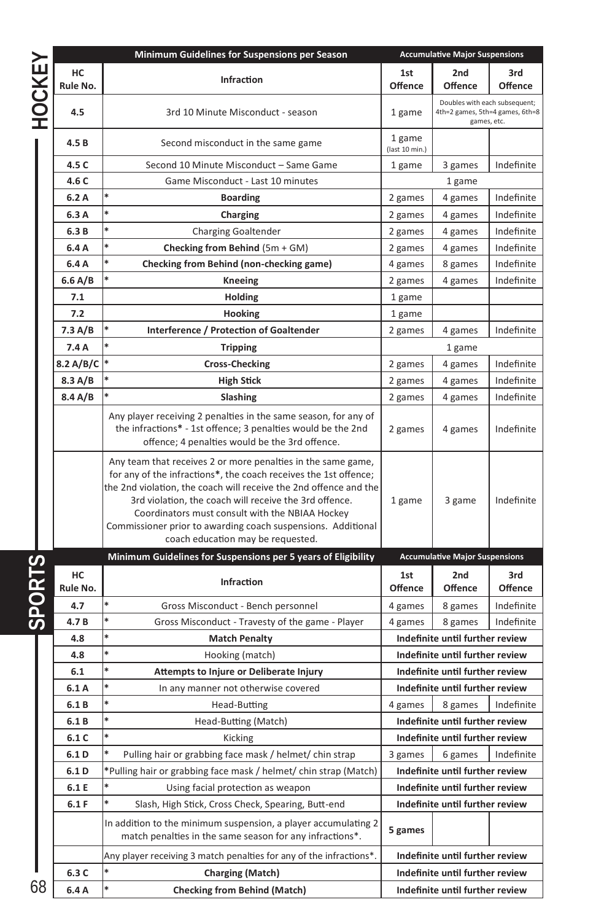| HC Rule No. | Minimum Guidelines for Suspensions per Season<br>Infraction | Accumulative Major Suspensions<br>1st Offence | <br>2nd Offence | <br>3rd Offence |
|---|---|---|---|---|
| 4.5 | 3rd 10 Minute Misconduct - season | 1 game | Doubles with each subsequent; 4th=2 games, 5th=4 games, 6th=8 games, etc. | |
| 4.5 B | Second misconduct in the same game | 1 game (last 10 min.) | | |
| 4.5 C | Second 10 Minute Misconduct – Same Game | 1 game | 3 games | Indefinite |
| 4.6 C | Game Misconduct - Last 10 minutes | 1 game | | |
| 6.2 A | * **Boarding** | 2 games | 4 games | Indefinite |
| 6.3 A | * **Charging** | 2 games | 4 games | Indefinite |
| 6.3 B | * Charging Goaltender | 2 games | 4 games | Indefinite |
| 6.4 A | * **Checking from Behind** (5m + GM) | 2 games | 4 games | Indefinite |
| 6.4 A | * **Checking from Behind (non-checking game)** | 4 games | 8 games | Indefinite |
| 6.6 A/B | * **Kneeing** | 2 games | 4 games | Indefinite |
| 7.1 | **Holding** | 1 game | | |
| 7.2 | **Hooking** | 1 game | | |
| 7.3 A/B | * **Interference / Protection of Goaltender** | 2 games | 4 games | Indefinite |
| 7.4 A | * **Tripping** | 1 game | | |
| 8.2 A/B/C | * **Cross-Checking** | 2 games | 4 games | Indefinite |
| 8.3 A/B | * **High Stick** | 2 games | 4 games | Indefinite |
| 8.4 A/B | * **Slashing** | 2 games | 4 games | Indefinite |
| | Any player receiving 2 penalties in the same season, for any of the infractions* - 1st offence; 3 penalties would be the 2nd offence; 4 penalties would be the 3rd offence. | 2 games | 4 games | Indefinite |
| | Any team that receives 2 or more penalties in the same game, for any of the infractions*, the coach receives the 1st offence; the 2nd violation, the coach will receive the 2nd offence and the 3rd violation, the coach will receive the 3rd offence. Coordinators must consult with the NBIAA Hockey Commissioner prior to awarding coach suspensions. Additional coach education may be requested. | 1 game | 3 game | Indefinite |

| HC Rule No. | Minimum Guidelines for Suspensions per 5 years of Eligibility<br>Infraction | Accumulative Major Suspensions<br>1st Offence | <br>2nd Offence | <br>3rd Offence |
|---|---|---|---|---|
| 4.7 | * Gross Misconduct - Bench personnel | 4 games | 8 games | Indefinite |
| 4.7 B | * Gross Misconduct - Travesty of the game - Player | 4 games | 8 games | Indefinite |
| 4.8 | * **Match Penalty** | **Indefinite until further review** | | |
| 4.8 | * Hooking (match) | **Indefinite until further review** | | |
| 6.1 | * **Attempts to Injure or Deliberate Injury** | **Indefinite until further review** | | |
| 6.1 A | * In any manner not otherwise covered | **Indefinite until further review** | | |
| 6.1 B | * Head-Butting | 4 games | 8 games | Indefinite |
| 6.1 B | * Head-Butting (Match) | **Indefinite until further review** | | |
| 6.1 C | * Kicking | **Indefinite until further review** | | |
| 6.1 D | * Pulling hair or grabbing face mask / helmet/ chin strap | 3 games | 6 games | Indefinite |
| 6.1 D | *Pulling hair or grabbing face mask / helmet/ chin strap (Match) | **Indefinite until further review** | | |
| 6.1 E | * Using facial protection as weapon | **Indefinite until further review** | | |
| 6.1 F | * Slash, High Stick, Cross Check, Spearing, Butt-end | **Indefinite until further review** | | |
| | In addition to the minimum suspension, a player accumulating 2 match penalties in the same season for any infractions*. | **5 games** | | |
| | Any player receiving 3 match penalties for any of the infractions*. | **Indefinite until further review** | | |
| 6.3 C | * **Charging (Match)** | **Indefinite until further review** | | |
| 6.4 A | * **Checking from Behind (Match)** | **Indefinite until further review** | | |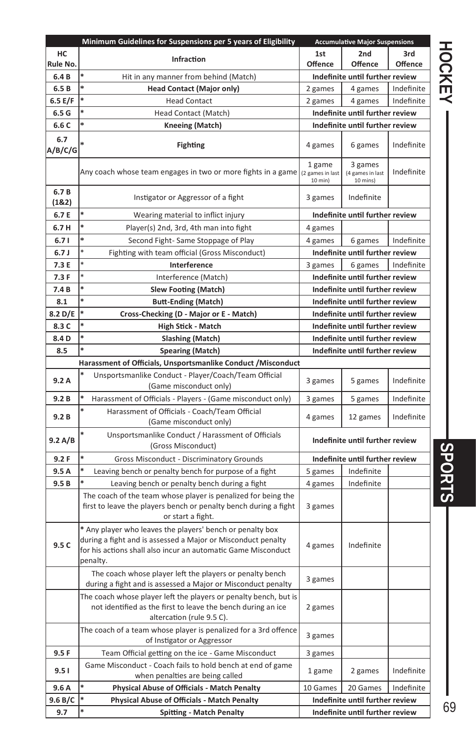| | Minimum Guidelines for Suspensions per 5 years of Eligibility | Accumulative Major Suspensions | | |
|---|---|---|---|---|
| HC Rule No. | Infraction | 1st Offence | 2nd Offence | 3rd Offence |
| 6.4 B | * Hit in any manner from behind (Match) | **Indefinite until further review** | | |
| 6.5 B | * **Head Contact (Major only)** | 2 games | 4 games | Indefinite |
| 6.5 E/F | * Head Contact | 2 games | 4 games | Indefinite |
| 6.5 G | * Head Contact (Match) | **Indefinite until further review** | | |
| 6.6 C | * **Kneeing (Match)** | **Indefinite until further review** | | |
| 6.7 A/B/C/G | * **Fighting** | 4 games | 6 games | Indefinite |
| | Any coach whose team engages in two or more fights in a game | 1 game (2 games in last 10 min) | 3 games (4 games in last 10 mins) | Indefinite |
| 6.7 B (1&2) | Instigator or Aggressor of a fight | 3 games | Indefinite | |
| 6.7 E | * Wearing material to inflict injury | **Indefinite until further review** | | |
| 6.7 H | * Player(s) 2nd, 3rd, 4th man into fight | 4 games | | |
| 6.7 I | * Second Fight- Same Stoppage of Play | 4 games | 6 games | Indefinite |
| 6.7 J | * Fighting with team official (Gross Misconduct) | **Indefinite until further review** | | |
| 7.3 E | * **Interference** | 3 games | 6 games | Indefinite |
| 7.3 F | * Interference (Match) | **Indefinite until further review** | | |
| 7.4 B | * **Slew Footing (Match)** | **Indefinite until further review** | | |
| 8.1 | * **Butt-Ending (Match)** | **Indefinite until further review** | | |
| 8.2 D/E | * **Cross-Checking (D - Major or E - Match)** | **Indefinite until further review** | | |
| 8.3 C | * **High Stick - Match** | **Indefinite until further review** | | |
| 8.4 D | * **Slashing (Match)** | **Indefinite until further review** | | |
| 8.5 | * **Spearing (Match)** | **Indefinite until further review** | | |
| | **Harassment of Officials, Unsportsmanlike Conduct /Misconduct** | | | |
| 9.2 A | * Unsportsmanlike Conduct - Player/Coach/Team Official (Game misconduct only) | 3 games | 5 games | Indefinite |
| 9.2 B | * Harassment of Officials - Players - (Game misconduct only) | 3 games | 5 games | Indefinite |
| 9.2 B | * Harassment of Officials - Coach/Team Official (Game misconduct only) | 4 games | 12 games | Indefinite |
| 9.2 A/B | * Unsportsmanlike Conduct / Harassment of Officials (Gross Misconduct) | **Indefinite until further review** | | |
| 9.2 F | * Gross Misconduct - Discriminatory Grounds | **Indefinite until further review** | | |
| 9.5 A | * Leaving bench or penalty bench for purpose of a fight | 5 games | Indefinite | |
| 9.5 B | * Leaving bench or penalty bench during a fight | 4 games | Indefinite | |
| | The coach of the team whose player is penalized for being the first to leave the players bench or penalty bench during a fight or start a fight. | 3 games | | |
| 9.5 C | * Any player who leaves the players' bench or penalty box during a fight and is assessed a Major or Misconduct penalty for his actions shall also incur an automatic Game Misconduct penalty. | 4 games | Indefinite | |
| | The coach whose player left the players or penalty bench during a fight and is assessed a Major or Misconduct penalty | 3 games | | |
| | The coach whose player left the players or penalty bench, but is not identified as the first to leave the bench during an ice altercation (rule 9.5 C). | 2 games | | |
| | The coach of a team whose player is penalized for a 3rd offence of Instigator or Aggressor | 3 games | | |
| 9.5 F | Team Official getting on the ice - Game Misconduct | 3 games | | |
| 9.5 I | Game Misconduct - Coach fails to hold bench at end of game when penalties are being called | 1 game | 2 games | Indefinite |
| 9.6 A | * **Physical Abuse of Officials - Match Penalty** | 10 Games | 20 Games | Indefinite |
| 9.6 B/C | * **Physical Abuse of Officials - Match Penalty** | **Indefinite until further review** | | |
| 9.7 | * **Spitting - Match Penalty** | **Indefinite until further review** | | |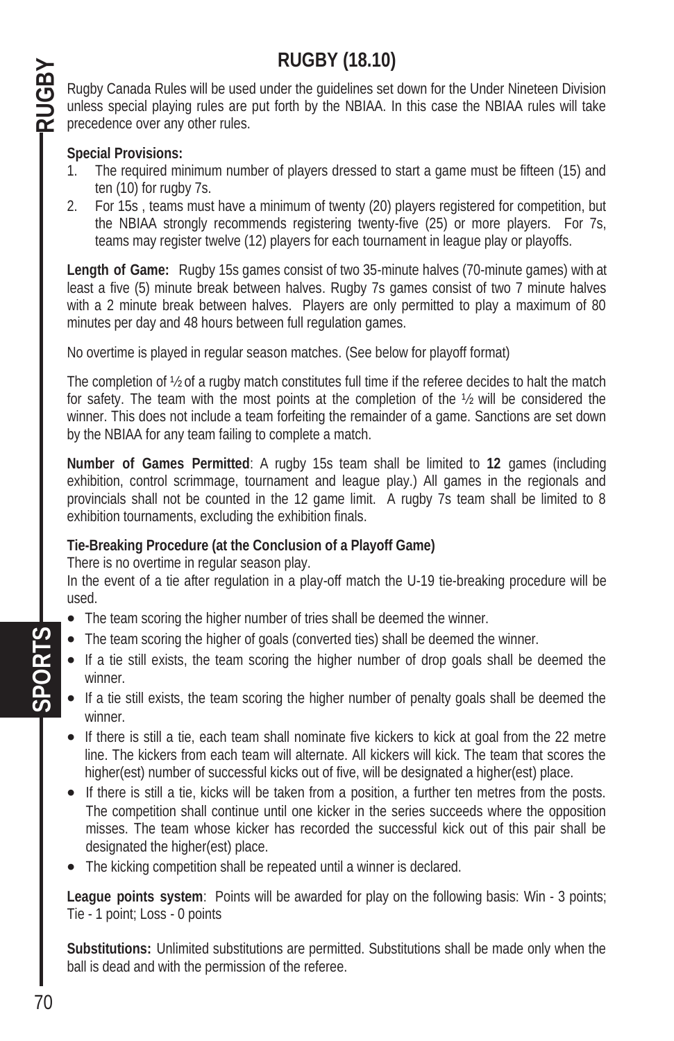# RUGBY (18.10)

Rugby Canada Rules will be used under the guidelines set down for the Under Nineteen Division unless special playing rules are put forth by the NBIAA. In this case the NBIAA rules will take precedence over any other rules.

**Special Provisions:**

1. The required minimum number of players dressed to start a game must be fifteen (15) and ten (10) for rugby 7s.
2. For 15s , teams must have a minimum of twenty (20) players registered for competition, but the NBIAA strongly recommends registering twenty-five (25) or more players. For 7s, teams may register twelve (12) players for each tournament in league play or playoffs.

**Length of Game:** Rugby 15s games consist of two 35-minute halves (70-minute games) with at least a five (5) minute break between halves. Rugby 7s games consist of two 7 minute halves with a 2 minute break between halves. Players are only permitted to play a maximum of 80 minutes per day and 48 hours between full regulation games.

No overtime is played in regular season matches. (See below for playoff format)

The completion of ½ of a rugby match constitutes full time if the referee decides to halt the match for safety. The team with the most points at the completion of the ½ will be considered the winner. This does not include a team forfeiting the remainder of a game. Sanctions are set down by the NBIAA for any team failing to complete a match.

**Number of Games Permitted**: A rugby 15s team shall be limited to **12** games (including exhibition, control scrimmage, tournament and league play.) All games in the regionals and provincials shall not be counted in the 12 game limit. A rugby 7s team shall be limited to 8 exhibition tournaments, excluding the exhibition finals.

**Tie-Breaking Procedure (at the Conclusion of a Playoff Game)**

There is no overtime in regular season play.

In the event of a tie after regulation in a play-off match the U-19 tie-breaking procedure will be used.

- The team scoring the higher number of tries shall be deemed the winner.
- The team scoring the higher of goals (converted ties) shall be deemed the winner.
- If a tie still exists, the team scoring the higher number of drop goals shall be deemed the winner.
- If a tie still exists, the team scoring the higher number of penalty goals shall be deemed the winner.
- If there is still a tie, each team shall nominate five kickers to kick at goal from the 22 metre line. The kickers from each team will alternate. All kickers will kick. The team that scores the higher(est) number of successful kicks out of five, will be designated a higher(est) place.
- If there is still a tie, kicks will be taken from a position, a further ten metres from the posts. The competition shall continue until one kicker in the series succeeds where the opposition misses. The team whose kicker has recorded the successful kick out of this pair shall be designated the higher(est) place.
- The kicking competition shall be repeated until a winner is declared.

**League points system**: Points will be awarded for play on the following basis: Win - 3 points; Tie - 1 point; Loss - 0 points

**Substitutions:** Unlimited substitutions are permitted. Substitutions shall be made only when the ball is dead and with the permission of the referee.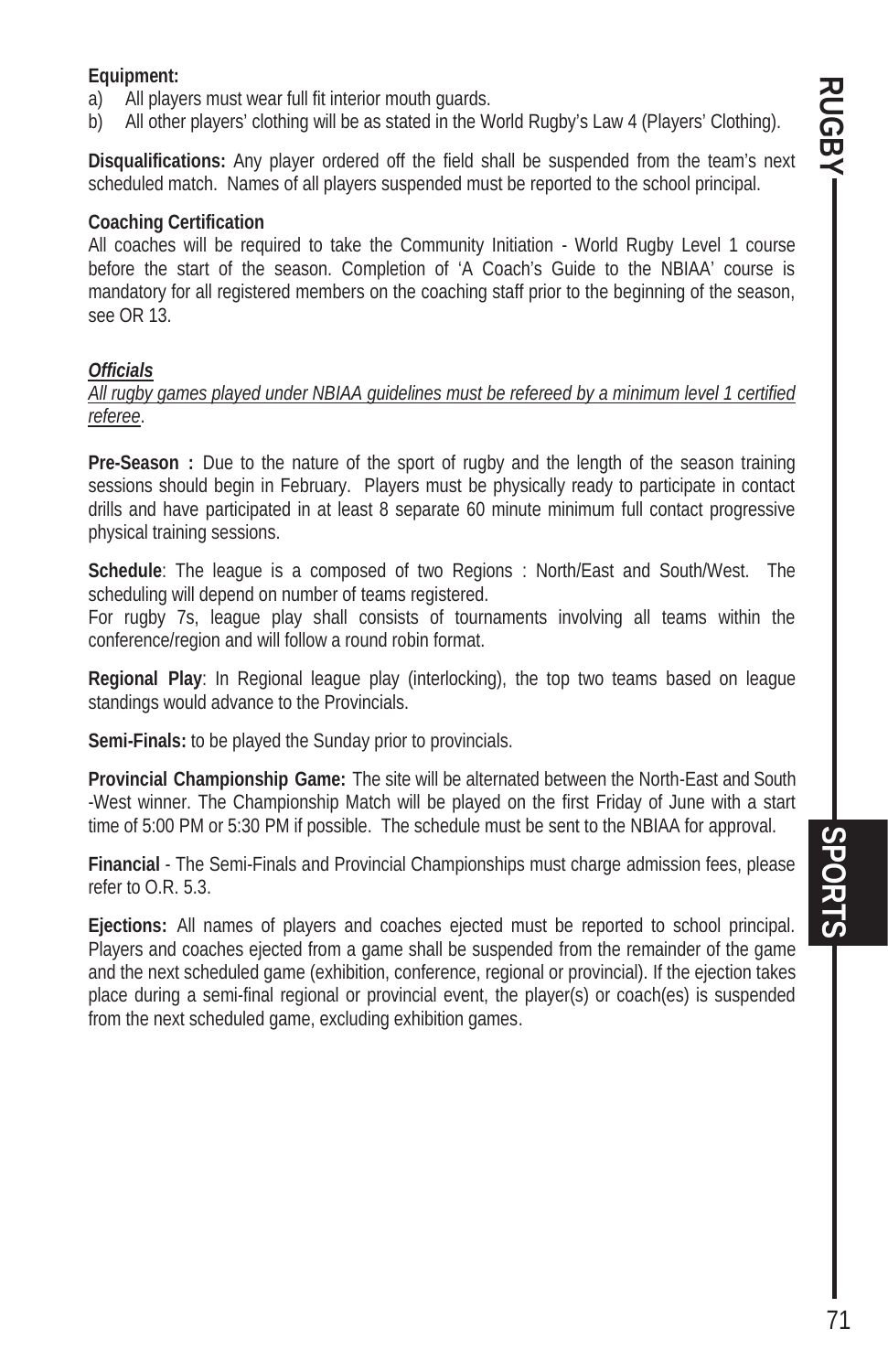**Equipment:**

a) All players must wear full fit interior mouth guards.
b) All other players' clothing will be as stated in the World Rugby's Law 4 (Players' Clothing).

**Disqualifications:** Any player ordered off the field shall be suspended from the team's next scheduled match. Names of all players suspended must be reported to the school principal.

**Coaching Certification**

All coaches will be required to take the Community Initiation - World Rugby Level 1 course before the start of the season. Completion of 'A Coach's Guide to the NBIAA' course is mandatory for all registered members on the coaching staff prior to the beginning of the season, see OR 13.

***Officials***

*All rugby games played under NBIAA guidelines must be refereed by a minimum level 1 certified referee.*

**Pre-Season :** Due to the nature of the sport of rugby and the length of the season training sessions should begin in February. Players must be physically ready to participate in contact drills and have participated in at least 8 separate 60 minute minimum full contact progressive physical training sessions.

**Schedule**: The league is a composed of two Regions : North/East and South/West. The scheduling will depend on number of teams registered.
For rugby 7s, league play shall consists of tournaments involving all teams within the conference/region and will follow a round robin format.

**Regional Play**: In Regional league play (interlocking), the top two teams based on league standings would advance to the Provincials.

**Semi-Finals:** to be played the Sunday prior to provincials.

**Provincial Championship Game:** The site will be alternated between the North-East and South -West winner. The Championship Match will be played on the first Friday of June with a start time of 5:00 PM or 5:30 PM if possible. The schedule must be sent to the NBIAA for approval.

**Financial** - The Semi-Finals and Provincial Championships must charge admission fees, please refer to O.R. 5.3.

**Ejections:** All names of players and coaches ejected must be reported to school principal. Players and coaches ejected from a game shall be suspended from the remainder of the game and the next scheduled game (exhibition, conference, regional or provincial). If the ejection takes place during a semi-final regional or provincial event, the player(s) or coach(es) is suspended from the next scheduled game, excluding exhibition games.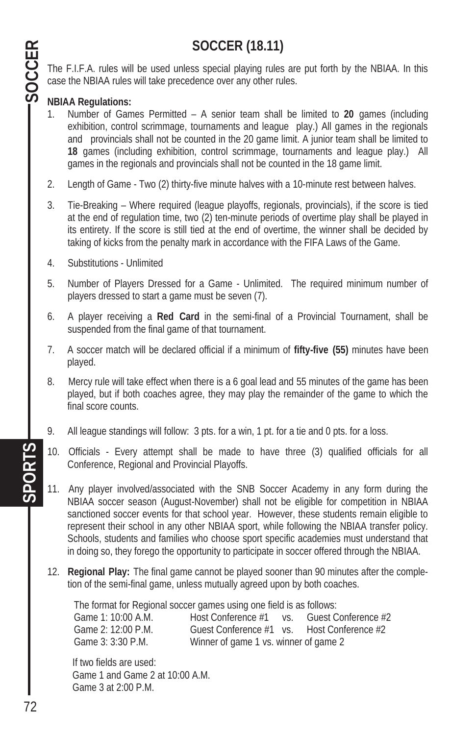# SOCCER (18.11)

The F.I.F.A. rules will be used unless special playing rules are put forth by the NBIAA. In this case the NBIAA rules will take precedence over any other rules.

**NBIAA Regulations:**

1. Number of Games Permitted – A senior team shall be limited to **20** games (including exhibition, control scrimmage, tournaments and league play.) All games in the regionals and provincials shall not be counted in the 20 game limit. A junior team shall be limited to **18** games (including exhibition, control scrimmage, tournaments and league play.) All games in the regionals and provincials shall not be counted in the 18 game limit.

2. Length of Game - Two (2) thirty-five minute halves with a 10-minute rest between halves.

3. Tie-Breaking – Where required (league playoffs, regionals, provincials), if the score is tied at the end of regulation time, two (2) ten-minute periods of overtime play shall be played in its entirety. If the score is still tied at the end of overtime, the winner shall be decided by taking of kicks from the penalty mark in accordance with the FIFA Laws of the Game.

4. Substitutions - Unlimited

5. Number of Players Dressed for a Game - Unlimited. The required minimum number of players dressed to start a game must be seven (7).

6. A player receiving a **Red Card** in the semi-final of a Provincial Tournament, shall be suspended from the final game of that tournament.

7. A soccer match will be declared official if a minimum of **fifty-five (55)** minutes have been played.

8. Mercy rule will take effect when there is a 6 goal lead and 55 minutes of the game has been played, but if both coaches agree, they may play the remainder of the game to which the final score counts.

9. All league standings will follow: 3 pts. for a win, 1 pt. for a tie and 0 pts. for a loss.

10. Officials - Every attempt shall be made to have three (3) qualified officials for all Conference, Regional and Provincial Playoffs.

11. Any player involved/associated with the SNB Soccer Academy in any form during the NBIAA soccer season (August-November) shall not be eligible for competition in NBIAA sanctioned soccer events for that school year. However, these students remain eligible to represent their school in any other NBIAA sport, while following the NBIAA transfer policy. Schools, students and families who choose sport specific academies must understand that in doing so, they forego the opportunity to participate in soccer offered through the NBIAA.

12. **Regional Play:** The final game cannot be played sooner than 90 minutes after the completion of the semi-final game, unless mutually agreed upon by both coaches.

    The format for Regional soccer games using one field is as follows:

    | | | | |
    |---|---|---|---|
    | Game 1: 10:00 A.M. | Host Conference #1 | vs. | Guest Conference #2 |
    | Game 2: 12:00 P.M. | Guest Conference #1 | vs. | Host Conference #2 |
    | Game 3: 3:30 P.M. | Winner of game 1 vs. winner of game 2 | | |

    If two fields are used:
    Game 1 and Game 2 at 10:00 A.M.
    Game 3 at 2:00 P.M.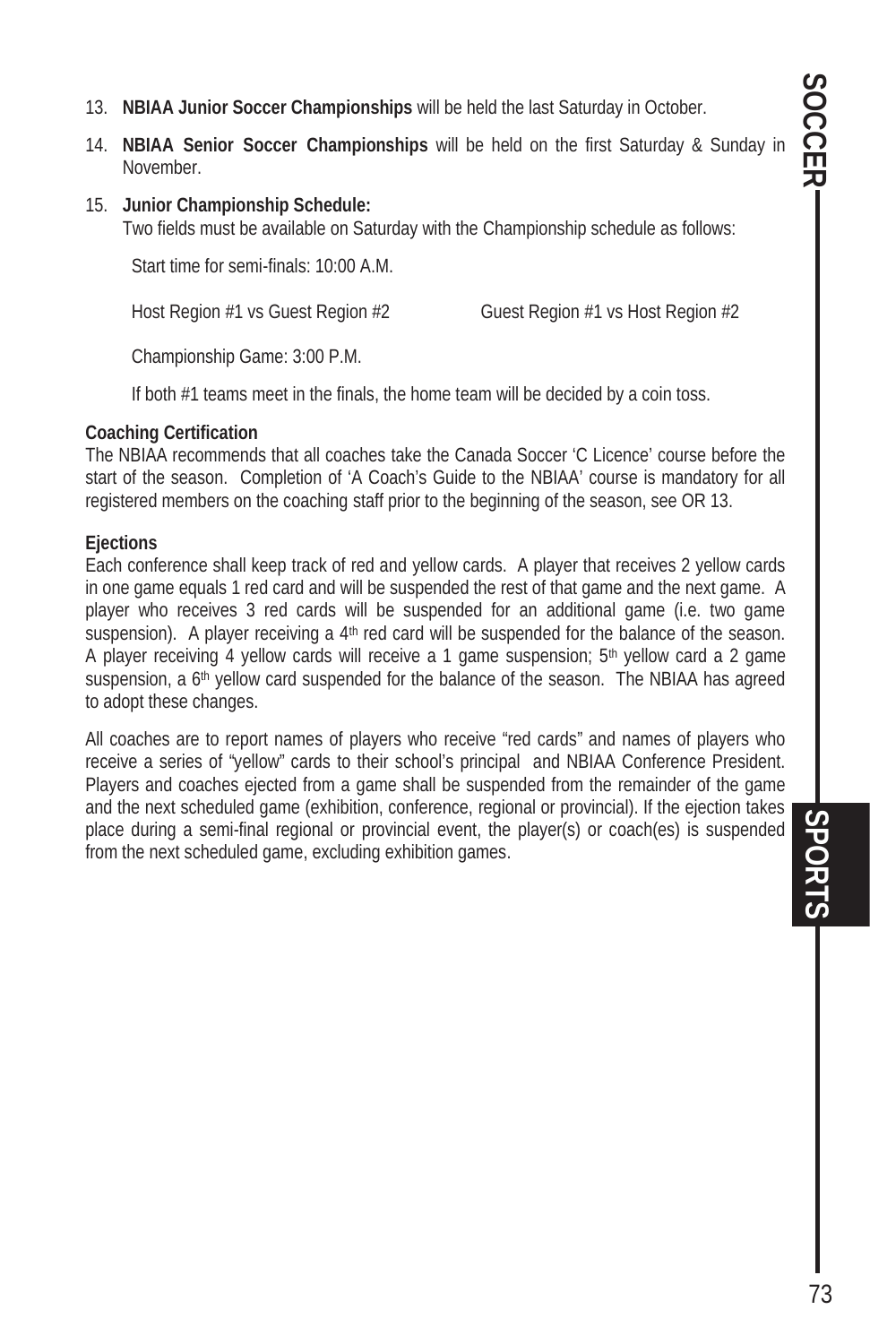13. **NBIAA Junior Soccer Championships** will be held the last Saturday in October.
14. **NBIAA Senior Soccer Championships** will be held on the first Saturday & Sunday in November.
15. **Junior Championship Schedule:**
    Two fields must be available on Saturday with the Championship schedule as follows:

    Start time for semi-finals: 10:00 A.M.

    Host Region #1 vs Guest Region #2 Guest Region #1 vs Host Region #2

    Championship Game: 3:00 P.M.

    If both #1 teams meet in the finals, the home team will be decided by a coin toss.

**Coaching Certification**

The NBIAA recommends that all coaches take the Canada Soccer 'C Licence' course before the start of the season. Completion of 'A Coach's Guide to the NBIAA' course is mandatory for all registered members on the coaching staff prior to the beginning of the season, see OR 13.

**Ejections**

Each conference shall keep track of red and yellow cards. A player that receives 2 yellow cards in one game equals 1 red card and will be suspended the rest of that game and the next game. A player who receives 3 red cards will be suspended for an additional game (i.e. two game suspension). A player receiving a 4th red card will be suspended for the balance of the season. A player receiving 4 yellow cards will receive a 1 game suspension; 5th yellow card a 2 game suspension, a 6th yellow card suspended for the balance of the season. The NBIAA has agreed to adopt these changes.

All coaches are to report names of players who receive "red cards" and names of players who receive a series of "yellow" cards to their school's principal and NBIAA Conference President. Players and coaches ejected from a game shall be suspended from the remainder of the game and the next scheduled game (exhibition, conference, regional or provincial). If the ejection takes place during a semi-final regional or provincial event, the player(s) or coach(es) is suspended from the next scheduled game, excluding exhibition games.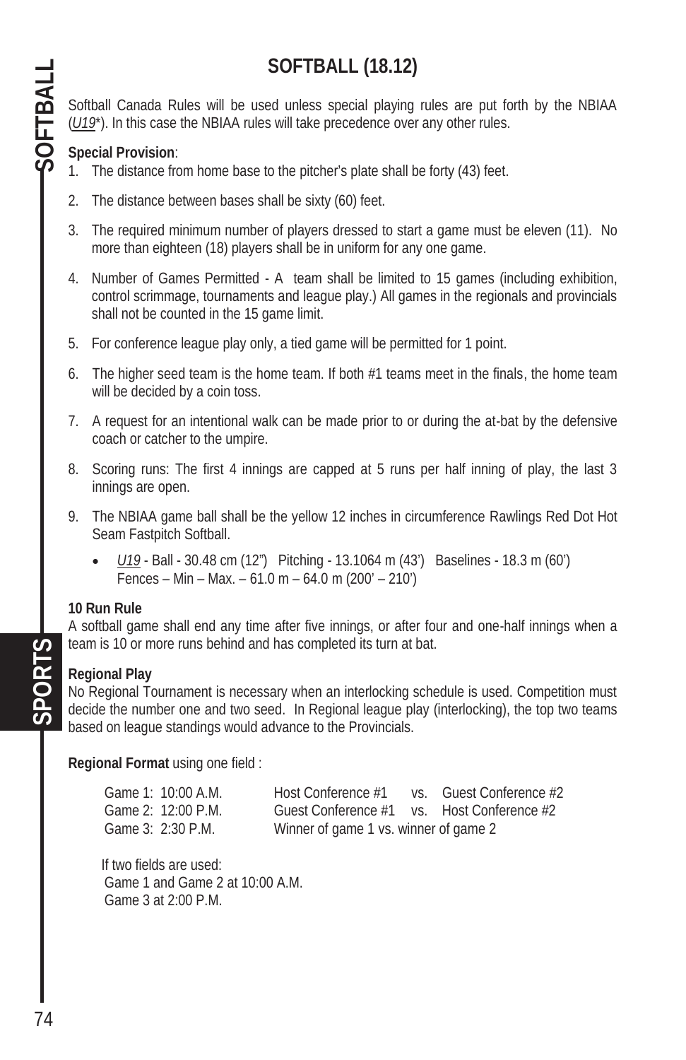# SOFTBALL (18.12)

Softball Canada Rules will be used unless special playing rules are put forth by the NBIAA (*U19**). In this case the NBIAA rules will take precedence over any other rules.

**Special Provision**:

1. The distance from home base to the pitcher's plate shall be forty (43) feet.
2. The distance between bases shall be sixty (60) feet.
3. The required minimum number of players dressed to start a game must be eleven (11). No more than eighteen (18) players shall be in uniform for any one game.
4. Number of Games Permitted - A team shall be limited to 15 games (including exhibition, control scrimmage, tournaments and league play.) All games in the regionals and provincials shall not be counted in the 15 game limit.
5. For conference league play only, a tied game will be permitted for 1 point.
6. The higher seed team is the home team. If both #1 teams meet in the finals, the home team will be decided by a coin toss.
7. A request for an intentional walk can be made prior to or during the at-bat by the defensive coach or catcher to the umpire.
8. Scoring runs: The first 4 innings are capped at 5 runs per half inning of play, the last 3 innings are open.
9. The NBIAA game ball shall be the yellow 12 inches in circumference Rawlings Red Dot Hot Seam Fastpitch Softball.
   - *U19* - Ball - 30.48 cm (12") Pitching - 13.1064 m (43') Baselines - 18.3 m (60') Fences – Min – Max. – 61.0 m – 64.0 m (200' – 210')

**10 Run Rule**

A softball game shall end any time after five innings, or after four and one-half innings when a team is 10 or more runs behind and has completed its turn at bat.

**Regional Play**

No Regional Tournament is necessary when an interlocking schedule is used. Competition must decide the number one and two seed. In Regional league play (interlocking), the top two teams based on league standings would advance to the Provincials.

**Regional Format** using one field :

| | | | | |
|---|---|---|---|---|
| Game 1: 10:00 A.M. | Host Conference #1 | vs. | Guest Conference #2 |
| Game 2: 12:00 P.M. | Guest Conference #1 | vs. | Host Conference #2 |
| Game 3: 2:30 P.M. | Winner of game 1 vs. winner of game 2 | | |

If two fields are used:
Game 1 and Game 2 at 10:00 A.M.
Game 3 at 2:00 P.M.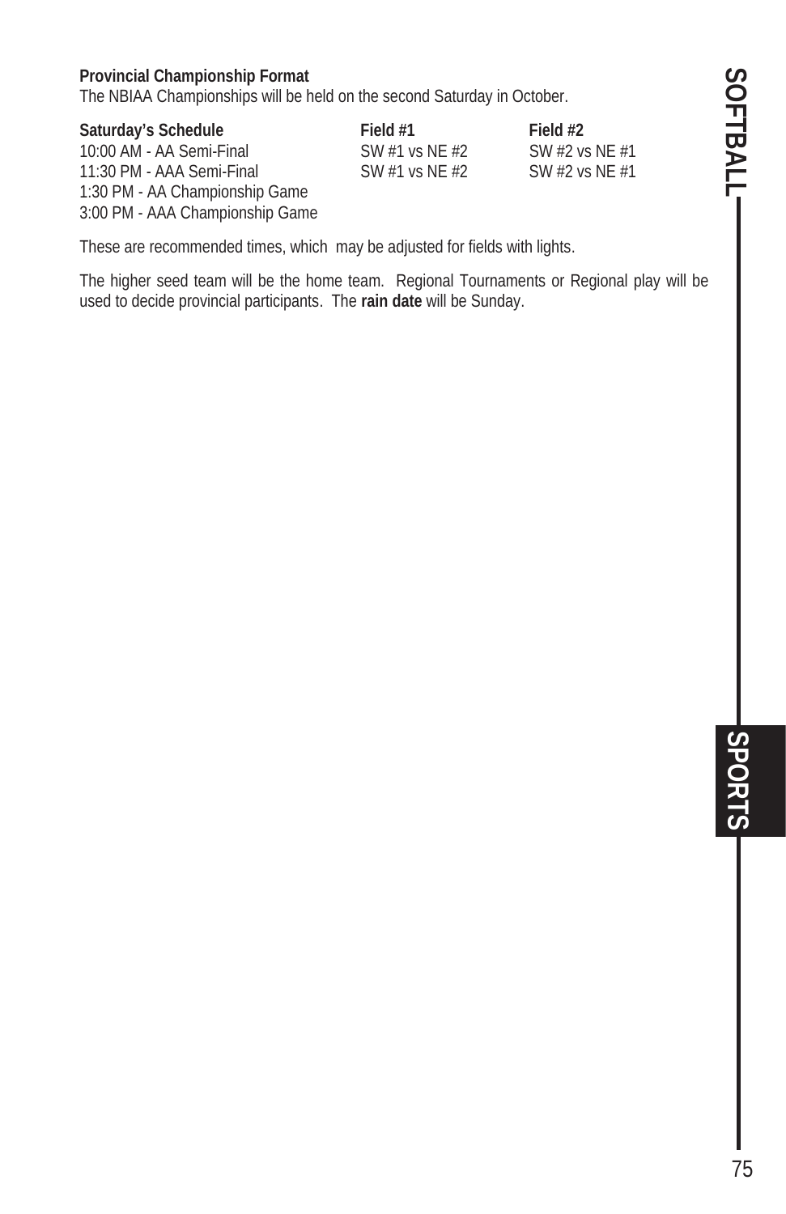**Provincial Championship Format**

The NBIAA Championships will be held on the second Saturday in October.

| Saturday's Schedule | Field #1 | Field #2 |
|---|---|---|
| 10:00 AM - AA Semi-Final | SW #1 vs NE #2 | SW #2 vs NE #1 |
| 11:30 PM - AAA Semi-Final | SW #1 vs NE #2 | SW #2 vs NE #1 |
| 1:30 PM - AA Championship Game | | |
| 3:00 PM - AAA Championship Game | | |

These are recommended times, which may be adjusted for fields with lights.

The higher seed team will be the home team. Regional Tournaments or Regional play will be used to decide provincial participants. The **rain date** will be Sunday.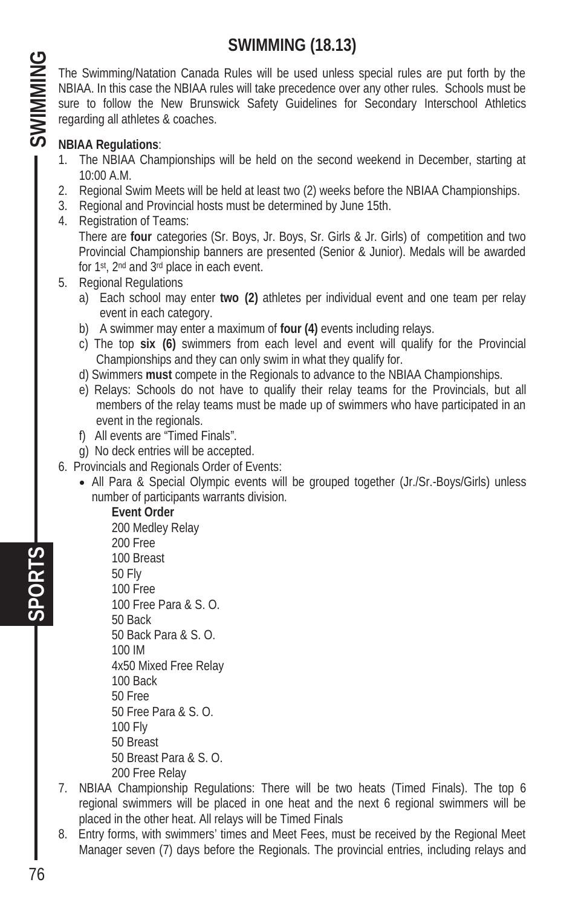# SWIMMING (18.13)

The Swimming/Natation Canada Rules will be used unless special rules are put forth by the NBIAA. In this case the NBIAA rules will take precedence over any other rules. Schools must be sure to follow the New Brunswick Safety Guidelines for Secondary Interschool Athletics regarding all athletes & coaches.

**NBIAA Regulations**:

1. The NBIAA Championships will be held on the second weekend in December, starting at 10:00 A.M.
2. Regional Swim Meets will be held at least two (2) weeks before the NBIAA Championships.
3. Regional and Provincial hosts must be determined by June 15th.
4. Registration of Teams:
   There are **four** categories (Sr. Boys, Jr. Boys, Sr. Girls & Jr. Girls) of competition and two Provincial Championship banners are presented (Senior & Junior). Medals will be awarded for 1st, 2nd and 3rd place in each event.
5. Regional Regulations
   a) Each school may enter **two (2)** athletes per individual event and one team per relay event in each category.
   b) A swimmer may enter a maximum of **four (4)** events including relays.
   c) The top **six (6)** swimmers from each level and event will qualify for the Provincial Championships and they can only swim in what they qualify for.
   d) Swimmers **must** compete in the Regionals to advance to the NBIAA Championships.
   e) Relays: Schools do not have to qualify their relay teams for the Provincials, but all members of the relay teams must be made up of swimmers who have participated in an event in the regionals.
   f) All events are "Timed Finals".
   g) No deck entries will be accepted.
6. Provincials and Regionals Order of Events:
   - All Para & Special Olympic events will be grouped together (Jr./Sr.-Boys/Girls) unless number of participants warrants division.

     **Event Order**
     200 Medley Relay
     200 Free
     100 Breast
     50 Fly
     100 Free
     100 Free Para & S. O.
     50 Back
     50 Back Para & S. O.
     100 IM
     4x50 Mixed Free Relay
     100 Back
     50 Free
     50 Free Para & S. O.
     100 Fly
     50 Breast
     50 Breast Para & S. O.
     200 Free Relay
7. NBIAA Championship Regulations: There will be two heats (Timed Finals). The top 6 regional swimmers will be placed in one heat and the next 6 regional swimmers will be placed in the other heat. All relays will be Timed Finals
8. Entry forms, with swimmers' times and Meet Fees, must be received by the Regional Meet Manager seven (7) days before the Regionals. The provincial entries, including relays and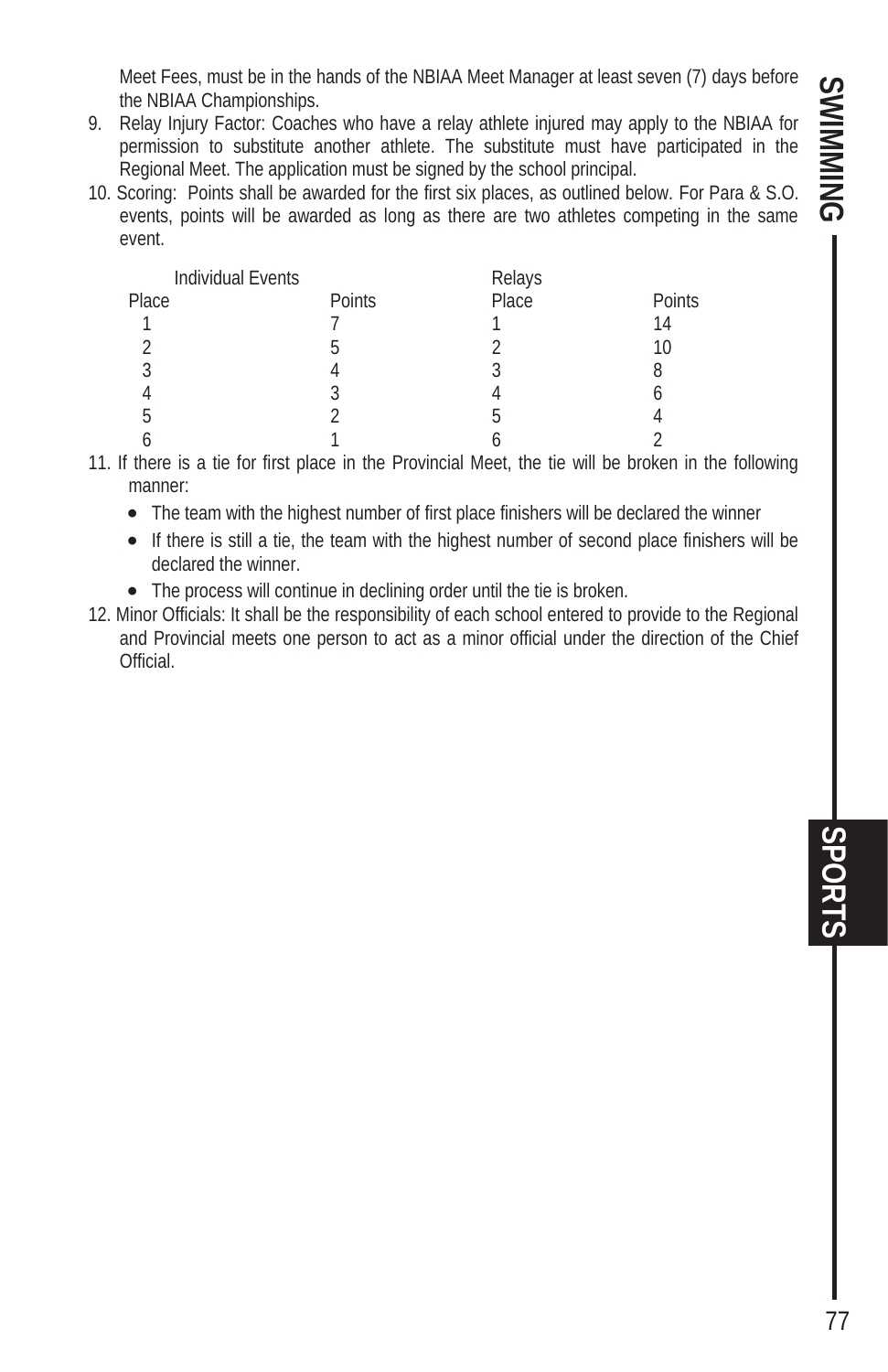Meet Fees, must be in the hands of the NBIAA Meet Manager at least seven (7) days before the NBIAA Championships.

9. Relay Injury Factor: Coaches who have a relay athlete injured may apply to the NBIAA for permission to substitute another athlete. The substitute must have participated in the Regional Meet. The application must be signed by the school principal.
10. Scoring: Points shall be awarded for the first six places, as outlined below. For Para & S.O. events, points will be awarded as long as there are two athletes competing in the same event.

| Individual Events | | Relays | |
|---|---|---|---|
| Place | Points | Place | Points |
| 1 | 7 | 1 | 14 |
| 2 | 5 | 2 | 10 |
| 3 | 4 | 3 | 8 |
| 4 | 3 | 4 | 6 |
| 5 | 2 | 5 | 4 |
| 6 | 1 | 6 | 2 |

11. If there is a tie for first place in the Provincial Meet, the tie will be broken in the following manner:
    - The team with the highest number of first place finishers will be declared the winner
    - If there is still a tie, the team with the highest number of second place finishers will be declared the winner.
    - The process will continue in declining order until the tie is broken.
12. Minor Officials: It shall be the responsibility of each school entered to provide to the Regional and Provincial meets one person to act as a minor official under the direction of the Chief Official.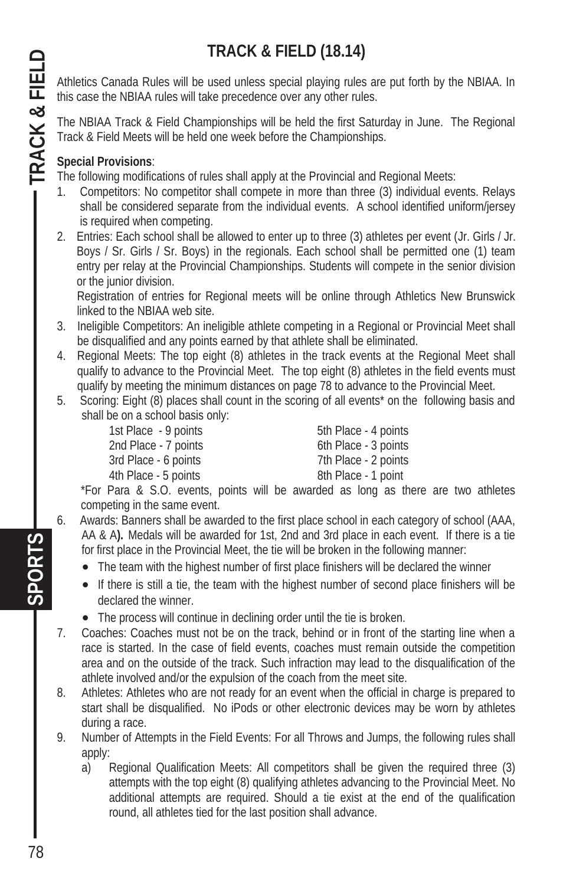# TRACK & FIELD (18.14)

Athletics Canada Rules will be used unless special playing rules are put forth by the NBIAA. In this case the NBIAA rules will take precedence over any other rules.

The NBIAA Track & Field Championships will be held the first Saturday in June. The Regional Track & Field Meets will be held one week before the Championships.

**Special Provisions**:

The following modifications of rules shall apply at the Provincial and Regional Meets:

1. Competitors: No competitor shall compete in more than three (3) individual events. Relays shall be considered separate from the individual events. A school identified uniform/jersey is required when competing.
2. Entries: Each school shall be allowed to enter up to three (3) athletes per event (Jr. Girls / Jr. Boys / Sr. Girls / Sr. Boys) in the regionals. Each school shall be permitted one (1) team entry per relay at the Provincial Championships. Students will compete in the senior division or the junior division.

   Registration of entries for Regional meets will be online through Athletics New Brunswick linked to the NBIAA web site.
3. Ineligible Competitors: An ineligible athlete competing in a Regional or Provincial Meet shall be disqualified and any points earned by that athlete shall be eliminated.
4. Regional Meets: The top eight (8) athletes in the track events at the Regional Meet shall qualify to advance to the Provincial Meet. The top eight (8) athletes in the field events must qualify by meeting the minimum distances on page 78 to advance to the Provincial Meet.
5. Scoring: Eight (8) places shall count in the scoring of all events* on the following basis and shall be on a school basis only:

   | | |
   |---|---|
   | 1st Place - 9 points | 5th Place - 4 points |
   | 2nd Place - 7 points | 6th Place - 3 points |
   | 3rd Place - 6 points | 7th Place - 2 points |
   | 4th Place - 5 points | 8th Place - 1 point |

   *For Para & S.O. events, points will be awarded as long as there are two athletes competing in the same event.
6. Awards: Banners shall be awarded to the first place school in each category of school (AAA, AA & A**).** Medals will be awarded for 1st, 2nd and 3rd place in each event. If there is a tie for first place in the Provincial Meet, the tie will be broken in the following manner:
   - The team with the highest number of first place finishers will be declared the winner
   - If there is still a tie, the team with the highest number of second place finishers will be declared the winner.
   - The process will continue in declining order until the tie is broken.
7. Coaches: Coaches must not be on the track, behind or in front of the starting line when a race is started. In the case of field events, coaches must remain outside the competition area and on the outside of the track. Such infraction may lead to the disqualification of the athlete involved and/or the expulsion of the coach from the meet site.
8. Athletes: Athletes who are not ready for an event when the official in charge is prepared to start shall be disqualified. No iPods or other electronic devices may be worn by athletes during a race.
9. Number of Attempts in the Field Events: For all Throws and Jumps, the following rules shall apply:
   a) Regional Qualification Meets: All competitors shall be given the required three (3) attempts with the top eight (8) qualifying athletes advancing to the Provincial Meet. No additional attempts are required. Should a tie exist at the end of the qualification round, all athletes tied for the last position shall advance.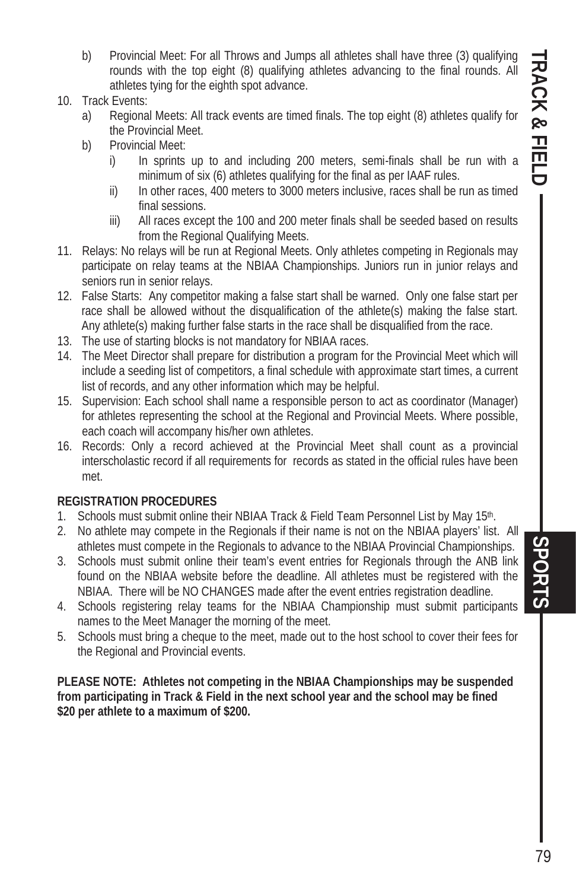b) Provincial Meet: For all Throws and Jumps all athletes shall have three (3) qualifying rounds with the top eight (8) qualifying athletes advancing to the final rounds. All athletes tying for the eighth spot advance.

10. Track Events:
    a) Regional Meets: All track events are timed finals. The top eight (8) athletes qualify for the Provincial Meet.
    b) Provincial Meet:
        i) In sprints up to and including 200 meters, semi-finals shall be run with a minimum of six (6) athletes qualifying for the final as per IAAF rules.
        ii) In other races, 400 meters to 3000 meters inclusive, races shall be run as timed final sessions.
        iii) All races except the 100 and 200 meter finals shall be seeded based on results from the Regional Qualifying Meets.
11. Relays: No relays will be run at Regional Meets. Only athletes competing in Regionals may participate on relay teams at the NBIAA Championships. Juniors run in junior relays and seniors run in senior relays.
12. False Starts: Any competitor making a false start shall be warned. Only one false start per race shall be allowed without the disqualification of the athlete(s) making the false start. Any athlete(s) making further false starts in the race shall be disqualified from the race.
13. The use of starting blocks is not mandatory for NBIAA races.
14. The Meet Director shall prepare for distribution a program for the Provincial Meet which will include a seeding list of competitors, a final schedule with approximate start times, a current list of records, and any other information which may be helpful.
15. Supervision: Each school shall name a responsible person to act as coordinator (Manager) for athletes representing the school at the Regional and Provincial Meets. Where possible, each coach will accompany his/her own athletes.
16. Records: Only a record achieved at the Provincial Meet shall count as a provincial interscholastic record if all requirements for records as stated in the official rules have been met.

**REGISTRATION PROCEDURES**

1. Schools must submit online their NBIAA Track & Field Team Personnel List by May 15th.
2. No athlete may compete in the Regionals if their name is not on the NBIAA players' list. All athletes must compete in the Regionals to advance to the NBIAA Provincial Championships.
3. Schools must submit online their team's event entries for Regionals through the ANB link found on the NBIAA website before the deadline. All athletes must be registered with the NBIAA. There will be NO CHANGES made after the event entries registration deadline.
4. Schools registering relay teams for the NBIAA Championship must submit participants names to the Meet Manager the morning of the meet.
5. Schools must bring a cheque to the meet, made out to the host school to cover their fees for the Regional and Provincial events.

**PLEASE NOTE: Athletes not competing in the NBIAA Championships may be suspended from participating in Track & Field in the next school year and the school may be fined $20 per athlete to a maximum of $200.**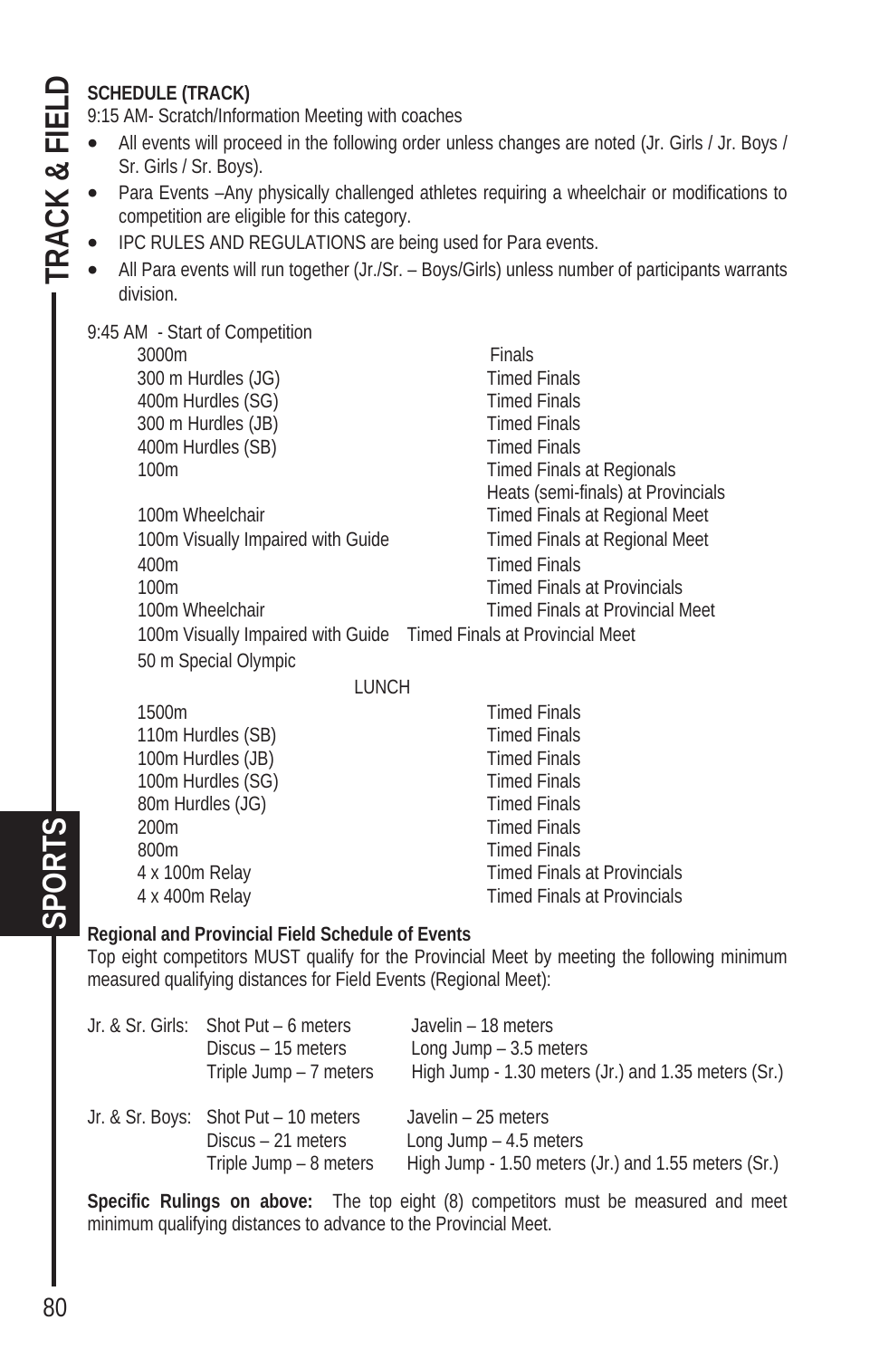**SCHEDULE (TRACK)**

9:15 AM- Scratch/Information Meeting with coaches

- All events will proceed in the following order unless changes are noted (Jr. Girls / Jr. Boys / Sr. Girls / Sr. Boys).
- Para Events –Any physically challenged athletes requiring a wheelchair or modifications to competition are eligible for this category.
- IPC RULES AND REGULATIONS are being used for Para events.
- All Para events will run together (Jr./Sr. – Boys/Girls) unless number of participants warrants division.

9:45 AM - Start of Competition

| Event | Format |
|---|---|
| 3000m | Finals |
| 300 m Hurdles (JG) | Timed Finals |
| 400m Hurdles (SG) | Timed Finals |
| 300 m Hurdles (JB) | Timed Finals |
| 400m Hurdles (SB) | Timed Finals |
| 100m | Timed Finals at Regionals<br>Heats (semi-finals) at Provincials |
| 100m Wheelchair | Timed Finals at Regional Meet |
| 100m Visually Impaired with Guide | Timed Finals at Regional Meet |
| 400m | Timed Finals |
| 100m | Timed Finals at Provincials |
| 100m Wheelchair | Timed Finals at Provincial Meet |
| 100m Visually Impaired with Guide | Timed Finals at Provincial Meet |
| 50 m Special Olympic | |
| LUNCH | |
| 1500m | Timed Finals |
| 110m Hurdles (SB) | Timed Finals |
| 100m Hurdles (JB) | Timed Finals |
| 100m Hurdles (SG) | Timed Finals |
| 80m Hurdles (JG) | Timed Finals |
| 200m | Timed Finals |
| 800m | Timed Finals |
| 4 x 100m Relay | Timed Finals at Provincials |
| 4 x 400m Relay | Timed Finals at Provincials |

**Regional and Provincial Field Schedule of Events**

Top eight competitors MUST qualify for the Provincial Meet by meeting the following minimum measured qualifying distances for Field Events (Regional Meet):

| | | |
|---|---|---|
| Jr. & Sr. Girls: | Shot Put – 6 meters | Javelin – 18 meters |
| | Discus – 15 meters | Long Jump – 3.5 meters |
| | Triple Jump – 7 meters | High Jump - 1.30 meters (Jr.) and 1.35 meters (Sr.) |
| Jr. & Sr. Boys: | Shot Put – 10 meters | Javelin – 25 meters |
| | Discus – 21 meters | Long Jump – 4.5 meters |
| | Triple Jump – 8 meters | High Jump - 1.50 meters (Jr.) and 1.55 meters (Sr.) |

**Specific Rulings on above:** The top eight (8) competitors must be measured and meet minimum qualifying distances to advance to the Provincial Meet.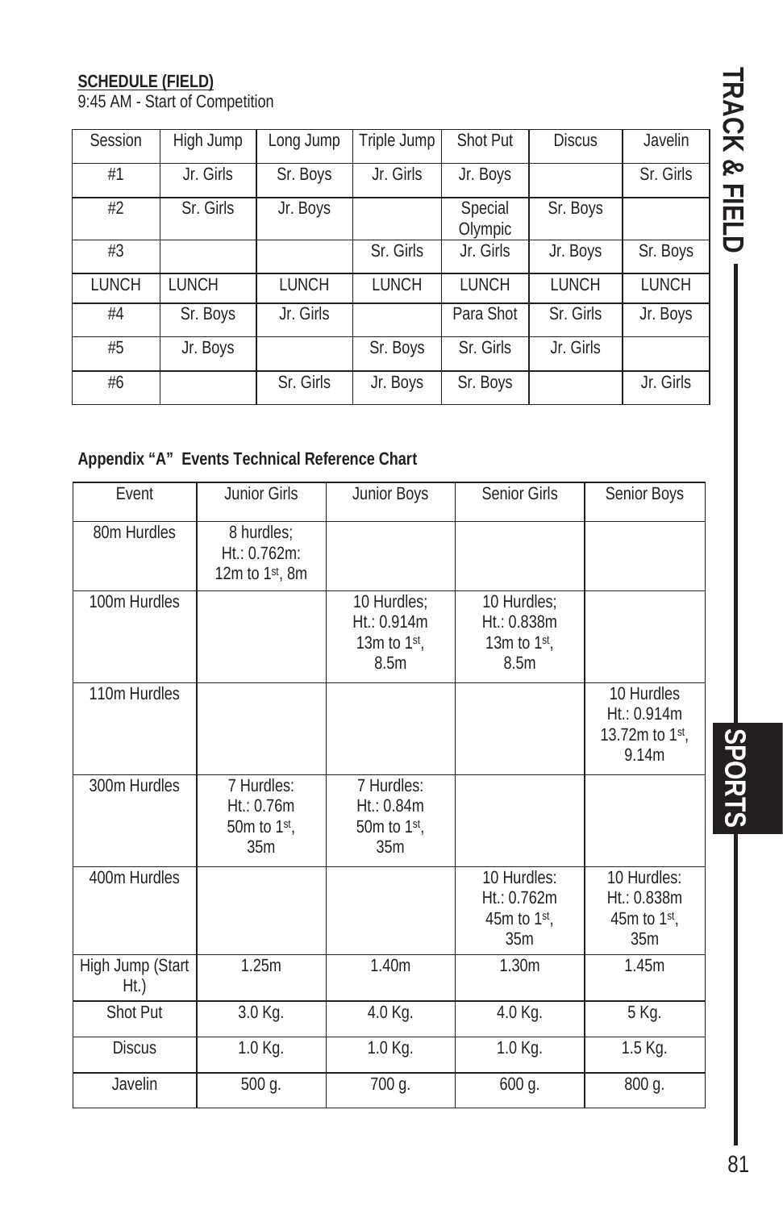**SCHEDULE (FIELD)**

9:45 AM - Start of Competition

| Session | High Jump | Long Jump | Triple Jump | Shot Put | Discus | Javelin |
|---|---|---|---|---|---|---|
| #1 | Jr. Girls | Sr. Boys | Jr. Girls | Jr. Boys | | Sr. Girls |
| #2 | Sr. Girls | Jr. Boys | | Special Olympic | Sr. Boys | |
| #3 | | | Sr. Girls | Jr. Girls | Jr. Boys | Sr. Boys |
| LUNCH | LUNCH | LUNCH | LUNCH | LUNCH | LUNCH | LUNCH |
| #4 | Sr. Boys | Jr. Girls | | Para Shot | Sr. Girls | Jr. Boys |
| #5 | Jr. Boys | | Sr. Boys | Sr. Girls | Jr. Girls | |
| #6 | | Sr. Girls | Jr. Boys | Sr. Boys | | Jr. Girls |

**Appendix "A" Events Technical Reference Chart**

| Event | Junior Girls | Junior Boys | Senior Girls | Senior Boys |
|---|---|---|---|---|
| 80m Hurdles | 8 hurdles; Ht.: 0.762m: 12m to 1st, 8m | | | |
| 100m Hurdles | | 10 Hurdles; Ht.: 0.914m 13m to 1st, 8.5m | 10 Hurdles; Ht.: 0.838m 13m to 1st, 8.5m | |
| 110m Hurdles | | | | 10 Hurdles Ht.: 0.914m 13.72m to 1st, 9.14m |
| 300m Hurdles | 7 Hurdles: Ht.: 0.76m 50m to 1st, 35m | 7 Hurdles: Ht.: 0.84m 50m to 1st, 35m | | |
| 400m Hurdles | | | 10 Hurdles: Ht.: 0.762m 45m to 1st, 35m | 10 Hurdles: Ht.: 0.838m 45m to 1st, 35m |
| High Jump (Start Ht.) | 1.25m | 1.40m | 1.30m | 1.45m |
| Shot Put | 3.0 Kg. | 4.0 Kg. | 4.0 Kg. | 5 Kg. |
| Discus | 1.0 Kg. | 1.0 Kg. | 1.0 Kg. | 1.5 Kg. |
| Javelin | 500 g. | 700 g. | 600 g. | 800 g. |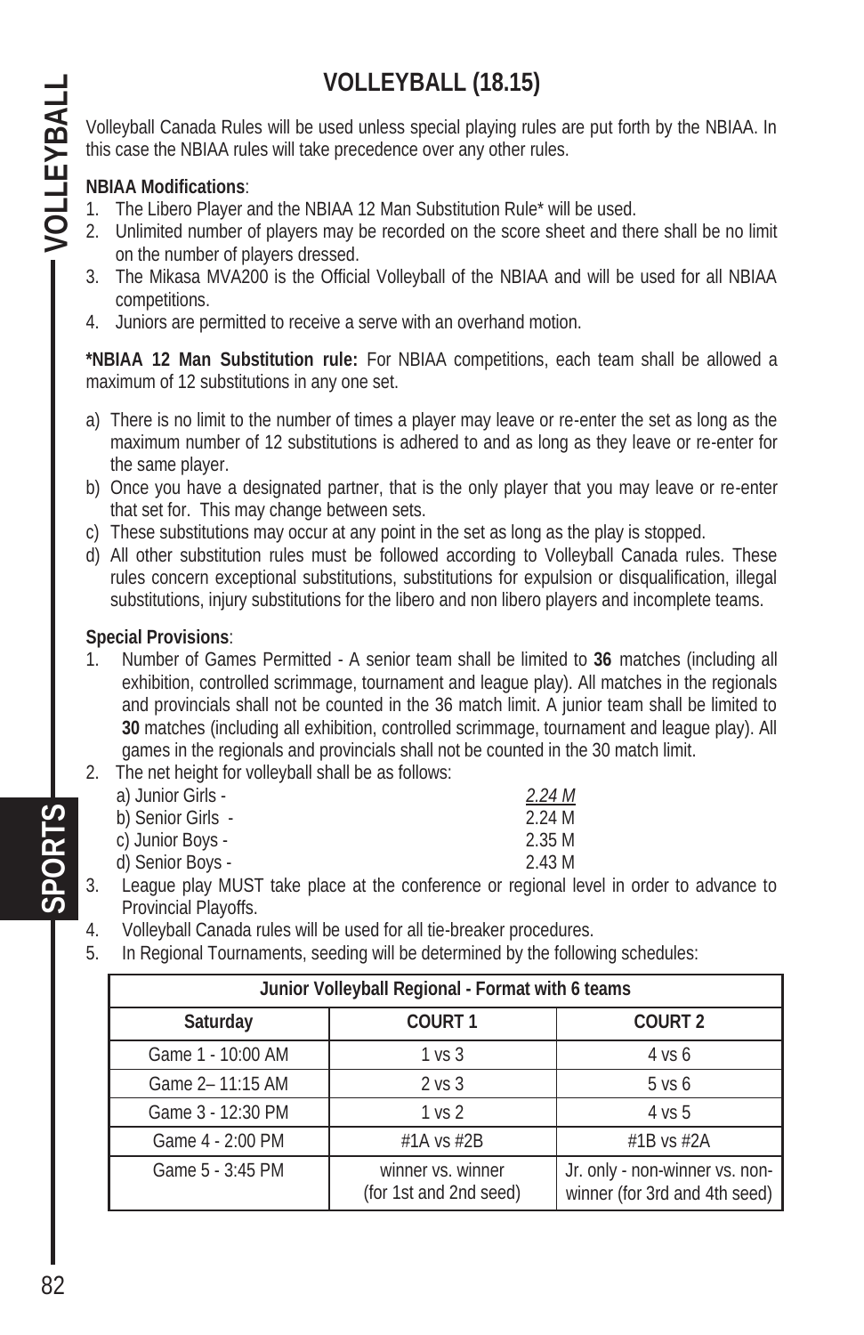# VOLLEYBALL (18.15)

Volleyball Canada Rules will be used unless special playing rules are put forth by the NBIAA. In this case the NBIAA rules will take precedence over any other rules.

**NBIAA Modifications**:

1. The Libero Player and the NBIAA 12 Man Substitution Rule* will be used.
2. Unlimited number of players may be recorded on the score sheet and there shall be no limit on the number of players dressed.
3. The Mikasa MVA200 is the Official Volleyball of the NBIAA and will be used for all NBIAA competitions.
4. Juniors are permitted to receive a serve with an overhand motion.

***NBIAA 12 Man Substitution rule:** For NBIAA competitions, each team shall be allowed a maximum of 12 substitutions in any one set.

a) There is no limit to the number of times a player may leave or re-enter the set as long as the maximum number of 12 substitutions is adhered to and as long as they leave or re-enter for the same player.
b) Once you have a designated partner, that is the only player that you may leave or re-enter that set for. This may change between sets.
c) These substitutions may occur at any point in the set as long as the play is stopped.
d) All other substitution rules must be followed according to Volleyball Canada rules. These rules concern exceptional substitutions, substitutions for expulsion or disqualification, illegal substitutions, injury substitutions for the libero and non libero players and incomplete teams.

**Special Provisions**:

1. Number of Games Permitted - A senior team shall be limited to **36** matches (including all exhibition, controlled scrimmage, tournament and league play). All matches in the regionals and provincials shall not be counted in the 36 match limit. A junior team shall be limited to **30** matches (including all exhibition, controlled scrimmage, tournament and league play). All games in the regionals and provincials shall not be counted in the 30 match limit.
2. The net height for volleyball shall be as follows:
   a) Junior Girls - *2.24 M*
   b) Senior Girls - 2.24 M
   c) Junior Boys - 2.35 M
   d) Senior Boys - 2.43 M
3. League play MUST take place at the conference or regional level in order to advance to Provincial Playoffs.
4. Volleyball Canada rules will be used for all tie-breaker procedures.
5. In Regional Tournaments, seeding will be determined by the following schedules:

| Junior Volleyball Regional - Format with 6 teams | | |
|---|---|---|
| **Saturday** | **COURT 1** | **COURT 2** |
| Game 1 - 10:00 AM | 1 vs 3 | 4 vs 6 |
| Game 2– 11:15 AM | 2 vs 3 | 5 vs 6 |
| Game 3 - 12:30 PM | 1 vs 2 | 4 vs 5 |
| Game 4 - 2:00 PM | #1A vs #2B | #1B vs #2A |
| Game 5 - 3:45 PM | winner vs. winner (for 1st and 2nd seed) | Jr. only - non-winner vs. non-winner (for 3rd and 4th seed) |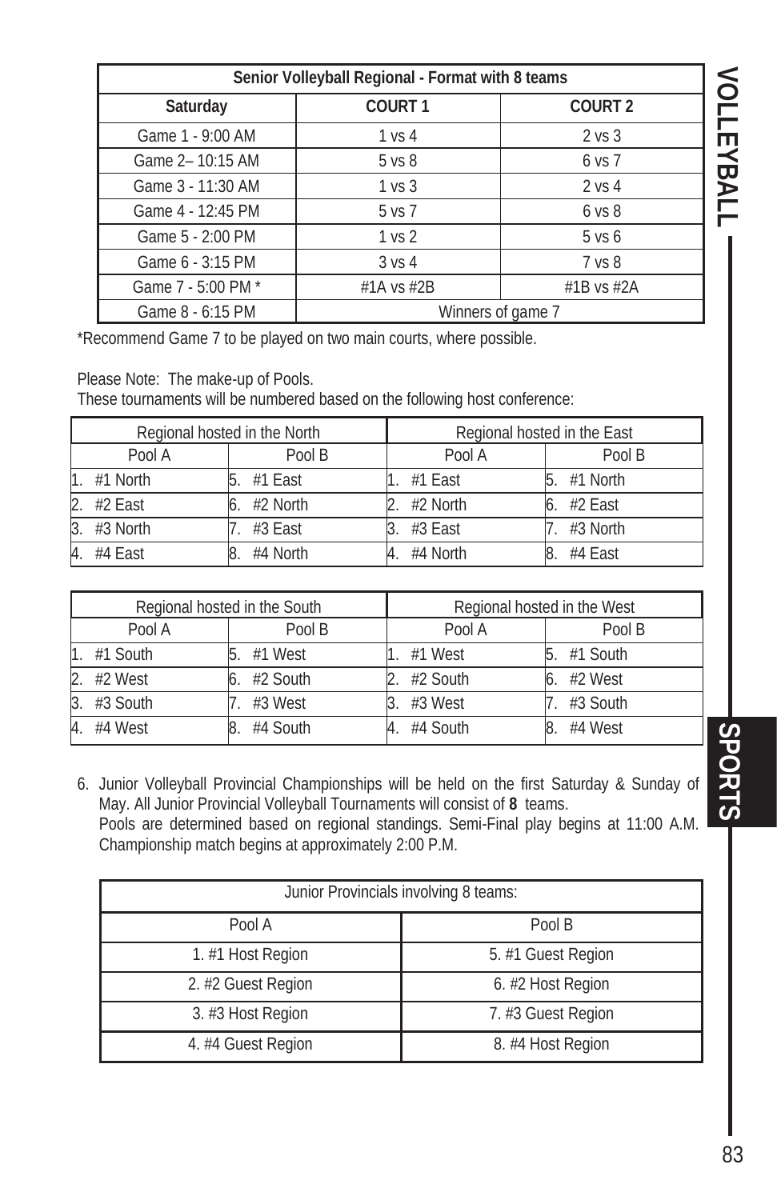| Senior Volleyball Regional - Format with 8 teams | | |
|---|---|---|
| Saturday | COURT 1 | COURT 2 |
| Game 1 - 9:00 AM | 1 vs 4 | 2 vs 3 |
| Game 2– 10:15 AM | 5 vs 8 | 6 vs 7 |
| Game 3 - 11:30 AM | 1 vs 3 | 2 vs 4 |
| Game 4 - 12:45 PM | 5 vs 7 | 6 vs 8 |
| Game 5 - 2:00 PM | 1 vs 2 | 5 vs 6 |
| Game 6 - 3:15 PM | 3 vs 4 | 7 vs 8 |
| Game 7 - 5:00 PM * | #1A vs #2B | #1B vs #2A |
| Game 8 - 6:15 PM | Winners of game 7 | |

*Recommend Game 7 to be played on two main courts, where possible.

Please Note: The make-up of Pools.
These tournaments will be numbered based on the following host conference:

| Regional hosted in the North | | Regional hosted in the East | |
|---|---|---|---|
| Pool A | Pool B | Pool A | Pool B |
| 1. #1 North | 5. #1 East | 1. #1 East | 5. #1 North |
| 2. #2 East | 6. #2 North | 2. #2 North | 6. #2 East |
| 3. #3 North | 7. #3 East | 3. #3 East | 7. #3 North |
| 4. #4 East | 8. #4 North | 4. #4 North | 8. #4 East |

| Regional hosted in the South | | Regional hosted in the West | |
|---|---|---|---|
| Pool A | Pool B | Pool A | Pool B |
| 1. #1 South | 5. #1 West | 1. #1 West | 5. #1 South |
| 2. #2 West | 6. #2 South | 2. #2 South | 6. #2 West |
| 3. #3 South | 7. #3 West | 3. #3 West | 7. #3 South |
| 4. #4 West | 8. #4 South | 4. #4 South | 8. #4 West |

6. Junior Volleyball Provincial Championships will be held on the first Saturday & Sunday of May. All Junior Provincial Volleyball Tournaments will consist of **8** teams.
   Pools are determined based on regional standings. Semi-Final play begins at 11:00 A.M. Championship match begins at approximately 2:00 P.M.

| Junior Provincials involving 8 teams: | |
|---|---|
| Pool A | Pool B |
| 1. #1 Host Region | 5. #1 Guest Region |
| 2. #2 Guest Region | 6. #2 Host Region |
| 3. #3 Host Region | 7. #3 Guest Region |
| 4. #4 Guest Region | 8. #4 Host Region |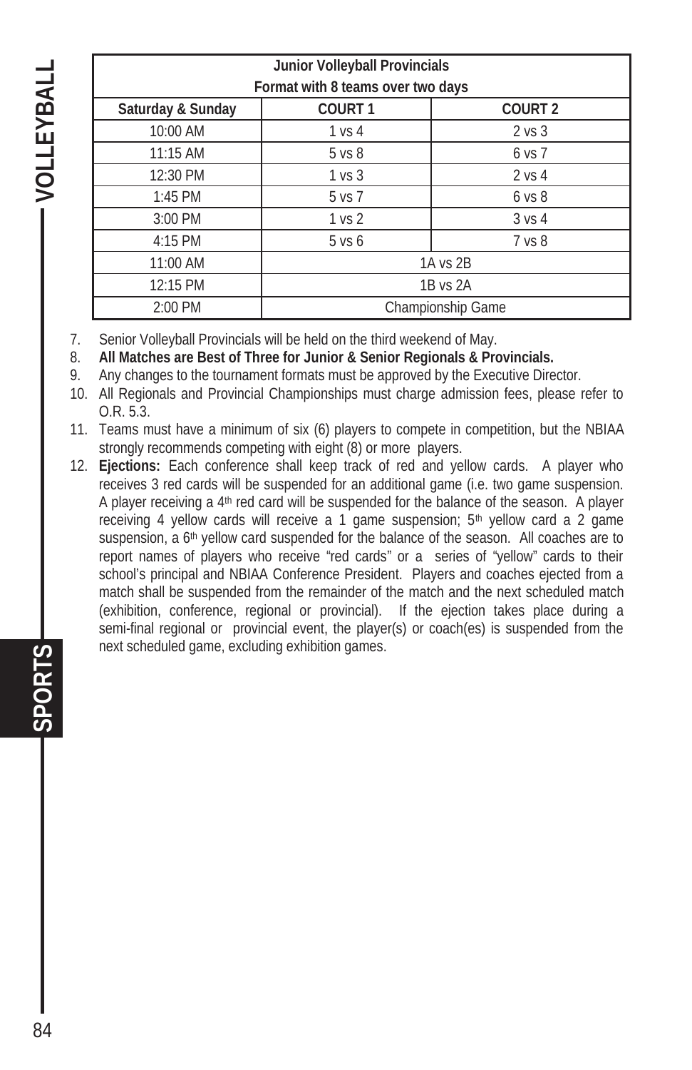| Junior Volleyball Provincials<br>Format with 8 teams over two days | | |
|---|---|---|
| **Saturday & Sunday** | **COURT 1** | **COURT 2** |
| 10:00 AM | 1 vs 4 | 2 vs 3 |
| 11:15 AM | 5 vs 8 | 6 vs 7 |
| 12:30 PM | 1 vs 3 | 2 vs 4 |
| 1:45 PM | 5 vs 7 | 6 vs 8 |
| 3:00 PM | 1 vs 2 | 3 vs 4 |
| 4:15 PM | 5 vs 6 | 7 vs 8 |
| 11:00 AM | 1A vs 2B | |
| 12:15 PM | 1B vs 2A | |
| 2:00 PM | Championship Game | |

7. Senior Volleyball Provincials will be held on the third weekend of May.
8. **All Matches are Best of Three for Junior & Senior Regionals & Provincials.**
9. Any changes to the tournament formats must be approved by the Executive Director.
10. All Regionals and Provincial Championships must charge admission fees, please refer to O.R. 5.3.
11. Teams must have a minimum of six (6) players to compete in competition, but the NBIAA strongly recommends competing with eight (8) or more players.
12. **Ejections:** Each conference shall keep track of red and yellow cards. A player who receives 3 red cards will be suspended for an additional game (i.e. two game suspension. A player receiving a 4th red card will be suspended for the balance of the season. A player receiving 4 yellow cards will receive a 1 game suspension; 5th yellow card a 2 game suspension, a 6th yellow card suspended for the balance of the season. All coaches are to report names of players who receive "red cards" or a series of "yellow" cards to their school's principal and NBIAA Conference President. Players and coaches ejected from a match shall be suspended from the remainder of the match and the next scheduled match (exhibition, conference, regional or provincial). If the ejection takes place during a semi-final regional or provincial event, the player(s) or coach(es) is suspended from the next scheduled game, excluding exhibition games.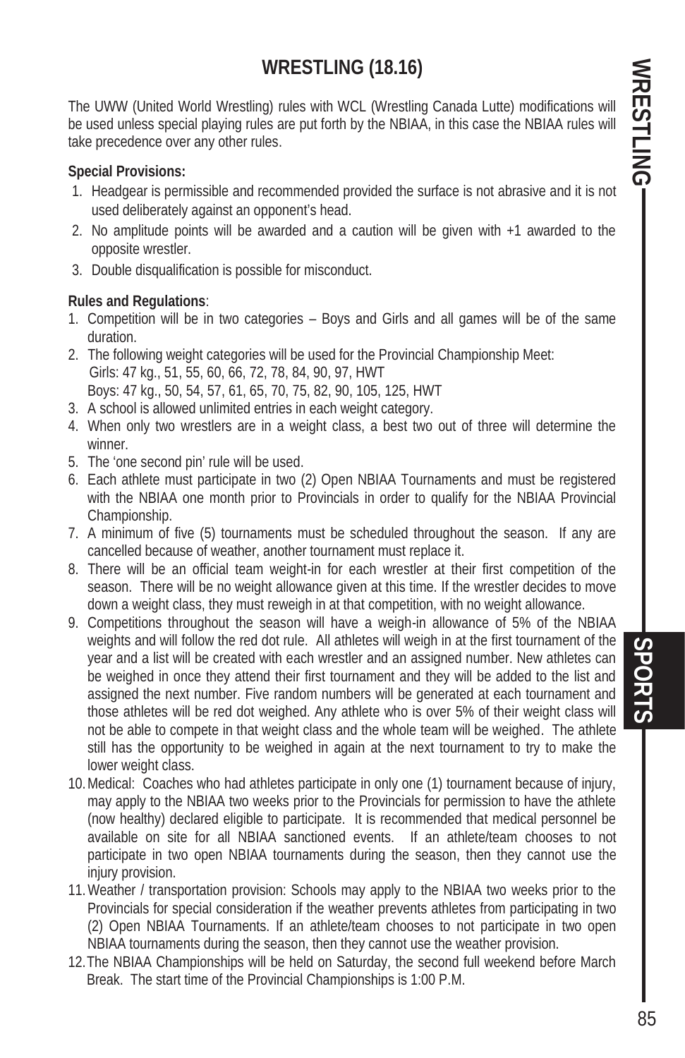# WRESTLING (18.16)

The UWW (United World Wrestling) rules with WCL (Wrestling Canada Lutte) modifications will be used unless special playing rules are put forth by the NBIAA, in this case the NBIAA rules will take precedence over any other rules.

**Special Provisions:**

1. Headgear is permissible and recommended provided the surface is not abrasive and it is not used deliberately against an opponent's head.
2. No amplitude points will be awarded and a caution will be given with +1 awarded to the opposite wrestler.
3. Double disqualification is possible for misconduct.

**Rules and Regulations**:

1. Competition will be in two categories – Boys and Girls and all games will be of the same duration.
2. The following weight categories will be used for the Provincial Championship Meet:
   Girls: 47 kg., 51, 55, 60, 66, 72, 78, 84, 90, 97, HWT
   Boys: 47 kg., 50, 54, 57, 61, 65, 70, 75, 82, 90, 105, 125, HWT
3. A school is allowed unlimited entries in each weight category.
4. When only two wrestlers are in a weight class, a best two out of three will determine the winner.
5. The 'one second pin' rule will be used.
6. Each athlete must participate in two (2) Open NBIAA Tournaments and must be registered with the NBIAA one month prior to Provincials in order to qualify for the NBIAA Provincial Championship.
7. A minimum of five (5) tournaments must be scheduled throughout the season. If any are cancelled because of weather, another tournament must replace it.
8. There will be an official team weight-in for each wrestler at their first competition of the season. There will be no weight allowance given at this time. If the wrestler decides to move down a weight class, they must reweigh in at that competition, with no weight allowance.
9. Competitions throughout the season will have a weigh-in allowance of 5% of the NBIAA weights and will follow the red dot rule. All athletes will weigh in at the first tournament of the year and a list will be created with each wrestler and an assigned number. New athletes can be weighed in once they attend their first tournament and they will be added to the list and assigned the next number. Five random numbers will be generated at each tournament and those athletes will be red dot weighed. Any athlete who is over 5% of their weight class will not be able to compete in that weight class and the whole team will be weighed. The athlete still has the opportunity to be weighed in again at the next tournament to try to make the lower weight class.
10. Medical: Coaches who had athletes participate in only one (1) tournament because of injury, may apply to the NBIAA two weeks prior to the Provincials for permission to have the athlete (now healthy) declared eligible to participate. It is recommended that medical personnel be available on site for all NBIAA sanctioned events. If an athlete/team chooses to not participate in two open NBIAA tournaments during the season, then they cannot use the injury provision.
11. Weather / transportation provision: Schools may apply to the NBIAA two weeks prior to the Provincials for special consideration if the weather prevents athletes from participating in two (2) Open NBIAA Tournaments. If an athlete/team chooses to not participate in two open NBIAA tournaments during the season, then they cannot use the weather provision.
12. The NBIAA Championships will be held on Saturday, the second full weekend before March Break. The start time of the Provincial Championships is 1:00 P.M.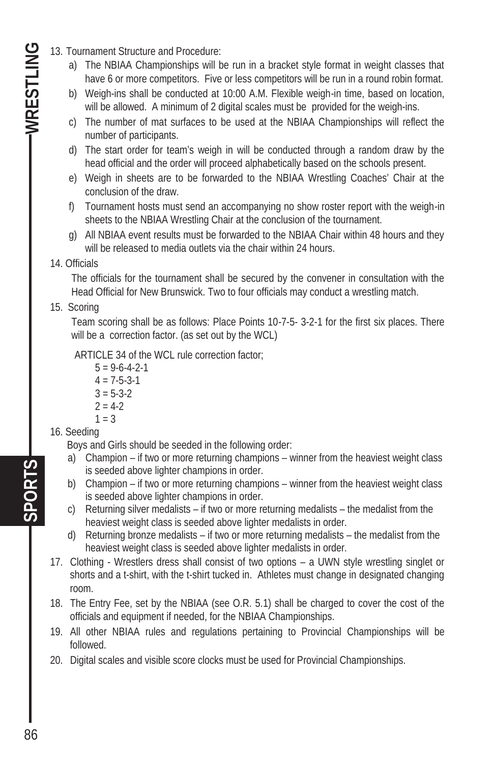13. Tournament Structure and Procedure:
    a) The NBIAA Championships will be run in a bracket style format in weight classes that have 6 or more competitors. Five or less competitors will be run in a round robin format.
    b) Weigh-ins shall be conducted at 10:00 A.M. Flexible weigh-in time, based on location, will be allowed. A minimum of 2 digital scales must be provided for the weigh-ins.
    c) The number of mat surfaces to be used at the NBIAA Championships will reflect the number of participants.
    d) The start order for team's weigh in will be conducted through a random draw by the head official and the order will proceed alphabetically based on the schools present.
    e) Weigh in sheets are to be forwarded to the NBIAA Wrestling Coaches' Chair at the conclusion of the draw.
    f) Tournament hosts must send an accompanying no show roster report with the weigh-in sheets to the NBIAA Wrestling Chair at the conclusion of the tournament.
    g) All NBIAA event results must be forwarded to the NBIAA Chair within 48 hours and they will be released to media outlets via the chair within 24 hours.

14. Officials

    The officials for the tournament shall be secured by the convener in consultation with the Head Official for New Brunswick. Two to four officials may conduct a wrestling match.

15. Scoring

    Team scoring shall be as follows: Place Points 10-7-5- 3-2-1 for the first six places. There will be a correction factor. (as set out by the WCL)

    ARTICLE 34 of the WCL rule correction factor;

    5 = 9-6-4-2-1
    4 = 7-5-3-1
    3 = 5-3-2
    2 = 4-2
    1 = 3

16. Seeding

    Boys and Girls should be seeded in the following order:
    a) Champion – if two or more returning champions – winner from the heaviest weight class is seeded above lighter champions in order.
    b) Champion – if two or more returning champions – winner from the heaviest weight class is seeded above lighter champions in order.
    c) Returning silver medalists – if two or more returning medalists – the medalist from the heaviest weight class is seeded above lighter medalists in order.
    d) Returning bronze medalists – if two or more returning medalists – the medalist from the heaviest weight class is seeded above lighter medalists in order.

17. Clothing - Wrestlers dress shall consist of two options – a UWN style wrestling singlet or shorts and a t-shirt, with the t-shirt tucked in. Athletes must change in designated changing room.

18. The Entry Fee, set by the NBIAA (see O.R. 5.1) shall be charged to cover the cost of the officials and equipment if needed, for the NBIAA Championships.

19. All other NBIAA rules and regulations pertaining to Provincial Championships will be followed.

20. Digital scales and visible score clocks must be used for Provincial Championships.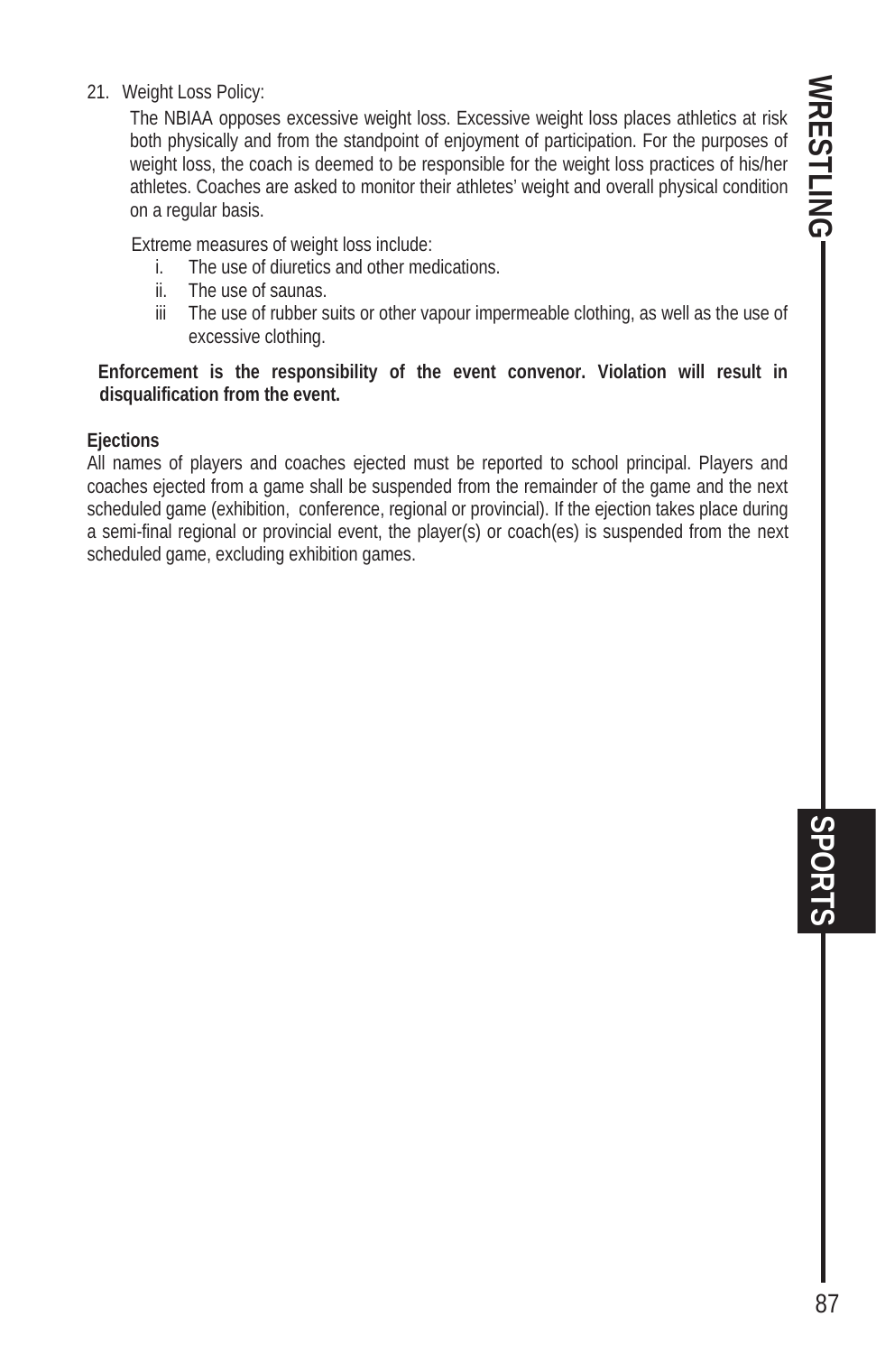21. Weight Loss Policy:

    The NBIAA opposes excessive weight loss. Excessive weight loss places athletics at risk both physically and from the standpoint of enjoyment of participation. For the purposes of weight loss, the coach is deemed to be responsible for the weight loss practices of his/her athletes. Coaches are asked to monitor their athletes' weight and overall physical condition on a regular basis.

    Extreme measures of weight loss include:

    i. The use of diuretics and other medications.
    ii. The use of saunas.
    iii The use of rubber suits or other vapour impermeable clothing, as well as the use of excessive clothing.

    **Enforcement is the responsibility of the event convenor. Violation will result in disqualification from the event.**

**Ejections**

All names of players and coaches ejected must be reported to school principal. Players and coaches ejected from a game shall be suspended from the remainder of the game and the next scheduled game (exhibition, conference, regional or provincial). If the ejection takes place during a semi-final regional or provincial event, the player(s) or coach(es) is suspended from the next scheduled game, excluding exhibition games.